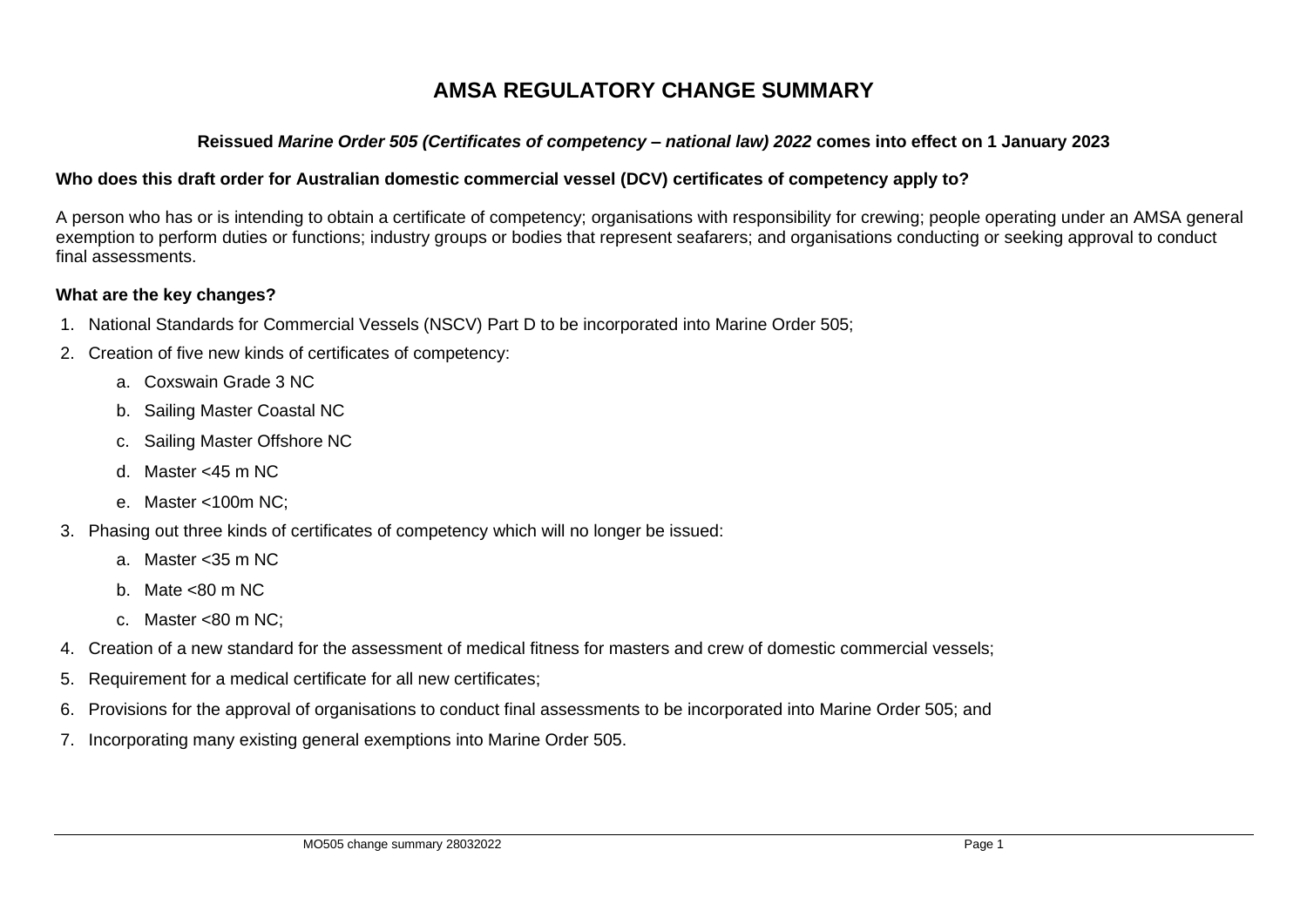# AMSA REGULATORY CHANGE SUMMARY

**Reissued *Marine Order 505 (Certificates of competency – national law) 2022* comes into effect on 1 January 2023**

**Who does this draft order for Australian domestic commercial vessel (DCV) certificates of competency apply to?**

A person who has or is intending to obtain a certificate of competency; organisations with responsibility for crewing; people operating under an AMSA general exemption to perform duties or functions; industry groups or bodies that represent seafarers; and organisations conducting or seeking approval to conduct final assessments.

**What are the key changes?**

1. National Standards for Commercial Vessels (NSCV) Part D to be incorporated into Marine Order 505;
2. Creation of five new kinds of certificates of competency:
   a. Coxswain Grade 3 NC
   b. Sailing Master Coastal NC
   c. Sailing Master Offshore NC
   d. Master <45 m NC
   e. Master <100m NC;
3. Phasing out three kinds of certificates of competency which will no longer be issued:
   a. Master <35 m NC
   b. Mate <80 m NC
   c. Master <80 m NC;
4. Creation of a new standard for the assessment of medical fitness for masters and crew of domestic commercial vessels;
5. Requirement for a medical certificate for all new certificates;
6. Provisions for the approval of organisations to conduct final assessments to be incorporated into Marine Order 505; and
7. Incorporating many existing general exemptions into Marine Order 505.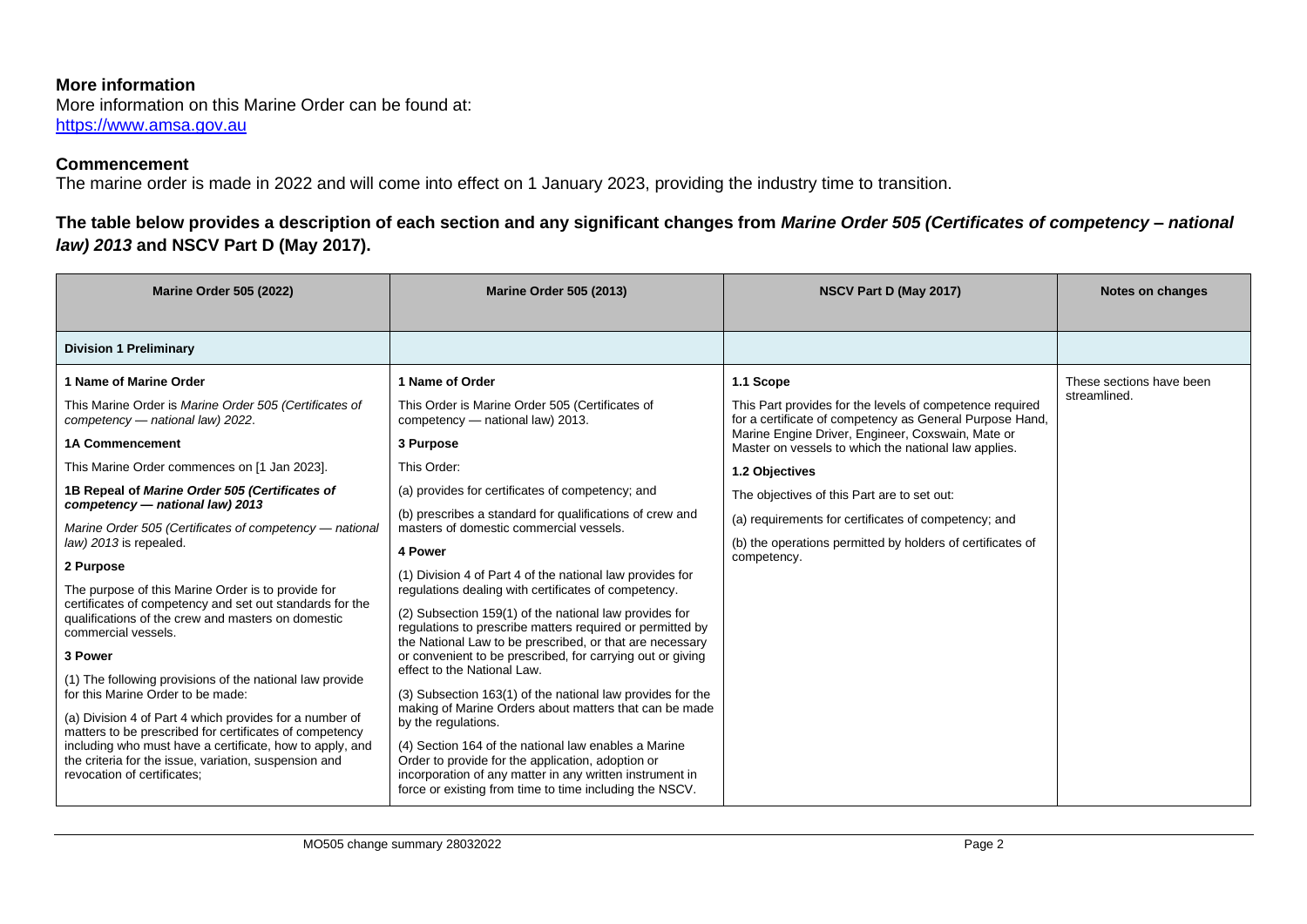**More information**

More information on this Marine Order can be found at:
https://www.amsa.gov.au

**Commencement**

The marine order is made in 2022 and will come into effect on 1 January 2023, providing the industry time to transition.

**The table below provides a description of each section and any significant changes from *Marine Order 505 (Certificates of competency – national law) 2013* and NSCV Part D (May 2017).**

| Marine Order 505 (2022) | Marine Order 505 (2013) | NSCV Part D (May 2017) | Notes on changes |
|---|---|---|---|
| **Division 1 Preliminary** | | | |
| **1 Name of Marine Order**<br><br>This Marine Order is *Marine Order 505 (Certificates of competency — national law) 2022*.<br><br>**1A Commencement**<br><br>This Marine Order commences on [1 Jan 2023].<br><br>**1B Repeal of *Marine Order 505 (Certificates of competency — national law) 2013***<br><br>*Marine Order 505 (Certificates of competency — national law) 2013* is repealed.<br><br>**2 Purpose**<br><br>The purpose of this Marine Order is to provide for certificates of competency and set out standards for the qualifications of the crew and masters on domestic commercial vessels.<br><br>**3 Power**<br><br>(1) The following provisions of the national law provide for this Marine Order to be made:<br><br>(a) Division 4 of Part 4 which provides for a number of matters to be prescribed for certificates of competency including who must have a certificate, how to apply, and the criteria for the issue, variation, suspension and revocation of certificates; | **1 Name of Order**<br><br>This Order is Marine Order 505 (Certificates of competency — national law) 2013.<br><br>**3 Purpose**<br><br>This Order:<br><br>(a) provides for certificates of competency; and<br><br>(b) prescribes a standard for qualifications of crew and masters of domestic commercial vessels.<br><br>**4 Power**<br><br>(1) Division 4 of Part 4 of the national law provides for regulations dealing with certificates of competency.<br><br>(2) Subsection 159(1) of the national law provides for regulations to prescribe matters required or permitted by the National Law to be prescribed, or that are necessary or convenient to be prescribed, for carrying out or giving effect to the National Law.<br><br>(3) Subsection 163(1) of the national law provides for the making of Marine Orders about matters that can be made by the regulations.<br><br>(4) Section 164 of the national law enables a Marine Order to provide for the application, adoption or incorporation of any matter in any written instrument in force or existing from time to time including the NSCV. | **1.1 Scope**<br><br>This Part provides for the levels of competence required for a certificate of competency as General Purpose Hand, Marine Engine Driver, Engineer, Coxswain, Mate or Master on vessels to which the national law applies.<br><br>**1.2 Objectives**<br><br>The objectives of this Part are to set out:<br><br>(a) requirements for certificates of competency; and<br><br>(b) the operations permitted by holders of certificates of competency. | These sections have been streamlined. |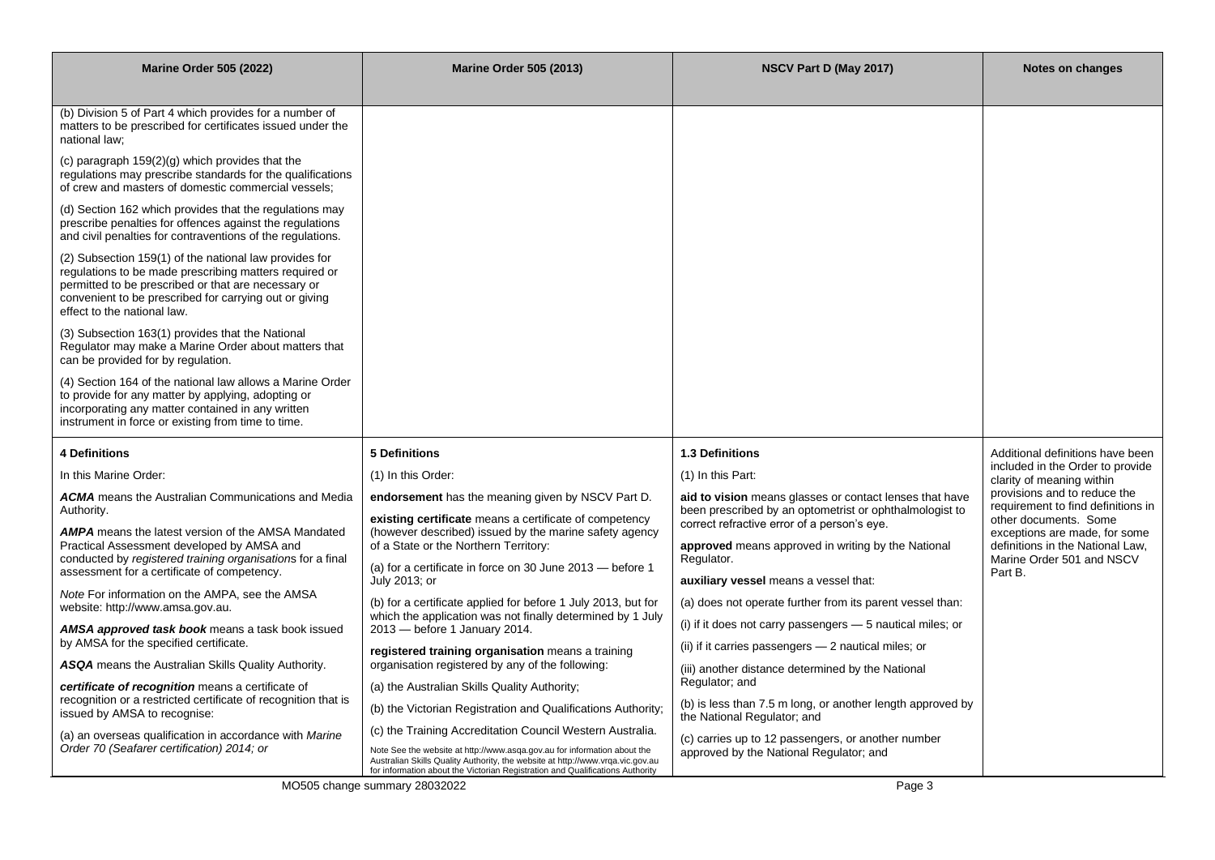| Marine Order 505 (2022) | Marine Order 505 (2013) | NSCV Part D (May 2017) | Notes on changes |
|---|---|---|---|
| (b) Division 5 of Part 4 which provides for a number of matters to be prescribed for certificates issued under the national law;<br><br>(c) paragraph 159(2)(g) which provides that the regulations may prescribe standards for the qualifications of crew and masters of domestic commercial vessels;<br><br>(d) Section 162 which provides that the regulations may prescribe penalties for offences against the regulations and civil penalties for contraventions of the regulations.<br><br>(2) Subsection 159(1) of the national law provides for regulations to be made prescribing matters required or permitted to be prescribed or that are necessary or convenient to be prescribed for carrying out or giving effect to the national law.<br><br>(3) Subsection 163(1) provides that the National Regulator may make a Marine Order about matters that can be provided for by regulation.<br><br>(4) Section 164 of the national law allows a Marine Order to provide for any matter by applying, adopting or incorporating any matter contained in any written instrument in force or existing from time to time. | | | |
| **4 Definitions**<br><br>In this Marine Order:<br><br>***ACMA*** means the Australian Communications and Media Authority.<br><br>***AMPA*** means the latest version of the AMSA Mandated Practical Assessment developed by AMSA and conducted by *registered training organisations* for a final assessment for a certificate of competency.<br><br>*Note* For information on the AMPA, see the AMSA website: http://www.amsa.gov.au.<br><br>***AMSA approved task book*** means a task book issued by AMSA for the specified certificate.<br><br>***ASQA*** means the Australian Skills Quality Authority.<br><br>***certificate of recognition*** means a certificate of recognition or a restricted certificate of recognition that is issued by AMSA to recognise:<br><br>(a) an overseas qualification in accordance with *Marine Order 70 (Seafarer certification) 2014; or* | **5 Definitions**<br><br>(1) In this Order:<br><br>**endorsement** has the meaning given by NSCV Part D.<br><br>**existing certificate** means a certificate of competency (however described) issued by the marine safety agency of a State or the Northern Territory:<br><br>(a) for a certificate in force on 30 June 2013 — before 1 July 2013; or<br><br>(b) for a certificate applied for before 1 July 2013, but for which the application was not finally determined by 1 July 2013 — before 1 January 2014.<br><br>**registered training organisation** means a training organisation registered by any of the following:<br><br>(a) the Australian Skills Quality Authority;<br><br>(b) the Victorian Registration and Qualifications Authority;<br><br>(c) the Training Accreditation Council Western Australia.<br><br>Note See the website at http://www.asqa.gov.au for information about the Australian Skills Quality Authority, the website at http://www.vrqa.vic.gov.au for information about the Victorian Registration and Qualifications Authority | **1.3 Definitions**<br><br>(1) In this Part:<br><br>**aid to vision** means glasses or contact lenses that have been prescribed by an optometrist or ophthalmologist to correct refractive error of a person's eye.<br><br>**approved** means approved in writing by the National Regulator.<br><br>**auxiliary vessel** means a vessel that:<br><br>(a) does not operate further from its parent vessel than:<br><br>(i) if it does not carry passengers — 5 nautical miles; or<br><br>(ii) if it carries passengers — 2 nautical miles; or<br><br>(iii) another distance determined by the National Regulator; and<br><br>(b) is less than 7.5 m long, or another length approved by the National Regulator; and<br><br>(c) carries up to 12 passengers, or another number approved by the National Regulator; and | Additional definitions have been included in the Order to provide clarity of meaning within provisions and to reduce the requirement to find definitions in other documents. Some exceptions are made, for some definitions in the National Law, Marine Order 501 and NSCV Part B. |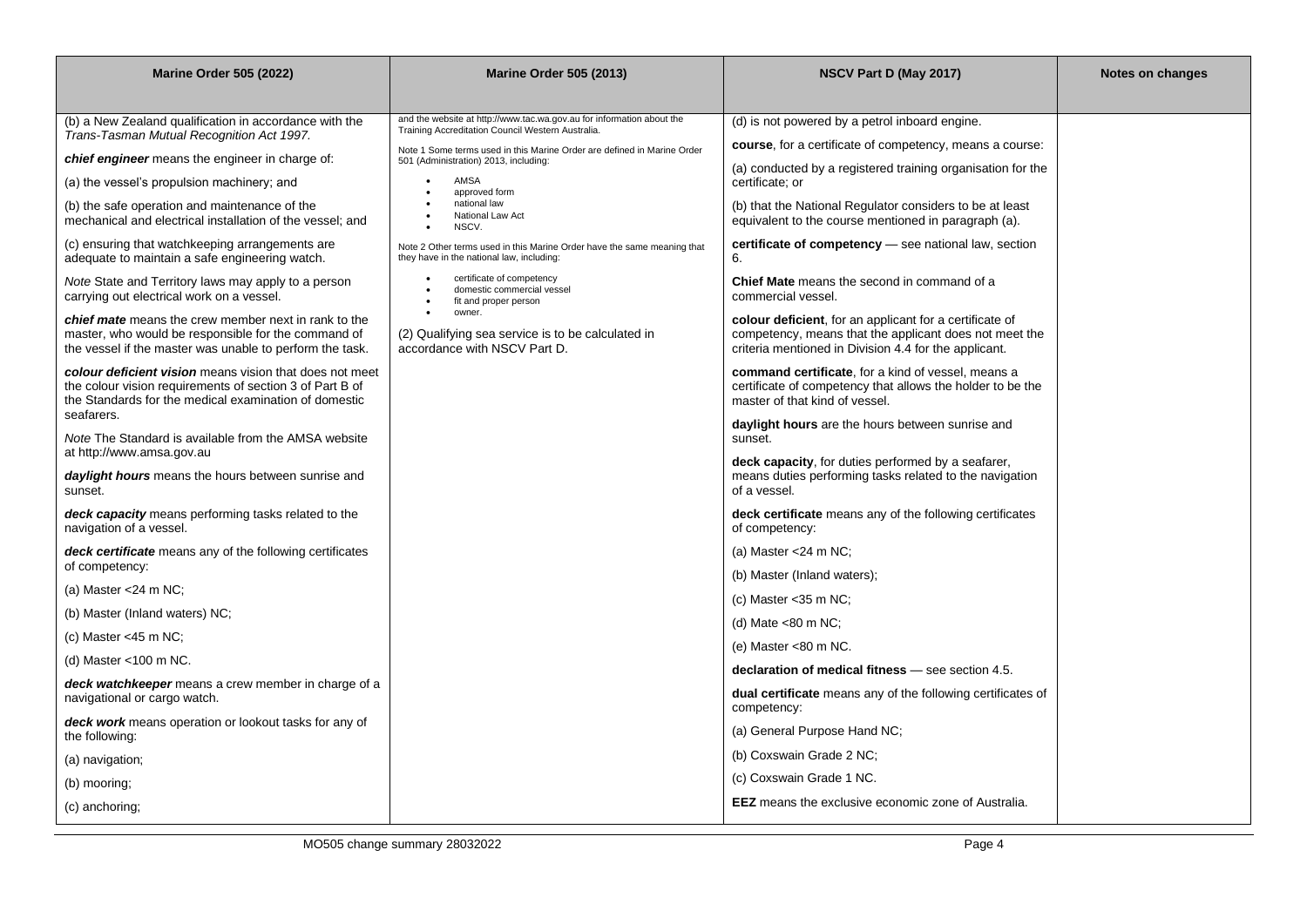| Marine Order 505 (2022) | Marine Order 505 (2013) | NSCV Part D (May 2017) | Notes on changes |
|---|---|---|---|
| (b) a New Zealand qualification in accordance with the *Trans-Tasman Mutual Recognition Act 1997.*<br><br>***chief engineer*** means the engineer in charge of:<br><br>(a) the vessel's propulsion machinery; and<br><br>(b) the safe operation and maintenance of the mechanical and electrical installation of the vessel; and<br><br>(c) ensuring that watchkeeping arrangements are adequate to maintain a safe engineering watch.<br><br>*Note* State and Territory laws may apply to a person carrying out electrical work on a vessel.<br><br>***chief mate*** means the crew member next in rank to the master, who would be responsible for the command of the vessel if the master was unable to perform the task.<br><br>***colour deficient vision*** means vision that does not meet the colour vision requirements of section 3 of Part B of the Standards for the medical examination of domestic seafarers.<br><br>*Note* The Standard is available from the AMSA website at http://www.amsa.gov.au<br><br>***daylight hours*** means the hours between sunrise and sunset.<br><br>***deck capacity*** means performing tasks related to the navigation of a vessel.<br><br>***deck certificate*** means any of the following certificates of competency:<br><br>(a) Master <24 m NC;<br><br>(b) Master (Inland waters) NC;<br><br>(c) Master <45 m NC;<br><br>(d) Master <100 m NC.<br><br>***deck watchkeeper*** means a crew member in charge of a navigational or cargo watch.<br><br>***deck work*** means operation or lookout tasks for any of the following:<br><br>(a) navigation;<br><br>(b) mooring;<br><br>(c) anchoring; | and the website at http://www.tac.wa.gov.au for information about the Training Accreditation Council Western Australia.<br><br>Note 1 Some terms used in this Marine Order are defined in Marine Order 501 (Administration) 2013, including:<br>• AMSA<br>• approved form<br>• national law<br>• National Law Act<br>• NSCV.<br><br>Note 2 Other terms used in this Marine Order have the same meaning that they have in the national law, including:<br>• certificate of competency<br>• domestic commercial vessel<br>• fit and proper person<br>• owner.<br><br>(2) Qualifying sea service is to be calculated in accordance with NSCV Part D. | (d) is not powered by a petrol inboard engine.<br><br>**course**, for a certificate of competency, means a course:<br><br>(a) conducted by a registered training organisation for the certificate; or<br><br>(b) that the National Regulator considers to be at least equivalent to the course mentioned in paragraph (a).<br><br>**certificate of competency** — see national law, section 6.<br><br>**Chief Mate** means the second in command of a commercial vessel.<br><br>**colour deficient**, for an applicant for a certificate of competency, means that the applicant does not meet the criteria mentioned in Division 4.4 for the applicant.<br><br>**command certificate**, for a kind of vessel, means a certificate of competency that allows the holder to be the master of that kind of vessel.<br><br>**daylight hours** are the hours between sunrise and sunset.<br><br>**deck capacity**, for duties performed by a seafarer, means duties performing tasks related to the navigation of a vessel.<br><br>**deck certificate** means any of the following certificates of competency:<br><br>(a) Master <24 m NC;<br><br>(b) Master (Inland waters);<br><br>(c) Master <35 m NC;<br><br>(d) Mate <80 m NC;<br><br>(e) Master <80 m NC.<br><br>**declaration of medical fitness** — see section 4.5.<br><br>**dual certificate** means any of the following certificates of competency:<br><br>(a) General Purpose Hand NC;<br><br>(b) Coxswain Grade 2 NC;<br><br>(c) Coxswain Grade 1 NC.<br><br>**EEZ** means the exclusive economic zone of Australia. | |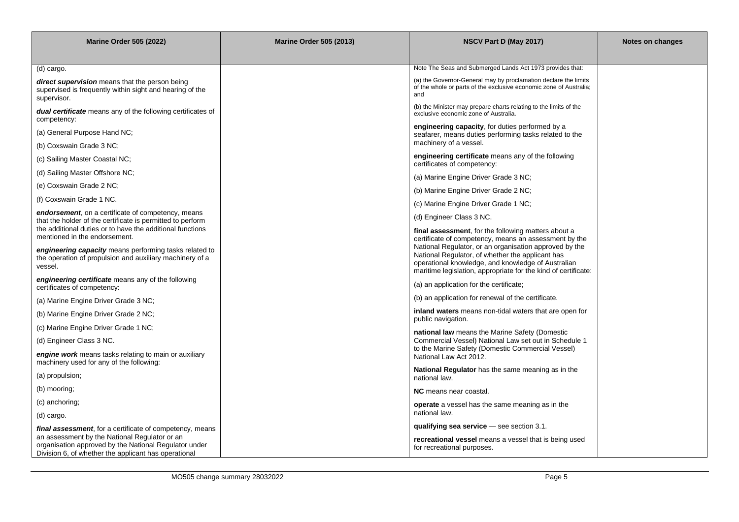| Marine Order 505 (2022) | Marine Order 505 (2013) | NSCV Part D (May 2017) | Notes on changes |
|---|---|---|---|
| (d) cargo.<br><br>***direct supervision*** means that the person being supervised is frequently within sight and hearing of the supervisor.<br><br>***dual certificate*** means any of the following certificates of competency:<br><br>(a) General Purpose Hand NC;<br><br>(b) Coxswain Grade 3 NC;<br><br>(c) Sailing Master Coastal NC;<br><br>(d) Sailing Master Offshore NC;<br><br>(e) Coxswain Grade 2 NC;<br><br>(f) Coxswain Grade 1 NC.<br><br>***endorsement***, on a certificate of competency, means that the holder of the certificate is permitted to perform the additional duties or to have the additional functions mentioned in the endorsement.<br><br>***engineering capacity*** means performing tasks related to the operation of propulsion and auxiliary machinery of a vessel.<br><br>***engineering certificate*** means any of the following certificates of competency:<br><br>(a) Marine Engine Driver Grade 3 NC;<br><br>(b) Marine Engine Driver Grade 2 NC;<br><br>(c) Marine Engine Driver Grade 1 NC;<br><br>(d) Engineer Class 3 NC.<br><br>***engine work*** means tasks relating to main or auxiliary machinery used for any of the following:<br><br>(a) propulsion;<br><br>(b) mooring;<br><br>(c) anchoring;<br><br>(d) cargo.<br><br>***final assessment***, for a certificate of competency, means an assessment by the National Regulator or an organisation approved by the National Regulator under Division 6, of whether the applicant has operational | | Note The Seas and Submerged Lands Act 1973 provides that:<br><br>(a) the Governor-General may by proclamation declare the limits of the whole or parts of the exclusive economic zone of Australia; and<br><br>(b) the Minister may prepare charts relating to the limits of the exclusive economic zone of Australia.<br><br>**engineering capacity**, for duties performed by a seafarer, means duties performing tasks related to the machinery of a vessel.<br><br>**engineering certificate** means any of the following certificates of competency:<br><br>(a) Marine Engine Driver Grade 3 NC;<br><br>(b) Marine Engine Driver Grade 2 NC;<br><br>(c) Marine Engine Driver Grade 1 NC;<br><br>(d) Engineer Class 3 NC.<br><br>**final assessment**, for the following matters about a certificate of competency, means an assessment by the National Regulator, or an organisation approved by the National Regulator, of whether the applicant has operational knowledge, and knowledge of Australian maritime legislation, appropriate for the kind of certificate:<br><br>(a) an application for the certificate;<br><br>(b) an application for renewal of the certificate.<br><br>**inland waters** means non-tidal waters that are open for public navigation.<br><br>**national law** means the Marine Safety (Domestic Commercial Vessel) National Law set out in Schedule 1 to the Marine Safety (Domestic Commercial Vessel) National Law Act 2012.<br><br>**National Regulator** has the same meaning as in the national law.<br><br>**NC** means near coastal.<br><br>**operate** a vessel has the same meaning as in the national law.<br><br>**qualifying sea service** — see section 3.1.<br><br>**recreational vessel** means a vessel that is being used for recreational purposes. | |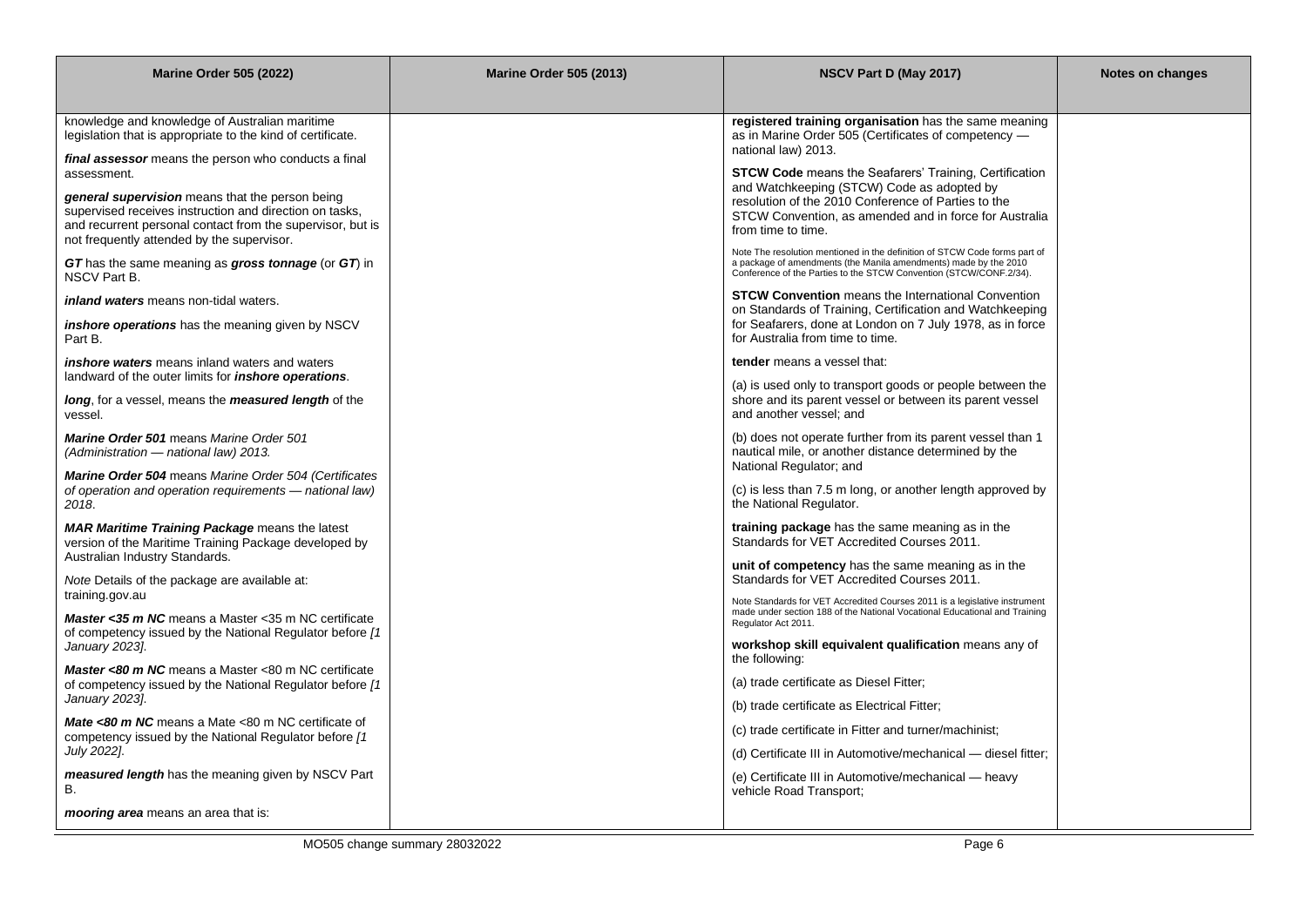| Marine Order 505 (2022) | Marine Order 505 (2013) | NSCV Part D (May 2017) | Notes on changes |
|---|---|---|---|
| knowledge and knowledge of Australian maritime legislation that is appropriate to the kind of certificate.<br><br>***final assessor*** means the person who conducts a final assessment.<br><br>***general supervision*** means that the person being supervised receives instruction and direction on tasks, and recurrent personal contact from the supervisor, but is not frequently attended by the supervisor.<br><br>***GT*** has the same meaning as ***gross tonnage*** (or ***GT***) in NSCV Part B.<br><br>***inland waters*** means non-tidal waters.<br><br>***inshore operations*** has the meaning given by NSCV Part B.<br><br>***inshore waters*** means inland waters and waters landward of the outer limits for ***inshore operations***.<br><br>***long***, for a vessel, means the ***measured length*** of the vessel.<br><br>***Marine Order 501*** means *Marine Order 501 (Administration — national law) 2013.*<br><br>***Marine Order 504*** means *Marine Order 504 (Certificates of operation and operation requirements — national law) 2018*.<br><br>***MAR Maritime Training Package*** means the latest version of the Maritime Training Package developed by Australian Industry Standards.<br><br>*Note* Details of the package are available at: training.gov.au<br><br>***Master <35 m NC*** means a Master <35 m NC certificate of competency issued by the National Regulator before *[1 January 2023]*.<br><br>***Master <80 m NC*** means a Master <80 m NC certificate of competency issued by the National Regulator before *[1 January 2023]*.<br><br>***Mate <80 m NC*** means a Mate <80 m NC certificate of competency issued by the National Regulator before *[1 July 2022]*.<br><br>***measured length*** has the meaning given by NSCV Part B.<br><br>***mooring area*** means an area that is: | | **registered training organisation** has the same meaning as in Marine Order 505 (Certificates of competency — national law) 2013.<br><br>**STCW Code** means the Seafarers' Training, Certification and Watchkeeping (STCW) Code as adopted by resolution of the 2010 Conference of Parties to the STCW Convention, as amended and in force for Australia from time to time.<br><br>Note The resolution mentioned in the definition of STCW Code forms part of a package of amendments (the Manila amendments) made by the 2010 Conference of the Parties to the STCW Convention (STCW/CONF.2/34).<br><br>**STCW Convention** means the International Convention on Standards of Training, Certification and Watchkeeping for Seafarers, done at London on 7 July 1978, as in force for Australia from time to time.<br><br>**tender** means a vessel that:<br><br>(a) is used only to transport goods or people between the shore and its parent vessel or between its parent vessel and another vessel; and<br><br>(b) does not operate further from its parent vessel than 1 nautical mile, or another distance determined by the National Regulator; and<br><br>(c) is less than 7.5 m long, or another length approved by the National Regulator.<br><br>**training package** has the same meaning as in the Standards for VET Accredited Courses 2011.<br><br>**unit of competency** has the same meaning as in the Standards for VET Accredited Courses 2011.<br><br>Note Standards for VET Accredited Courses 2011 is a legislative instrument made under section 188 of the National Vocational Educational and Training Regulator Act 2011.<br><br>**workshop skill equivalent qualification** means any of the following:<br><br>(a) trade certificate as Diesel Fitter;<br><br>(b) trade certificate as Electrical Fitter;<br><br>(c) trade certificate in Fitter and turner/machinist;<br><br>(d) Certificate III in Automotive/mechanical — diesel fitter;<br><br>(e) Certificate III in Automotive/mechanical — heavy vehicle Road Transport; | |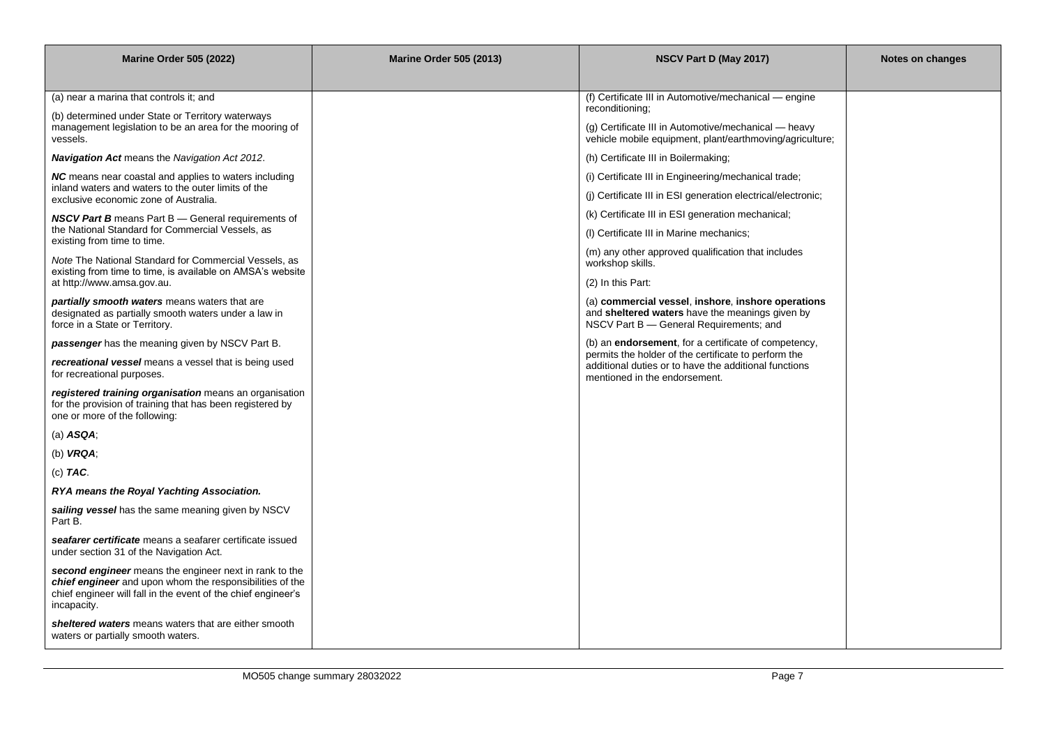| Marine Order 505 (2022) | Marine Order 505 (2013) | NSCV Part D (May 2017) | Notes on changes |
|---|---|---|---|
| (a) near a marina that controls it; and<br><br>(b) determined under State or Territory waterways management legislation to be an area for the mooring of vessels.<br><br>***Navigation Act*** means the *Navigation Act 2012*.<br><br>***NC*** means near coastal and applies to waters including inland waters and waters to the outer limits of the exclusive economic zone of Australia.<br><br>***NSCV Part B*** means Part B — General requirements of the National Standard for Commercial Vessels, as existing from time to time.<br><br>*Note* The National Standard for Commercial Vessels, as existing from time to time, is available on AMSA's website at http://www.amsa.gov.au.<br><br>***partially smooth waters*** means waters that are designated as partially smooth waters under a law in force in a State or Territory.<br><br>***passenger*** has the meaning given by NSCV Part B.<br><br>***recreational vessel*** means a vessel that is being used for recreational purposes.<br><br>***registered training organisation*** means an organisation for the provision of training that has been registered by one or more of the following:<br><br>(a) ***ASQA***;<br><br>(b) ***VRQA***;<br><br>(c) ***TAC***.<br><br>***RYA means the Royal Yachting Association.***<br><br>***sailing vessel*** has the same meaning given by NSCV Part B.<br><br>***seafarer certificate*** means a seafarer certificate issued under section 31 of the Navigation Act.<br><br>***second engineer*** means the engineer next in rank to the ***chief engineer*** and upon whom the responsibilities of the chief engineer will fall in the event of the chief engineer's incapacity.<br><br>***sheltered waters*** means waters that are either smooth waters or partially smooth waters. | | (f) Certificate III in Automotive/mechanical — engine reconditioning;<br><br>(g) Certificate III in Automotive/mechanical — heavy vehicle mobile equipment, plant/earthmoving/agriculture;<br><br>(h) Certificate III in Boilermaking;<br><br>(i) Certificate III in Engineering/mechanical trade;<br><br>(j) Certificate III in ESI generation electrical/electronic;<br><br>(k) Certificate III in ESI generation mechanical;<br><br>(l) Certificate III in Marine mechanics;<br><br>(m) any other approved qualification that includes workshop skills.<br><br>(2) In this Part:<br><br>(a) **commercial vessel**, **inshore**, **inshore operations** and **sheltered waters** have the meanings given by NSCV Part B — General Requirements; and<br><br>(b) an **endorsement**, for a certificate of competency, permits the holder of the certificate to perform the additional duties or to have the additional functions mentioned in the endorsement. | |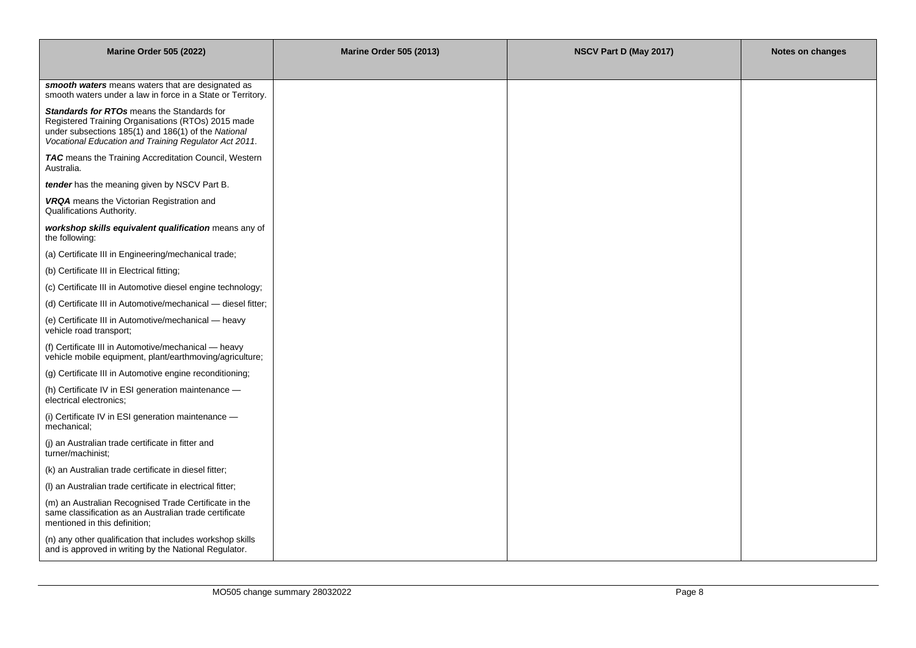| Marine Order 505 (2022) | Marine Order 505 (2013) | NSCV Part D (May 2017) | Notes on changes |
|---|---|---|---|
| ***smooth waters*** means waters that are designated as smooth waters under a law in force in a State or Territory.<br><br>***Standards for RTOs*** means the Standards for Registered Training Organisations (RTOs) 2015 made under subsections 185(1) and 186(1) of the *National Vocational Education and Training Regulator Act 2011*.<br><br>***TAC*** means the Training Accreditation Council, Western Australia.<br><br>***tender*** has the meaning given by NSCV Part B.<br><br>***VRQA*** means the Victorian Registration and Qualifications Authority.<br><br>***workshop skills equivalent qualification*** means any of the following:<br><br>(a) Certificate III in Engineering/mechanical trade;<br><br>(b) Certificate III in Electrical fitting;<br><br>(c) Certificate III in Automotive diesel engine technology;<br><br>(d) Certificate III in Automotive/mechanical — diesel fitter;<br><br>(e) Certificate III in Automotive/mechanical — heavy vehicle road transport;<br><br>(f) Certificate III in Automotive/mechanical — heavy vehicle mobile equipment, plant/earthmoving/agriculture;<br><br>(g) Certificate III in Automotive engine reconditioning;<br><br>(h) Certificate IV in ESI generation maintenance — electrical electronics;<br><br>(i) Certificate IV in ESI generation maintenance — mechanical;<br><br>(j) an Australian trade certificate in fitter and turner/machinist;<br><br>(k) an Australian trade certificate in diesel fitter;<br><br>(l) an Australian trade certificate in electrical fitter;<br><br>(m) an Australian Recognised Trade Certificate in the same classification as an Australian trade certificate mentioned in this definition;<br><br>(n) any other qualification that includes workshop skills and is approved in writing by the National Regulator. | | | |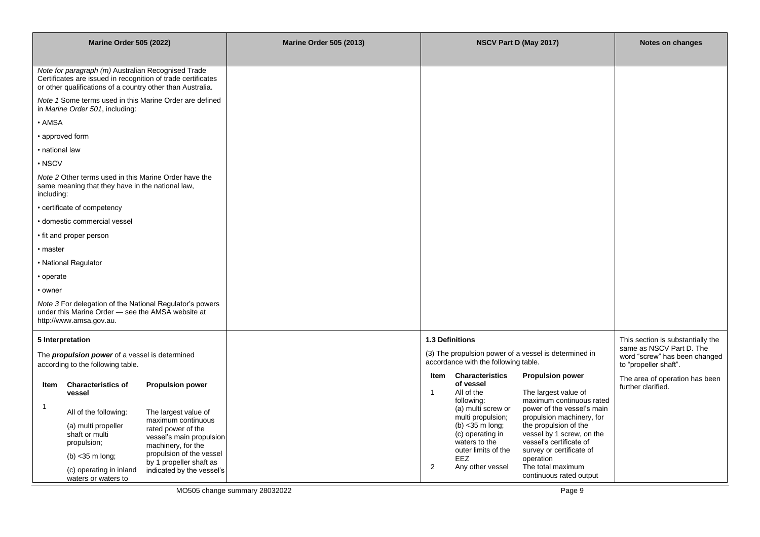| Marine Order 505 (2022) | Marine Order 505 (2013) | NSCV Part D (May 2017) | Notes on changes |
|---|---|---|---|
| *Note for paragraph (m)* Australian Recognised Trade Certificates are issued in recognition of trade certificates or other qualifications of a country other than Australia.<br><br>*Note 1* Some terms used in this Marine Order are defined in *Marine Order 501*, including:<br>• AMSA<br>• approved form<br>• national law<br>• NSCV<br><br>*Note 2* Other terms used in this Marine Order have the same meaning that they have in the national law, including:<br>• certificate of competency<br>• domestic commercial vessel<br>• fit and proper person<br>• master<br>• National Regulator<br>• operate<br>• owner<br><br>*Note 3* For delegation of the National Regulator's powers under this Marine Order — see the AMSA website at http://www.amsa.gov.au. | | | |
| **5 Interpretation**<br><br>The ***propulsion power*** of a vessel is determined according to the following table.<br><br>**Item** \| **Characteristics of vessel** \| **Propulsion power**<br>1 \| All of the following: (a) multi propeller shaft or multi propulsion; (b) <35 m long; (c) operating in inland waters or waters to \| The largest value of maximum continuous rated power of the vessel's main propulsion machinery, for the propulsion of the vessel by 1 propeller shaft as indicated by the vessel's | | **1.3 Definitions**<br><br>(3) The propulsion power of a vessel is determined in accordance with the following table.<br><br>**Item** \| **Characteristics of vessel** \| **Propulsion power**<br>1 \| All of the following: (a) multi screw or multi propulsion; (b) <35 m long; (c) operating in waters to the outer limits of the EEZ \| The largest value of maximum continuous rated power of the vessel's main propulsion machinery, for the propulsion of the vessel by 1 screw, on the vessel's certificate of survey or certificate of operation<br>2 \| Any other vessel \| The total maximum continuous rated output | This section is substantially the same as NSCV Part D. The word "screw" has been changed to "propeller shaft".<br><br>The area of operation has been further clarified. |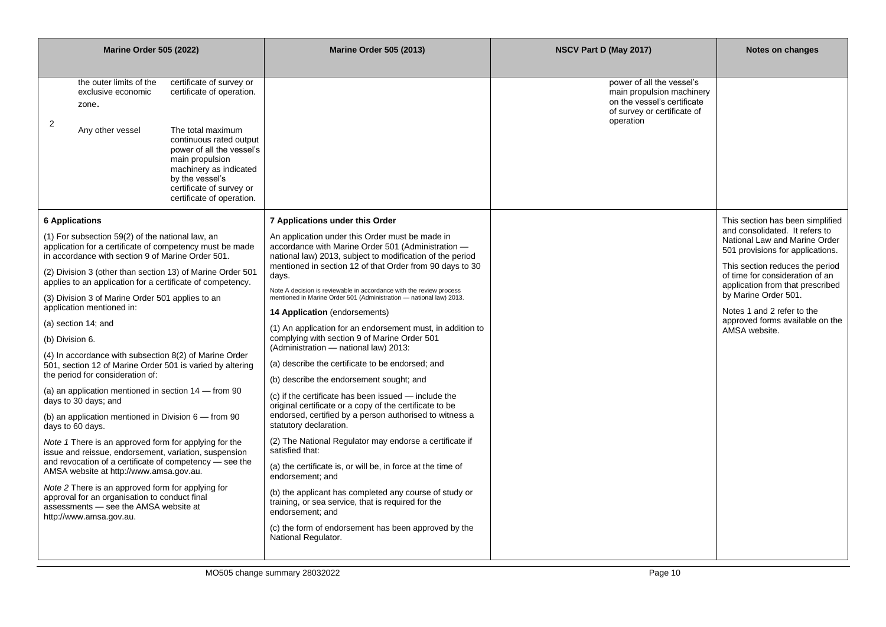| Marine Order 505 (2022) | Marine Order 505 (2013) | NSCV Part D (May 2017) | Notes on changes |
|---|---|---|---|
| the outer limits of the exclusive economic zone. — certificate of survey or certificate of operation.<br><br>2 — Any other vessel — The total maximum continuous rated output power of all the vessel's main propulsion machinery as indicated by the vessel's certificate of survey or certificate of operation. | | power of all the vessel's main propulsion machinery on the vessel's certificate of survey or certificate of operation | |
| **6 Applications**<br><br>(1) For subsection 59(2) of the national law, an application for a certificate of competency must be made in accordance with section 9 of Marine Order 501.<br><br>(2) Division 3 (other than section 13) of Marine Order 501 applies to an application for a certificate of competency.<br><br>(3) Division 3 of Marine Order 501 applies to an application mentioned in:<br><br>(a) section 14; and<br><br>(b) Division 6.<br><br>(4) In accordance with subsection 8(2) of Marine Order 501, section 12 of Marine Order 501 is varied by altering the period for consideration of:<br><br>(a) an application mentioned in section 14 — from 90 days to 30 days; and<br><br>(b) an application mentioned in Division 6 — from 90 days to 60 days.<br><br>*Note 1* There is an approved form for applying for the issue and reissue, endorsement, variation, suspension and revocation of a certificate of competency — see the AMSA website at http://www.amsa.gov.au.<br><br>*Note 2* There is an approved form for applying for approval for an organisation to conduct final assessments — see the AMSA website at http://www.amsa.gov.au. | **7 Applications under this Order**<br><br>An application under this Order must be made in accordance with Marine Order 501 (Administration — national law) 2013, subject to modification of the period mentioned in section 12 of that Order from 90 days to 30 days.<br><br>Note A decision is reviewable in accordance with the review process mentioned in Marine Order 501 (Administration — national law) 2013.<br><br>**14 Application** (endorsements)<br><br>(1) An application for an endorsement must, in addition to complying with section 9 of Marine Order 501 (Administration — national law) 2013:<br><br>(a) describe the certificate to be endorsed; and<br><br>(b) describe the endorsement sought; and<br><br>(c) if the certificate has been issued — include the original certificate or a copy of the certificate to be endorsed, certified by a person authorised to witness a statutory declaration.<br><br>(2) The National Regulator may endorse a certificate if satisfied that:<br><br>(a) the certificate is, or will be, in force at the time of endorsement; and<br><br>(b) the applicant has completed any course of study or training, or sea service, that is required for the endorsement; and<br><br>(c) the form of endorsement has been approved by the National Regulator. | | This section has been simplified and consolidated. It refers to National Law and Marine Order 501 provisions for applications.<br><br>This section reduces the period of time for consideration of an application from that prescribed by Marine Order 501.<br><br>Notes 1 and 2 refer to the approved forms available on the AMSA website. |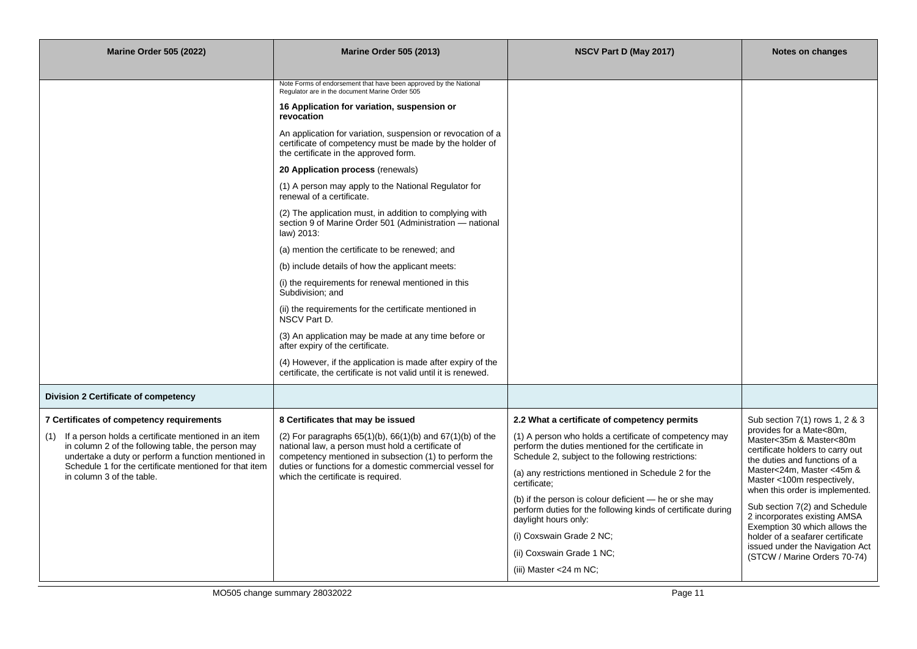| Marine Order 505 (2022) | Marine Order 505 (2013) | NSCV Part D (May 2017) | Notes on changes |
|---|---|---|---|
| | Note Forms of endorsement that have been approved by the National Regulator are in the document Marine Order 505<br><br>**16 Application for variation, suspension or revocation**<br><br>An application for variation, suspension or revocation of a certificate of competency must be made by the holder of the certificate in the approved form.<br><br>**20 Application process** (renewals)<br><br>(1) A person may apply to the National Regulator for renewal of a certificate.<br><br>(2) The application must, in addition to complying with section 9 of Marine Order 501 (Administration — national law) 2013:<br><br>(a) mention the certificate to be renewed; and<br><br>(b) include details of how the applicant meets:<br><br>(i) the requirements for renewal mentioned in this Subdivision; and<br><br>(ii) the requirements for the certificate mentioned in NSCV Part D.<br><br>(3) An application may be made at any time before or after expiry of the certificate.<br><br>(4) However, if the application is made after expiry of the certificate, the certificate is not valid until it is renewed. | | |
| **Division 2 Certificate of competency** | | | |
| **7 Certificates of competency requirements**<br><br>(1) If a person holds a certificate mentioned in an item in column 2 of the following table, the person may undertake a duty or perform a function mentioned in Schedule 1 for the certificate mentioned for that item in column 3 of the table. | **8 Certificates that may be issued**<br><br>(2) For paragraphs 65(1)(b), 66(1)(b) and 67(1)(b) of the national law, a person must hold a certificate of competency mentioned in subsection (1) to perform the duties or functions for a domestic commercial vessel for which the certificate is required. | **2.2 What a certificate of competency permits**<br><br>(1) A person who holds a certificate of competency may perform the duties mentioned for the certificate in Schedule 2, subject to the following restrictions:<br><br>(a) any restrictions mentioned in Schedule 2 for the certificate;<br><br>(b) if the person is colour deficient — he or she may perform duties for the following kinds of certificate during daylight hours only:<br><br>(i) Coxswain Grade 2 NC;<br><br>(ii) Coxswain Grade 1 NC;<br><br>(iii) Master <24 m NC; | Sub section 7(1) rows 1, 2 & 3 provides for a Mate<80m, Master<35m & Master<80m certificate holders to carry out the duties and functions of a Master<24m, Master <45m & Master <100m respectively, when this order is implemented.<br><br>Sub section 7(2) and Schedule 2 incorporates existing AMSA Exemption 30 which allows the holder of a seafarer certificate issued under the Navigation Act (STCW / Marine Orders 70-74) |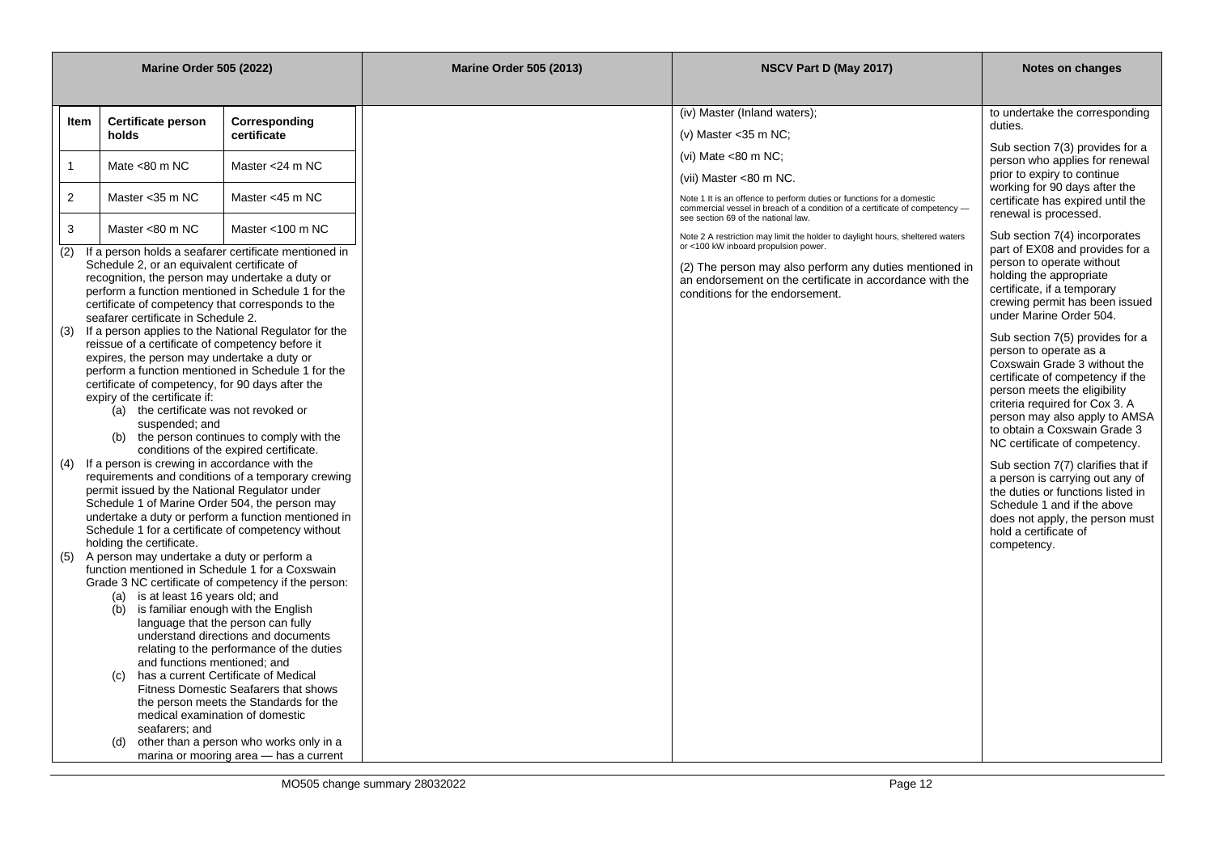| Marine Order 505 (2022) | Marine Order 505 (2013) | NSCV Part D (May 2017) | Notes on changes |
|---|---|---|---|
| <table><tr><th>Item</th><th>Certificate person holds</th><th>Corresponding certificate</th></tr><tr><td>1</td><td>Mate <80 m NC</td><td>Master <24 m NC</td></tr><tr><td>2</td><td>Master <35 m NC</td><td>Master <45 m NC</td></tr><tr><td>3</td><td>Master <80 m NC</td><td>Master <100 m NC</td></tr></table>(2) If a person holds a seafarer certificate mentioned in Schedule 2, or an equivalent certificate of recognition, the person may undertake a duty or perform a function mentioned in Schedule 1 for the certificate of competency that corresponds to the seafarer certificate in Schedule 2.<br>(3) If a person applies to the National Regulator for the reissue of a certificate of competency before it expires, the person may undertake a duty or perform a function mentioned in Schedule 1 for the certificate of competency, for 90 days after the expiry of the certificate if:<br>(a) the certificate was not revoked or suspended; and<br>(b) the person continues to comply with the conditions of the expired certificate.<br>(4) If a person is crewing in accordance with the requirements and conditions of a temporary crewing permit issued by the National Regulator under Schedule 1 of Marine Order 504, the person may undertake a duty or perform a function mentioned in Schedule 1 for a certificate of competency without holding the certificate.<br>(5) A person may undertake a duty or perform a function mentioned in Schedule 1 for a Coxswain Grade 3 NC certificate of competency if the person:<br>(a) is at least 16 years old; and<br>(b) is familiar enough with the English language that the person can fully understand directions and documents relating to the performance of the duties and functions mentioned; and<br>(c) has a current Certificate of Medical Fitness Domestic Seafarers that shows the person meets the Standards for the medical examination of domestic seafarers; and<br>(d) other than a person who works only in a marina or mooring area — has a current | | (iv) Master (Inland waters);<br>(v) Master <35 m NC;<br>(vi) Mate <80 m NC;<br>(vii) Master <80 m NC.<br>Note 1 It is an offence to perform duties or functions for a domestic commercial vessel in breach of a condition of a certificate of competency — see section 69 of the national law.<br>Note 2 A restriction may limit the holder to daylight hours, sheltered waters or <100 kW inboard propulsion power.<br>(2) The person may also perform any duties mentioned in an endorsement on the certificate in accordance with the conditions for the endorsement. | to undertake the corresponding duties.<br>Sub section 7(3) provides for a person who applies for renewal prior to expiry to continue working for 90 days after the certificate has expired until the renewal is processed.<br>Sub section 7(4) incorporates part of EX08 and provides for a person to operate without holding the appropriate certificate, if a temporary crewing permit has been issued under Marine Order 504.<br>Sub section 7(5) provides for a person to operate as a Coxswain Grade 3 without the certificate of competency if the person meets the eligibility criteria required for Cox 3. A person may also apply to AMSA to obtain a Coxswain Grade 3 NC certificate of competency.<br>Sub section 7(7) clarifies that if a person is carrying out any of the duties or functions listed in Schedule 1 and if the above does not apply, the person must hold a certificate of competency. |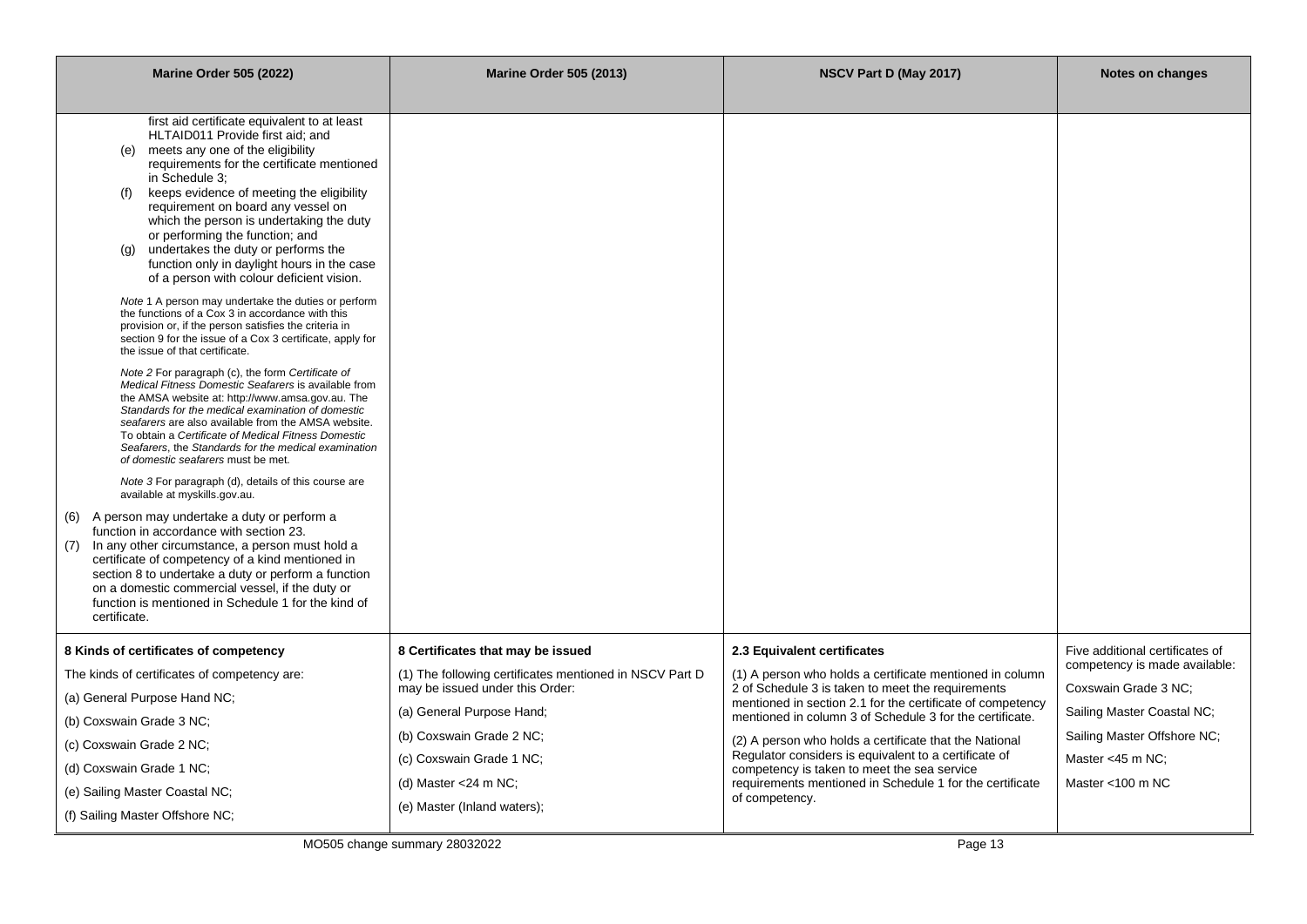| Marine Order 505 (2022) | Marine Order 505 (2013) | NSCV Part D (May 2017) | Notes on changes |
|---|---|---|---|
| first aid certificate equivalent to at least HLTAID011 Provide first aid; and<br>(e) meets any one of the eligibility requirements for the certificate mentioned in Schedule 3;<br>(f) keeps evidence of meeting the eligibility requirement on board any vessel on which the person is undertaking the duty or performing the function; and<br>(g) undertakes the duty or performs the function only in daylight hours in the case of a person with colour deficient vision.<br><br>*Note* 1 A person may undertake the duties or perform the functions of a Cox 3 in accordance with this provision or, if the person satisfies the criteria in section 9 for the issue of a Cox 3 certificate, apply for the issue of that certificate.<br><br>*Note 2* For paragraph (c), the form *Certificate of Medical Fitness Domestic Seafarers* is available from the AMSA website at: http://www.amsa.gov.au. The *Standards for the medical examination of domestic seafarers* are also available from the AMSA website. To obtain a *Certificate of Medical Fitness Domestic Seafarers*, the *Standards for the medical examination of domestic seafarers* must be met.<br><br>*Note 3* For paragraph (d), details of this course are available at myskills.gov.au.<br><br>(6) A person may undertake a duty or perform a function in accordance with section 23.<br>(7) In any other circumstance, a person must hold a certificate of competency of a kind mentioned in section 8 to undertake a duty or perform a function on a domestic commercial vessel, if the duty or function is mentioned in Schedule 1 for the kind of certificate. | | | |
| **8 Kinds of certificates of competency**<br><br>The kinds of certificates of competency are:<br>(a) General Purpose Hand NC;<br>(b) Coxswain Grade 3 NC;<br>(c) Coxswain Grade 2 NC;<br>(d) Coxswain Grade 1 NC;<br>(e) Sailing Master Coastal NC;<br>(f) Sailing Master Offshore NC; | **8 Certificates that may be issued**<br><br>(1) The following certificates mentioned in NSCV Part D may be issued under this Order:<br>(a) General Purpose Hand;<br>(b) Coxswain Grade 2 NC;<br>(c) Coxswain Grade 1 NC;<br>(d) Master <24 m NC;<br>(e) Master (Inland waters); | **2.3 Equivalent certificates**<br><br>(1) A person who holds a certificate mentioned in column 2 of Schedule 3 is taken to meet the requirements mentioned in section 2.1 for the certificate of competency mentioned in column 3 of Schedule 3 for the certificate.<br><br>(2) A person who holds a certificate that the National Regulator considers is equivalent to a certificate of competency is taken to meet the sea service requirements mentioned in Schedule 1 for the certificate of competency. | Five additional certificates of competency is made available:<br>Coxswain Grade 3 NC;<br>Sailing Master Coastal NC;<br>Sailing Master Offshore NC;<br>Master <45 m NC;<br>Master <100 m NC |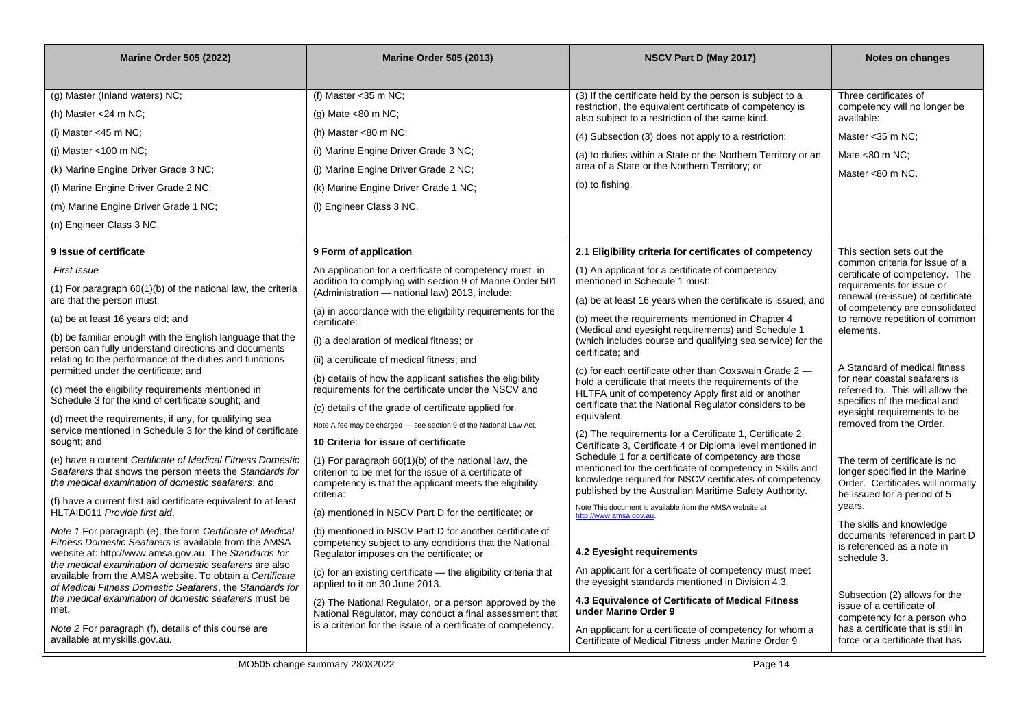| Marine Order 505 (2022) | Marine Order 505 (2013) | NSCV Part D (May 2017) | Notes on changes |
|---|---|---|---|
| (g) Master (Inland waters) NC;<br>(h) Master <24 m NC;<br>(i) Master <45 m NC;<br>(j) Master <100 m NC;<br>(k) Marine Engine Driver Grade 3 NC;<br>(l) Marine Engine Driver Grade 2 NC;<br>(m) Marine Engine Driver Grade 1 NC;<br>(n) Engineer Class 3 NC. | (f) Master <35 m NC;<br>(g) Mate <80 m NC;<br>(h) Master <80 m NC;<br>(i) Marine Engine Driver Grade 3 NC;<br>(j) Marine Engine Driver Grade 2 NC;<br>(k) Marine Engine Driver Grade 1 NC;<br>(l) Engineer Class 3 NC. | (3) If the certificate held by the person is subject to a restriction, the equivalent certificate of competency is also subject to a restriction of the same kind.<br>(4) Subsection (3) does not apply to a restriction:<br>(a) to duties within a State or the Northern Territory or an area of a State or the Northern Territory; or<br>(b) to fishing. | Three certificates of competency will no longer be available:<br>Master <35 m NC;<br>Mate <80 m NC;<br>Master <80 m NC. |
| **9 Issue of certificate**<br>*First Issue*<br>(1) For paragraph 60(1)(b) of the national law, the criteria are that the person must:<br>(a) be at least 16 years old; and<br>(b) be familiar enough with the English language that the person can fully understand directions and documents relating to the performance of the duties and functions permitted under the certificate; and<br>(c) meet the eligibility requirements mentioned in Schedule 3 for the kind of certificate sought; and<br>(d) meet the requirements, if any, for qualifying sea service mentioned in Schedule 3 for the kind of certificate sought; and<br>(e) have a current *Certificate of Medical Fitness Domestic Seafarers* that shows the person meets the *Standards for the medical examination of domestic seafarers*; and<br>(f) have a current first aid certificate equivalent to at least HLTAID011 *Provide first aid*.<br>*Note 1* For paragraph (e), the form *Certificate of Medical Fitness Domestic Seafarers* is available from the AMSA website at: http://www.amsa.gov.au. The *Standards for the medical examination of domestic seafarers* are also available from the AMSA website. To obtain a *Certificate of Medical Fitness Domestic Seafarers*, the *Standards for the medical examination of domestic seafarers* must be met.<br>*Note 2* For paragraph (f), details of this course are available at myskills.gov.au. | **9 Form of application**<br>An application for a certificate of competency must, in addition to complying with section 9 of Marine Order 501 (Administration — national law) 2013, include:<br>(a) in accordance with the eligibility requirements for the certificate:<br>(i) a declaration of medical fitness; or<br>(ii) a certificate of medical fitness; and<br>(b) details of how the applicant satisfies the eligibility requirements for the certificate under the NSCV and<br>(c) details of the grade of certificate applied for.<br>Note A fee may be charged — see section 9 of the National Law Act.<br>**10 Criteria for issue of certificate**<br>(1) For paragraph 60(1)(b) of the national law, the criterion to be met for the issue of a certificate of competency is that the applicant meets the eligibility criteria:<br>(a) mentioned in NSCV Part D for the certificate; or<br>(b) mentioned in NSCV Part D for another certificate of competency subject to any conditions that the National Regulator imposes on the certificate; or<br>(c) for an existing certificate — the eligibility criteria that applied to it on 30 June 2013.<br>(2) The National Regulator, or a person approved by the National Regulator, may conduct a final assessment that is a criterion for the issue of a certificate of competency. | **2.1 Eligibility criteria for certificates of competency**<br>(1) An applicant for a certificate of competency mentioned in Schedule 1 must:<br>(a) be at least 16 years when the certificate is issued; and<br>(b) meet the requirements mentioned in Chapter 4 (Medical and eyesight requirements) and Schedule 1 (which includes course and qualifying sea service) for the certificate; and<br>(c) for each certificate other than Coxswain Grade 2 — hold a certificate that meets the requirements of the HLTFA unit of competency Apply first aid or another certificate that the National Regulator considers to be equivalent.<br>(2) The requirements for a Certificate 1, Certificate 2, Certificate 3, Certificate 4 or Diploma level mentioned in Schedule 1 for a certificate of competency are those mentioned for the certificate of competency in Skills and knowledge required for NSCV certificates of competency, published by the Australian Maritime Safety Authority.<br>Note This document is available from the AMSA website at http://www.amsa.gov.au.<br>**4.2 Eyesight requirements**<br>An applicant for a certificate of competency must meet the eyesight standards mentioned in Division 4.3.<br>**4.3 Equivalence of Certificate of Medical Fitness under Marine Order 9**<br>An applicant for a certificate of competency for whom a Certificate of Medical Fitness under Marine Order 9 | This section sets out the common criteria for issue of a certificate of competency. The requirements for issue or renewal (re-issue) of certificate of competency are consolidated to remove repetition of common elements.<br>A Standard of medical fitness for near coastal seafarers is referred to. This will allow the specifics of the medical and eyesight requirements to be removed from the Order.<br>The term of certificate is no longer specified in the Marine Order. Certificates will normally be issued for a period of 5 years.<br>The skills and knowledge documents referenced in part D is referenced as a note in schedule 3.<br>Subsection (2) allows for the issue of a certificate of competency for a person who has a certificate that is still in force or a certificate that has |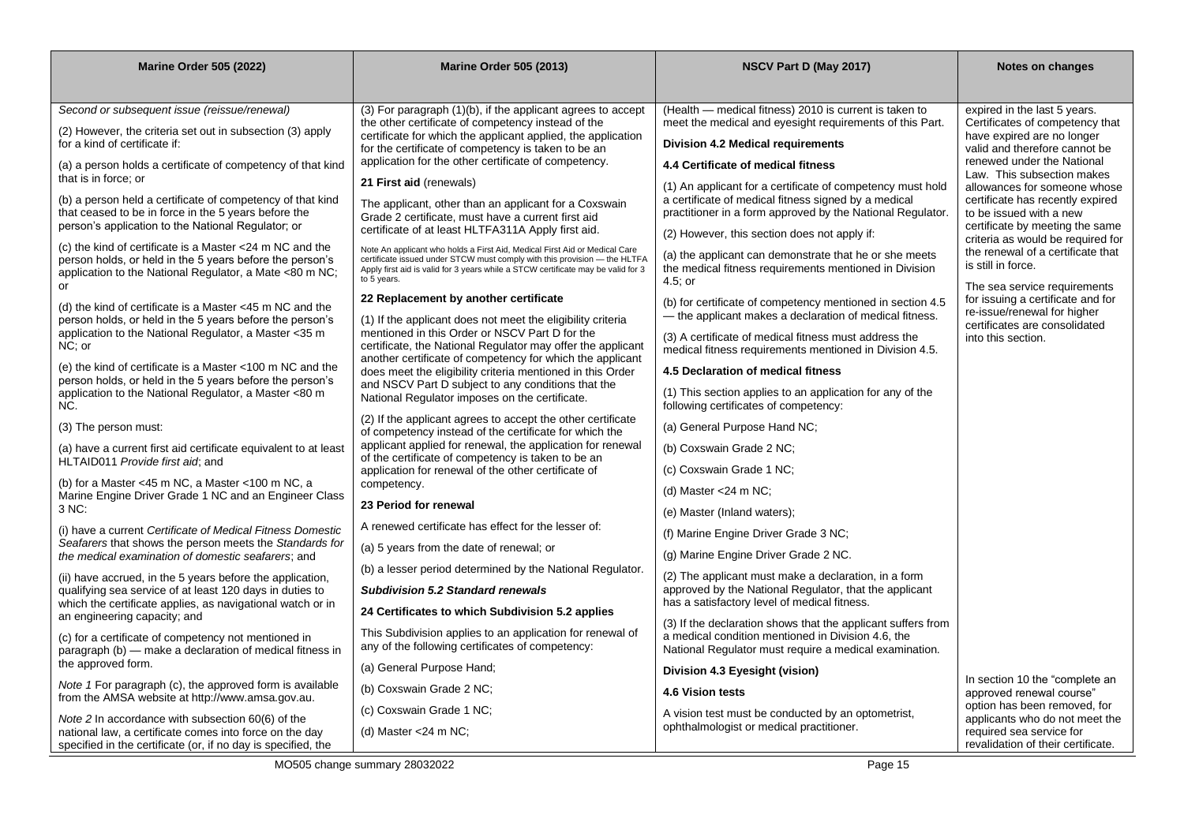| Marine Order 505 (2022) | Marine Order 505 (2013) | NSCV Part D (May 2017) | Notes on changes |
|---|---|---|---|
| *Second or subsequent issue (reissue/renewal)*<br><br>(2) However, the criteria set out in subsection (3) apply for a kind of certificate if:<br><br>(a) a person holds a certificate of competency of that kind that is in force; or<br><br>(b) a person held a certificate of competency of that kind that ceased to be in force in the 5 years before the person's application to the National Regulator; or<br><br>(c) the kind of certificate is a Master <24 m NC and the person holds, or held in the 5 years before the person's application to the National Regulator, a Mate <80 m NC; or<br><br>(d) the kind of certificate is a Master <45 m NC and the person holds, or held in the 5 years before the person's application to the National Regulator, a Master <35 m NC; or<br><br>(e) the kind of certificate is a Master <100 m NC and the person holds, or held in the 5 years before the person's application to the National Regulator, a Master <80 m NC.<br><br>(3) The person must:<br><br>(a) have a current first aid certificate equivalent to at least HLTAID011 *Provide first aid*; and<br><br>(b) for a Master <45 m NC, a Master <100 m NC, a Marine Engine Driver Grade 1 NC and an Engineer Class 3 NC:<br><br>(i) have a current *Certificate of Medical Fitness Domestic Seafarers* that shows the person meets the *Standards for the medical examination of domestic seafarers*; and<br><br>(ii) have accrued, in the 5 years before the application, qualifying sea service of at least 120 days in duties to which the certificate applies, as navigational watch or in an engineering capacity; and<br><br>(c) for a certificate of competency not mentioned in paragraph (b) — make a declaration of medical fitness in the approved form.<br><br>*Note 1* For paragraph (c), the approved form is available from the AMSA website at http://www.amsa.gov.au.<br><br>*Note 2* In accordance with subsection 60(6) of the national law, a certificate comes into force on the day specified in the certificate (or, if no day is specified, the | (3) For paragraph (1)(b), if the applicant agrees to accept the other certificate of competency instead of the certificate for which the applicant applied, the application for the certificate of competency is taken to be an application for the other certificate of competency.<br><br>**21 First aid** (renewals)<br><br>The applicant, other than an applicant for a Coxswain Grade 2 certificate, must have a current first aid certificate of at least HLTFA311A Apply first aid.<br><br>Note An applicant who holds a First Aid, Medical First Aid or Medical Care certificate issued under STCW must comply with this provision — the HLTFA Apply first aid is valid for 3 years while a STCW certificate may be valid for 3 to 5 years.<br><br>**22 Replacement by another certificate**<br><br>(1) If the applicant does not meet the eligibility criteria mentioned in this Order or NSCV Part D for the certificate, the National Regulator may offer the applicant another certificate of competency for which the applicant does meet the eligibility criteria mentioned in this Order and NSCV Part D subject to any conditions that the National Regulator imposes on the certificate.<br><br>(2) If the applicant agrees to accept the other certificate of competency instead of the certificate for which the applicant applied for renewal, the application for renewal of the certificate of competency is taken to be an application for renewal of the other certificate of competency.<br><br>**23 Period for renewal**<br><br>A renewed certificate has effect for the lesser of:<br><br>(a) 5 years from the date of renewal; or<br><br>(b) a lesser period determined by the National Regulator.<br><br>***Subdivision 5.2 Standard renewals***<br><br>**24 Certificates to which Subdivision 5.2 applies**<br><br>This Subdivision applies to an application for renewal of any of the following certificates of competency:<br><br>(a) General Purpose Hand;<br><br>(b) Coxswain Grade 2 NC;<br><br>(c) Coxswain Grade 1 NC;<br><br>(d) Master <24 m NC; | (Health — medical fitness) 2010 is current is taken to meet the medical and eyesight requirements of this Part.<br><br>**Division 4.2 Medical requirements**<br><br>**4.4 Certificate of medical fitness**<br><br>(1) An applicant for a certificate of competency must hold a certificate of medical fitness signed by a medical practitioner in a form approved by the National Regulator.<br><br>(2) However, this section does not apply if:<br><br>(a) the applicant can demonstrate that he or she meets the medical fitness requirements mentioned in Division 4.5; or<br><br>(b) for certificate of competency mentioned in section 4.5 — the applicant makes a declaration of medical fitness.<br><br>(3) A certificate of medical fitness must address the medical fitness requirements mentioned in Division 4.5.<br><br>**4.5 Declaration of medical fitness**<br><br>(1) This section applies to an application for any of the following certificates of competency:<br><br>(a) General Purpose Hand NC;<br><br>(b) Coxswain Grade 2 NC;<br><br>(c) Coxswain Grade 1 NC;<br><br>(d) Master <24 m NC;<br><br>(e) Master (Inland waters);<br><br>(f) Marine Engine Driver Grade 3 NC;<br><br>(g) Marine Engine Driver Grade 2 NC.<br><br>(2) The applicant must make a declaration, in a form approved by the National Regulator, that the applicant has a satisfactory level of medical fitness.<br><br>(3) If the declaration shows that the applicant suffers from a medical condition mentioned in Division 4.6, the National Regulator must require a medical examination.<br><br>**Division 4.3 Eyesight (vision)**<br><br>**4.6 Vision tests**<br><br>A vision test must be conducted by an optometrist, ophthalmologist or medical practitioner. | expired in the last 5 years. Certificates of competency that have expired are no longer valid and therefore cannot be renewed under the National Law. This subsection makes allowances for someone whose certificate has recently expired to be issued with a new certificate by meeting the same criteria as would be required for the renewal of a certificate that is still in force.<br><br>The sea service requirements for issuing a certificate and for re-issue/renewal for higher certificates are consolidated into this section.<br><br>In section 10 the "complete an approved renewal course" option has been removed, for applicants who do not meet the required sea service for revalidation of their certificate. |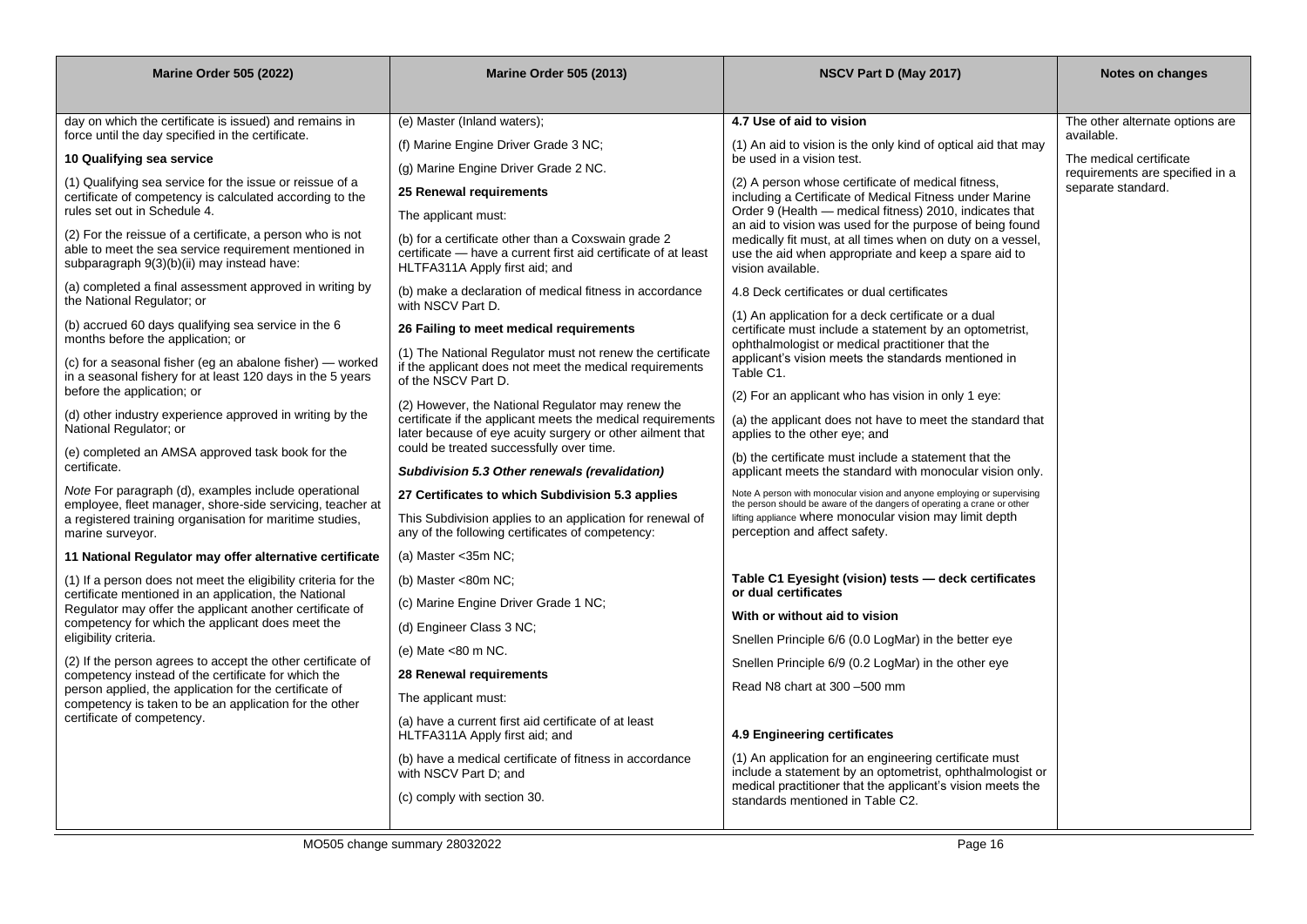| Marine Order 505 (2022) | Marine Order 505 (2013) | NSCV Part D (May 2017) | Notes on changes |
|---|---|---|---|
| day on which the certificate is issued) and remains in force until the day specified in the certificate.<br><br>**10 Qualifying sea service**<br><br>(1) Qualifying sea service for the issue or reissue of a certificate of competency is calculated according to the rules set out in Schedule 4.<br><br>(2) For the reissue of a certificate, a person who is not able to meet the sea service requirement mentioned in subparagraph 9(3)(b)(ii) may instead have:<br><br>(a) completed a final assessment approved in writing by the National Regulator; or<br><br>(b) accrued 60 days qualifying sea service in the 6 months before the application; or<br><br>(c) for a seasonal fisher (eg an abalone fisher) — worked in a seasonal fishery for at least 120 days in the 5 years before the application; or<br><br>(d) other industry experience approved in writing by the National Regulator; or<br><br>(e) completed an AMSA approved task book for the certificate.<br><br>*Note* For paragraph (d), examples include operational employee, fleet manager, shore-side servicing, teacher at a registered training organisation for maritime studies, marine surveyor.<br><br>**11 National Regulator may offer alternative certificate**<br><br>(1) If a person does not meet the eligibility criteria for the certificate mentioned in an application, the National Regulator may offer the applicant another certificate of competency for which the applicant does meet the eligibility criteria.<br><br>(2) If the person agrees to accept the other certificate of competency instead of the certificate for which the person applied, the application for the certificate of competency is taken to be an application for the other certificate of competency. | (e) Master (Inland waters);<br><br>(f) Marine Engine Driver Grade 3 NC;<br><br>(g) Marine Engine Driver Grade 2 NC.<br><br>**25 Renewal requirements**<br><br>The applicant must:<br><br>(b) for a certificate other than a Coxswain grade 2 certificate — have a current first aid certificate of at least HLTFA311A Apply first aid; and<br><br>(b) make a declaration of medical fitness in accordance with NSCV Part D.<br><br>**26 Failing to meet medical requirements**<br><br>(1) The National Regulator must not renew the certificate if the applicant does not meet the medical requirements of the NSCV Part D.<br><br>(2) However, the National Regulator may renew the certificate if the applicant meets the medical requirements later because of eye acuity surgery or other ailment that could be treated successfully over time.<br><br>***Subdivision 5.3 Other renewals (revalidation)***<br><br>**27 Certificates to which Subdivision 5.3 applies**<br><br>This Subdivision applies to an application for renewal of any of the following certificates of competency:<br><br>(a) Master <35m NC;<br><br>(b) Master <80m NC;<br><br>(c) Marine Engine Driver Grade 1 NC;<br><br>(d) Engineer Class 3 NC;<br><br>(e) Mate <80 m NC.<br><br>**28 Renewal requirements**<br><br>The applicant must:<br><br>(a) have a current first aid certificate of at least HLTFA311A Apply first aid; and<br><br>(b) have a medical certificate of fitness in accordance with NSCV Part D; and<br><br>(c) comply with section 30. | **4.7 Use of aid to vision**<br><br>(1) An aid to vision is the only kind of optical aid that may be used in a vision test.<br><br>(2) A person whose certificate of medical fitness, including a Certificate of Medical Fitness under Marine Order 9 (Health — medical fitness) 2010, indicates that an aid to vision was used for the purpose of being found medically fit must, at all times when on duty on a vessel, use the aid when appropriate and keep a spare aid to vision available.<br><br>4.8 Deck certificates or dual certificates<br><br>(1) An application for a deck certificate or a dual certificate must include a statement by an optometrist, ophthalmologist or medical practitioner that the applicant's vision meets the standards mentioned in Table C1.<br><br>(2) For an applicant who has vision in only 1 eye:<br><br>(a) the applicant does not have to meet the standard that applies to the other eye; and<br><br>(b) the certificate must include a statement that the applicant meets the standard with monocular vision only.<br><br>Note A person with monocular vision and anyone employing or supervising the person should be aware of the dangers of operating a crane or other lifting appliance where monocular vision may limit depth perception and affect safety.<br><br>**Table C1 Eyesight (vision) tests — deck certificates or dual certificates**<br><br>**With or without aid to vision**<br><br>Snellen Principle 6/6 (0.0 LogMar) in the better eye<br><br>Snellen Principle 6/9 (0.2 LogMar) in the other eye<br><br>Read N8 chart at 300 –500 mm<br><br>**4.9 Engineering certificates**<br><br>(1) An application for an engineering certificate must include a statement by an optometrist, ophthalmologist or medical practitioner that the applicant's vision meets the standards mentioned in Table C2. | The other alternate options are available.<br><br>The medical certificate requirements are specified in a separate standard. |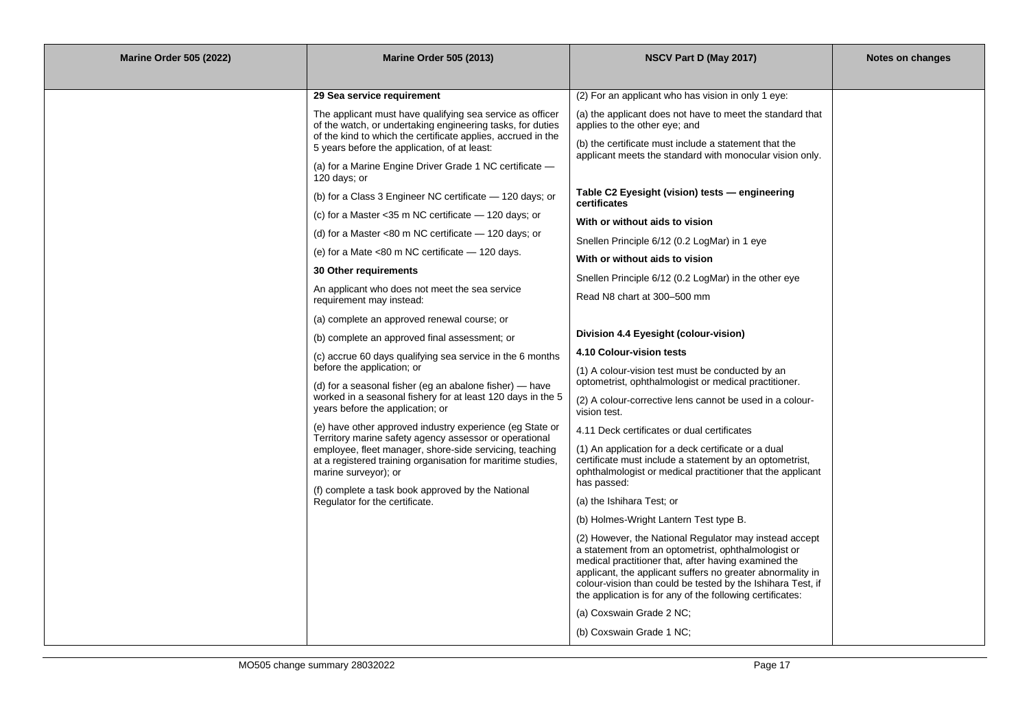| Marine Order 505 (2022) | Marine Order 505 (2013) | NSCV Part D (May 2017) | Notes on changes |
| --- | --- | --- | --- |
| | **29 Sea service requirement**<br><br>The applicant must have qualifying sea service as officer of the watch, or undertaking engineering tasks, for duties of the kind to which the certificate applies, accrued in the 5 years before the application, of at least:<br><br>(a) for a Marine Engine Driver Grade 1 NC certificate — 120 days; or<br><br>(b) for a Class 3 Engineer NC certificate — 120 days; or<br><br>(c) for a Master <35 m NC certificate — 120 days; or<br><br>(d) for a Master <80 m NC certificate — 120 days; or<br><br>(e) for a Mate <80 m NC certificate — 120 days.<br><br>**30 Other requirements**<br><br>An applicant who does not meet the sea service requirement may instead:<br><br>(a) complete an approved renewal course; or<br><br>(b) complete an approved final assessment; or<br><br>(c) accrue 60 days qualifying sea service in the 6 months before the application; or<br><br>(d) for a seasonal fisher (eg an abalone fisher) — have worked in a seasonal fishery for at least 120 days in the 5 years before the application; or<br><br>(e) have other approved industry experience (eg State or Territory marine safety agency assessor or operational employee, fleet manager, shore-side servicing, teaching at a registered training organisation for maritime studies, marine surveyor); or<br><br>(f) complete a task book approved by the National Regulator for the certificate. | (2) For an applicant who has vision in only 1 eye:<br><br>(a) the applicant does not have to meet the standard that applies to the other eye; and<br><br>(b) the certificate must include a statement that the applicant meets the standard with monocular vision only.<br><br>**Table C2 Eyesight (vision) tests — engineering certificates**<br><br>**With or without aids to vision**<br><br>Snellen Principle 6/12 (0.2 LogMar) in 1 eye<br><br>**With or without aids to vision**<br><br>Snellen Principle 6/12 (0.2 LogMar) in the other eye<br><br>Read N8 chart at 300–500 mm<br><br>**Division 4.4 Eyesight (colour-vision)**<br><br>**4.10 Colour-vision tests**<br><br>(1) A colour-vision test must be conducted by an optometrist, ophthalmologist or medical practitioner.<br><br>(2) A colour-corrective lens cannot be used in a colour-vision test.<br><br>4.11 Deck certificates or dual certificates<br><br>(1) An application for a deck certificate or a dual certificate must include a statement by an optometrist, ophthalmologist or medical practitioner that the applicant has passed:<br><br>(a) the Ishihara Test; or<br><br>(b) Holmes-Wright Lantern Test type B.<br><br>(2) However, the National Regulator may instead accept a statement from an optometrist, ophthalmologist or medical practitioner that, after having examined the applicant, the applicant suffers no greater abnormality in colour-vision than could be tested by the Ishihara Test, if the application is for any of the following certificates:<br><br>(a) Coxswain Grade 2 NC;<br><br>(b) Coxswain Grade 1 NC; | |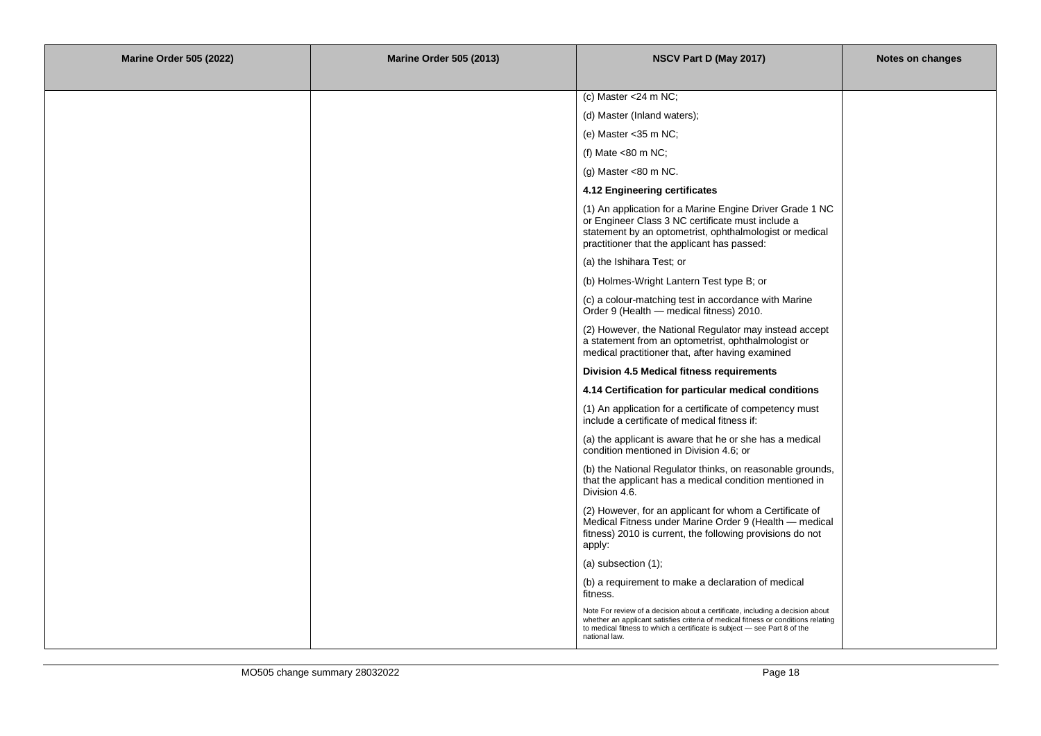| Marine Order 505 (2022) | Marine Order 505 (2013) | NSCV Part D (May 2017) | Notes on changes |
|---|---|---|---|
| | | (c) Master <24 m NC; | |
| | | (d) Master (Inland waters); | |
| | | (e) Master <35 m NC; | |
| | | (f) Mate <80 m NC; | |
| | | (g) Master <80 m NC. | |
| | | **4.12 Engineering certificates** | |
| | | (1) An application for a Marine Engine Driver Grade 1 NC or Engineer Class 3 NC certificate must include a statement by an optometrist, ophthalmologist or medical practitioner that the applicant has passed: | |
| | | (a) the Ishihara Test; or | |
| | | (b) Holmes-Wright Lantern Test type B; or | |
| | | (c) a colour-matching test in accordance with Marine Order 9 (Health — medical fitness) 2010. | |
| | | (2) However, the National Regulator may instead accept a statement from an optometrist, ophthalmologist or medical practitioner that, after having examined | |
| | | **Division 4.5 Medical fitness requirements** | |
| | | **4.14 Certification for particular medical conditions** | |
| | | (1) An application for a certificate of competency must include a certificate of medical fitness if: | |
| | | (a) the applicant is aware that he or she has a medical condition mentioned in Division 4.6; or | |
| | | (b) the National Regulator thinks, on reasonable grounds, that the applicant has a medical condition mentioned in Division 4.6. | |
| | | (2) However, for an applicant for whom a Certificate of Medical Fitness under Marine Order 9 (Health — medical fitness) 2010 is current, the following provisions do not apply: | |
| | | (a) subsection (1); | |
| | | (b) a requirement to make a declaration of medical fitness. | |
| | | Note For review of a decision about a certificate, including a decision about whether an applicant satisfies criteria of medical fitness or conditions relating to medical fitness to which a certificate is subject — see Part 8 of the national law. | |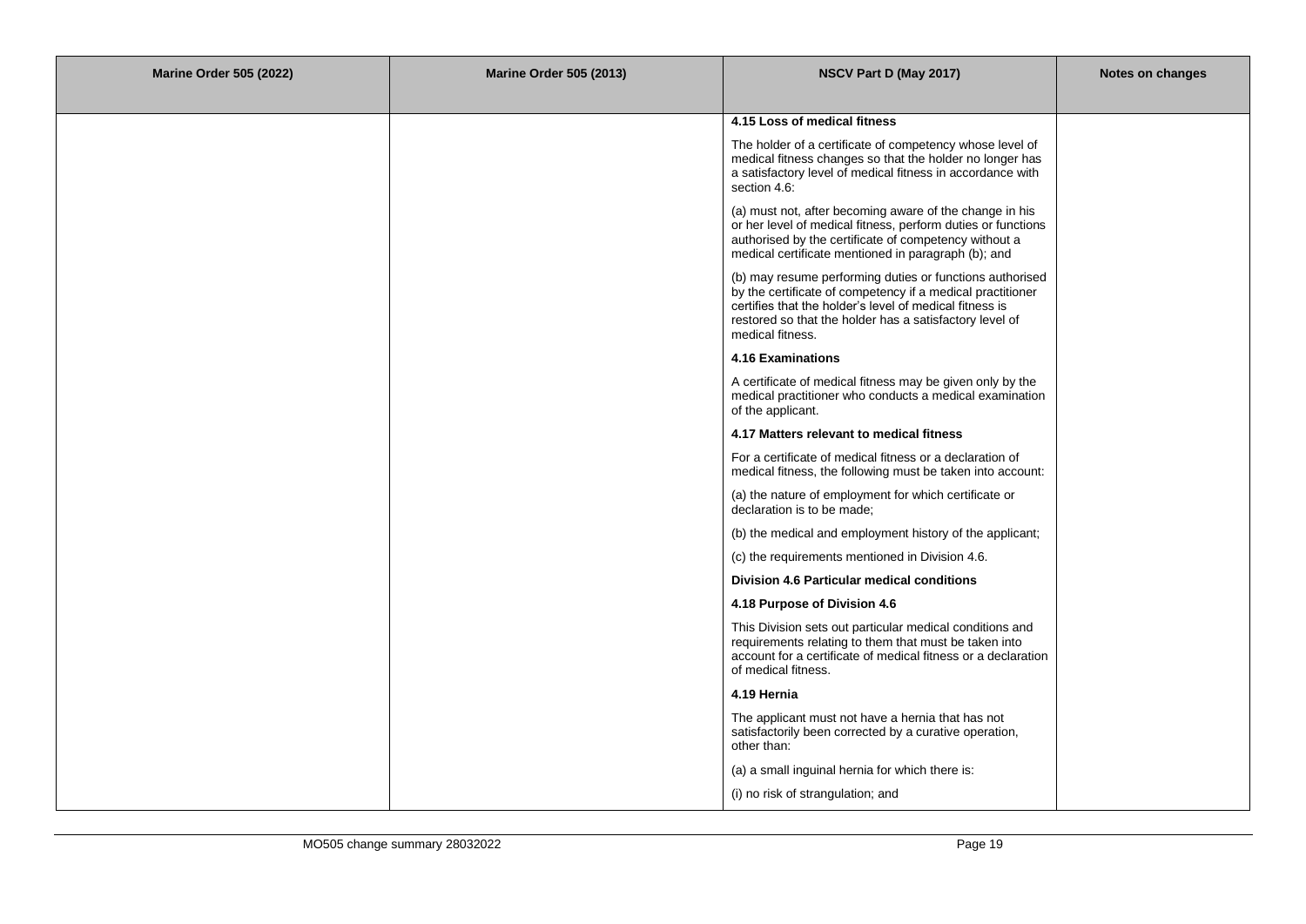| Marine Order 505 (2022) | Marine Order 505 (2013) | NSCV Part D (May 2017) | Notes on changes |
| --- | --- | --- | --- |
| | | **4.15 Loss of medical fitness** | |
| | | The holder of a certificate of competency whose level of medical fitness changes so that the holder no longer has a satisfactory level of medical fitness in accordance with section 4.6: | |
| | | (a) must not, after becoming aware of the change in his or her level of medical fitness, perform duties or functions authorised by the certificate of competency without a medical certificate mentioned in paragraph (b); and | |
| | | (b) may resume performing duties or functions authorised by the certificate of competency if a medical practitioner certifies that the holder's level of medical fitness is restored so that the holder has a satisfactory level of medical fitness. | |
| | | **4.16 Examinations** | |
| | | A certificate of medical fitness may be given only by the medical practitioner who conducts a medical examination of the applicant. | |
| | | **4.17 Matters relevant to medical fitness** | |
| | | For a certificate of medical fitness or a declaration of medical fitness, the following must be taken into account: | |
| | | (a) the nature of employment for which certificate or declaration is to be made; | |
| | | (b) the medical and employment history of the applicant; | |
| | | (c) the requirements mentioned in Division 4.6. | |
| | | **Division 4.6 Particular medical conditions** | |
| | | **4.18 Purpose of Division 4.6** | |
| | | This Division sets out particular medical conditions and requirements relating to them that must be taken into account for a certificate of medical fitness or a declaration of medical fitness. | |
| | | **4.19 Hernia** | |
| | | The applicant must not have a hernia that has not satisfactorily been corrected by a curative operation, other than: | |
| | | (a) a small inguinal hernia for which there is: | |
| | | (i) no risk of strangulation; and | |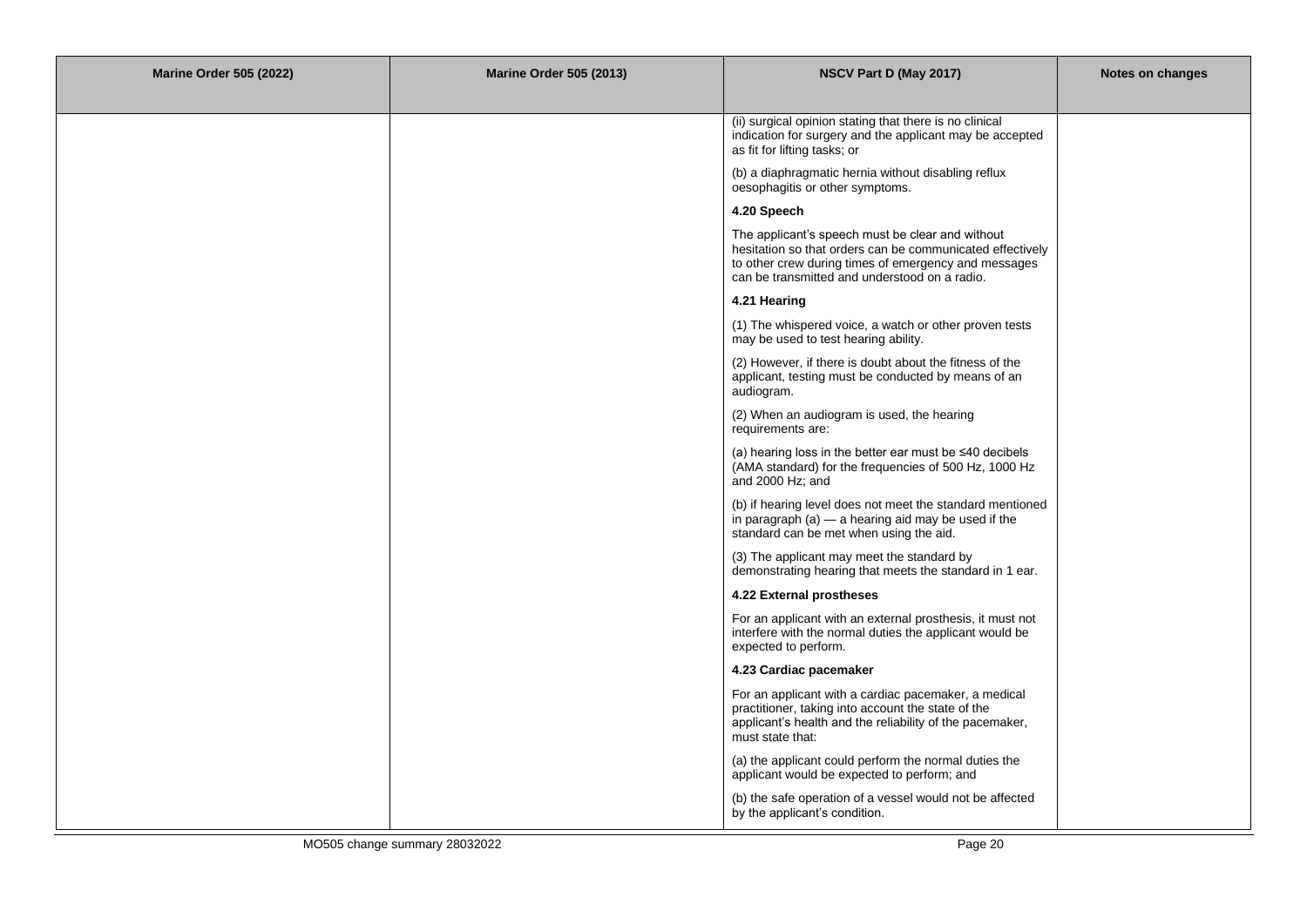| Marine Order 505 (2022) | Marine Order 505 (2013) | NSCV Part D (May 2017) | Notes on changes |
| --- | --- | --- | --- |
| | | (ii) surgical opinion stating that there is no clinical indication for surgery and the applicant may be accepted as fit for lifting tasks; or | |
| | | (b) a diaphragmatic hernia without disabling reflux oesophagitis or other symptoms. | |
| | | **4.20 Speech** | |
| | | The applicant's speech must be clear and without hesitation so that orders can be communicated effectively to other crew during times of emergency and messages can be transmitted and understood on a radio. | |
| | | **4.21 Hearing** | |
| | | (1) The whispered voice, a watch or other proven tests may be used to test hearing ability. | |
| | | (2) However, if there is doubt about the fitness of the applicant, testing must be conducted by means of an audiogram. | |
| | | (2) When an audiogram is used, the hearing requirements are: | |
| | | (a) hearing loss in the better ear must be ≤40 decibels (AMA standard) for the frequencies of 500 Hz, 1000 Hz and 2000 Hz; and | |
| | | (b) if hearing level does not meet the standard mentioned in paragraph (a) — a hearing aid may be used if the standard can be met when using the aid. | |
| | | (3) The applicant may meet the standard by demonstrating hearing that meets the standard in 1 ear. | |
| | | **4.22 External prostheses** | |
| | | For an applicant with an external prosthesis, it must not interfere with the normal duties the applicant would be expected to perform. | |
| | | **4.23 Cardiac pacemaker** | |
| | | For an applicant with a cardiac pacemaker, a medical practitioner, taking into account the state of the applicant's health and the reliability of the pacemaker, must state that: | |
| | | (a) the applicant could perform the normal duties the applicant would be expected to perform; and | |
| | | (b) the safe operation of a vessel would not be affected by the applicant's condition. | |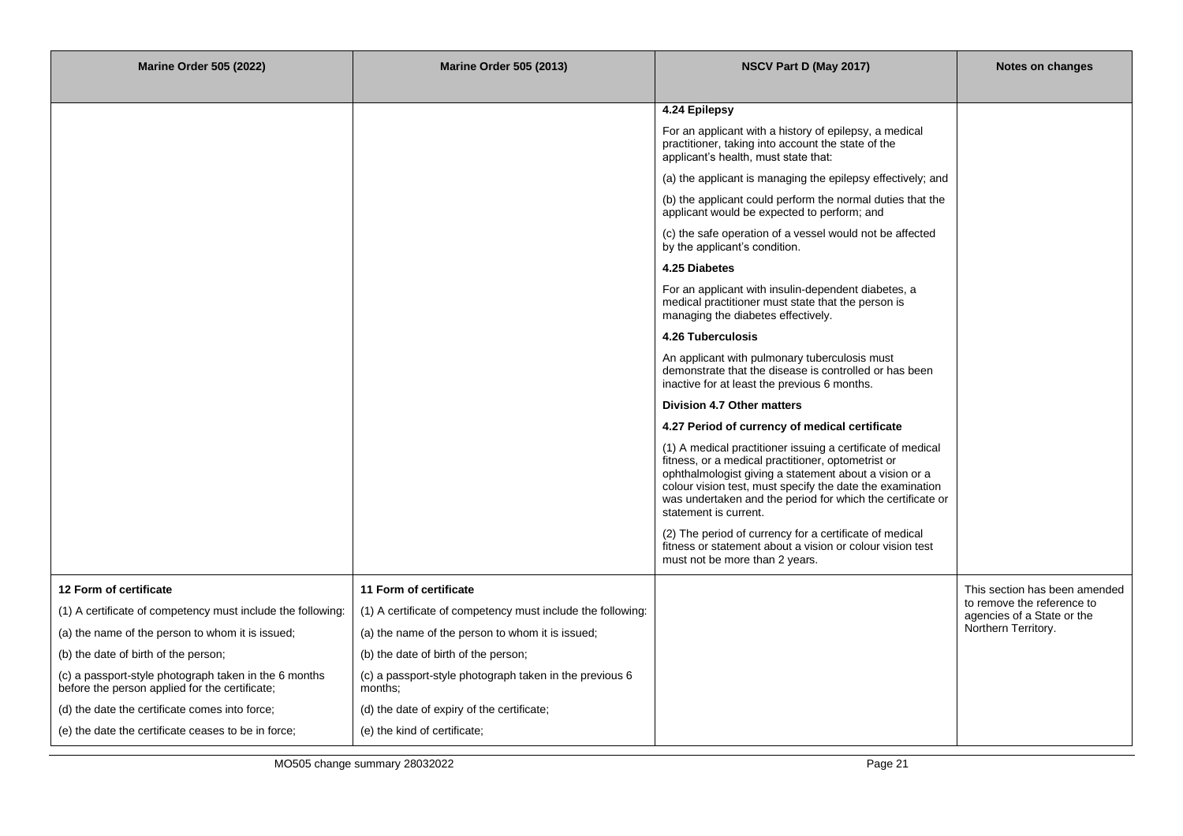| Marine Order 505 (2022) | Marine Order 505 (2013) | NSCV Part D (May 2017) | Notes on changes |
|---|---|---|---|
| | | **4.24 Epilepsy** | |
| | | For an applicant with a history of epilepsy, a medical practitioner, taking into account the state of the applicant's health, must state that: | |
| | | (a) the applicant is managing the epilepsy effectively; and | |
| | | (b) the applicant could perform the normal duties that the applicant would be expected to perform; and | |
| | | (c) the safe operation of a vessel would not be affected by the applicant's condition. | |
| | | **4.25 Diabetes** | |
| | | For an applicant with insulin-dependent diabetes, a medical practitioner must state that the person is managing the diabetes effectively. | |
| | | **4.26 Tuberculosis** | |
| | | An applicant with pulmonary tuberculosis must demonstrate that the disease is controlled or has been inactive for at least the previous 6 months. | |
| | | **Division 4.7 Other matters** | |
| | | **4.27 Period of currency of medical certificate** | |
| | | (1) A medical practitioner issuing a certificate of medical fitness, or a medical practitioner, optometrist or ophthalmologist giving a statement about a vision or a colour vision test, must specify the date the examination was undertaken and the period for which the certificate or statement is current. | |
| | | (2) The period of currency for a certificate of medical fitness or statement about a vision or colour vision test must not be more than 2 years. | |
| **12 Form of certificate** | **11 Form of certificate** | | This section has been amended to remove the reference to agencies of a State or the Northern Territory. |
| (1) A certificate of competency must include the following: | (1) A certificate of competency must include the following: | | |
| (a) the name of the person to whom it is issued; | (a) the name of the person to whom it is issued; | | |
| (b) the date of birth of the person; | (b) the date of birth of the person; | | |
| (c) a passport-style photograph taken in the 6 months before the person applied for the certificate; | (c) a passport-style photograph taken in the previous 6 months; | | |
| (d) the date the certificate comes into force; | (d) the date of expiry of the certificate; | | |
| (e) the date the certificate ceases to be in force; | (e) the kind of certificate; | | |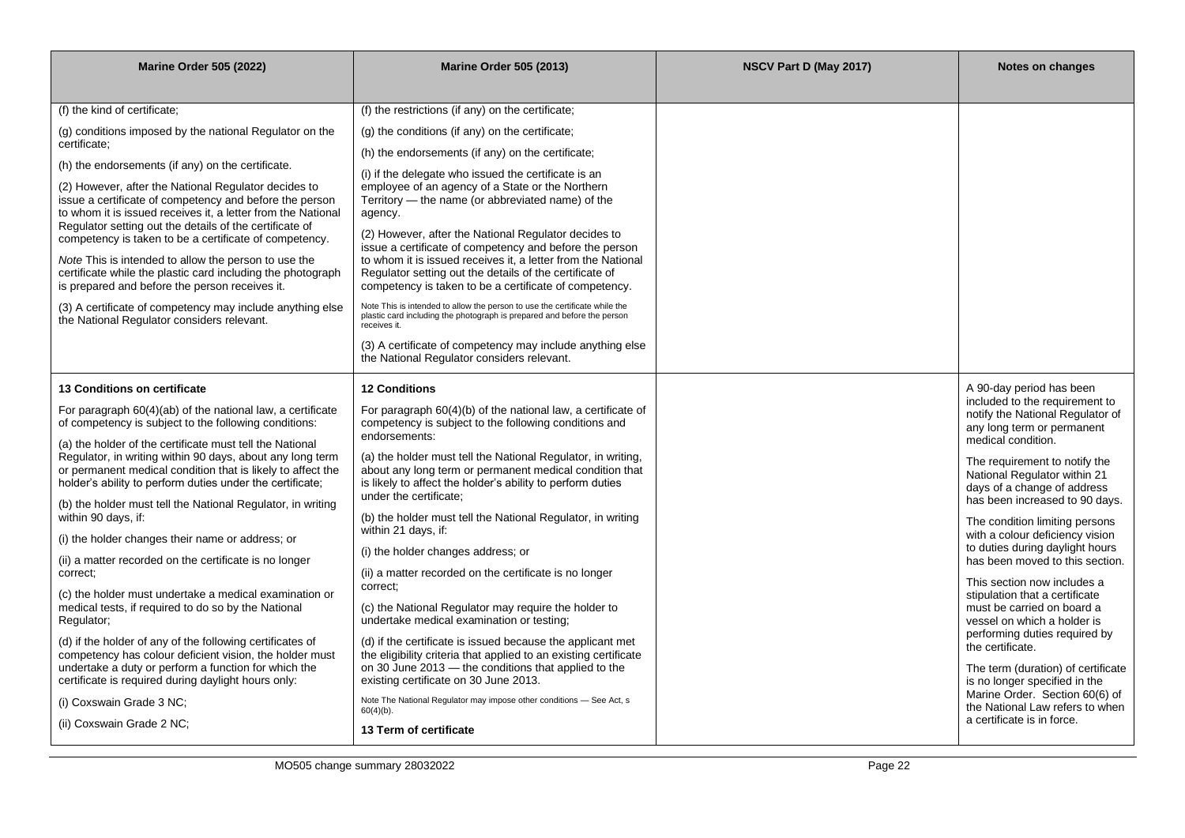| Marine Order 505 (2022) | Marine Order 505 (2013) | NSCV Part D (May 2017) | Notes on changes |
|---|---|---|---|
| (f) the kind of certificate;<br><br>(g) conditions imposed by the national Regulator on the certificate;<br><br>(h) the endorsements (if any) on the certificate.<br><br>(2) However, after the National Regulator decides to issue a certificate of competency and before the person to whom it is issued receives it, a letter from the National Regulator setting out the details of the certificate of competency is taken to be a certificate of competency.<br><br>*Note* This is intended to allow the person to use the certificate while the plastic card including the photograph is prepared and before the person receives it.<br><br>(3) A certificate of competency may include anything else the National Regulator considers relevant. | (f) the restrictions (if any) on the certificate;<br><br>(g) the conditions (if any) on the certificate;<br><br>(h) the endorsements (if any) on the certificate;<br><br>(i) if the delegate who issued the certificate is an employee of an agency of a State or the Northern Territory — the name (or abbreviated name) of the agency.<br><br>(2) However, after the National Regulator decides to issue a certificate of competency and before the person to whom it is issued receives it, a letter from the National Regulator setting out the details of the certificate of competency is taken to be a certificate of competency.<br><br>Note This is intended to allow the person to use the certificate while the plastic card including the photograph is prepared and before the person receives it.<br><br>(3) A certificate of competency may include anything else the National Regulator considers relevant. | | |
| **13 Conditions on certificate**<br><br>For paragraph 60(4)(ab) of the national law, a certificate of competency is subject to the following conditions:<br><br>(a) the holder of the certificate must tell the National Regulator, in writing within 90 days, about any long term or permanent medical condition that is likely to affect the holder's ability to perform duties under the certificate;<br><br>(b) the holder must tell the National Regulator, in writing within 90 days, if:<br><br>(i) the holder changes their name or address; or<br><br>(ii) a matter recorded on the certificate is no longer correct;<br><br>(c) the holder must undertake a medical examination or medical tests, if required to do so by the National Regulator;<br><br>(d) if the holder of any of the following certificates of competency has colour deficient vision, the holder must undertake a duty or perform a function for which the certificate is required during daylight hours only:<br><br>(i) Coxswain Grade 3 NC;<br><br>(ii) Coxswain Grade 2 NC; | **12 Conditions**<br><br>For paragraph 60(4)(b) of the national law, a certificate of competency is subject to the following conditions and endorsements:<br><br>(a) the holder must tell the National Regulator, in writing, about any long term or permanent medical condition that is likely to affect the holder's ability to perform duties under the certificate;<br><br>(b) the holder must tell the National Regulator, in writing within 21 days, if:<br><br>(i) the holder changes address; or<br><br>(ii) a matter recorded on the certificate is no longer correct;<br><br>(c) the National Regulator may require the holder to undertake medical examination or testing;<br><br>(d) if the certificate is issued because the applicant met the eligibility criteria that applied to an existing certificate on 30 June 2013 — the conditions that applied to the existing certificate on 30 June 2013.<br><br>Note The National Regulator may impose other conditions — See Act, s 60(4)(b).<br><br>**13 Term of certificate** | | A 90-day period has been included to the requirement to notify the National Regulator of any long term or permanent medical condition.<br><br>The requirement to notify the National Regulator within 21 days of a change of address has been increased to 90 days.<br><br>The condition limiting persons with a colour deficiency vision to duties during daylight hours has been moved to this section.<br><br>This section now includes a stipulation that a certificate must be carried on board a vessel on which a holder is performing duties required by the certificate.<br><br>The term (duration) of certificate is no longer specified in the Marine Order. Section 60(6) of the National Law refers to when a certificate is in force. |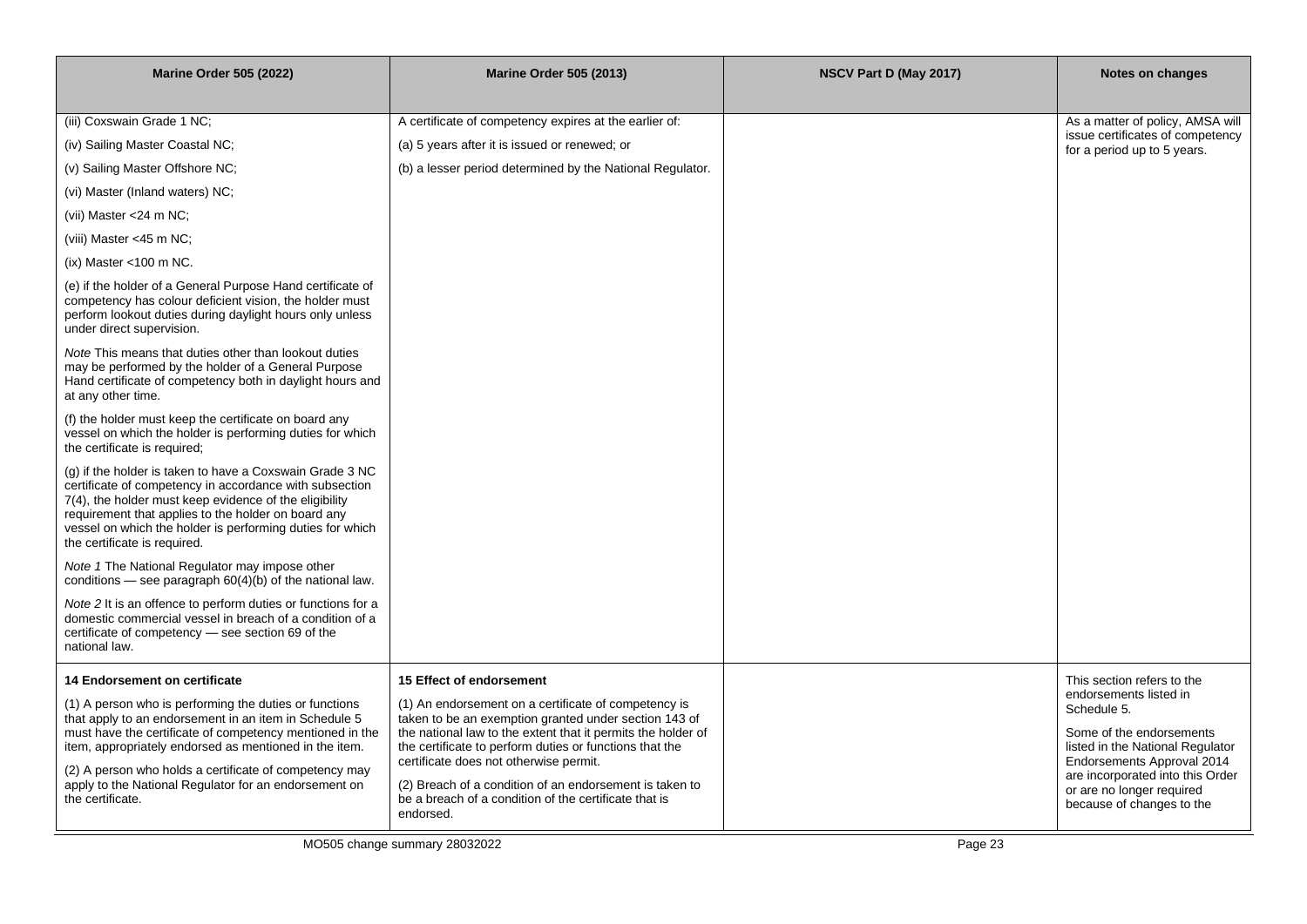| Marine Order 505 (2022) | Marine Order 505 (2013) | NSCV Part D (May 2017) | Notes on changes |
|---|---|---|---|
| (iii) Coxswain Grade 1 NC;<br><br>(iv) Sailing Master Coastal NC;<br><br>(v) Sailing Master Offshore NC;<br><br>(vi) Master (Inland waters) NC;<br><br>(vii) Master <24 m NC;<br><br>(viii) Master <45 m NC;<br><br>(ix) Master <100 m NC.<br><br>(e) if the holder of a General Purpose Hand certificate of competency has colour deficient vision, the holder must perform lookout duties during daylight hours only unless under direct supervision.<br><br>*Note* This means that duties other than lookout duties may be performed by the holder of a General Purpose Hand certificate of competency both in daylight hours and at any other time.<br><br>(f) the holder must keep the certificate on board any vessel on which the holder is performing duties for which the certificate is required;<br><br>(g) if the holder is taken to have a Coxswain Grade 3 NC certificate of competency in accordance with subsection 7(4), the holder must keep evidence of the eligibility requirement that applies to the holder on board any vessel on which the holder is performing duties for which the certificate is required.<br><br>*Note 1* The National Regulator may impose other conditions — see paragraph 60(4)(b) of the national law.<br><br>*Note 2* It is an offence to perform duties or functions for a domestic commercial vessel in breach of a condition of a certificate of competency — see section 69 of the national law. | A certificate of competency expires at the earlier of:<br><br>(a) 5 years after it is issued or renewed; or<br><br>(b) a lesser period determined by the National Regulator. | | As a matter of policy, AMSA will issue certificates of competency for a period up to 5 years. |
| **14 Endorsement on certificate**<br><br>(1) A person who is performing the duties or functions that apply to an endorsement in an item in Schedule 5 must have the certificate of competency mentioned in the item, appropriately endorsed as mentioned in the item.<br><br>(2) A person who holds a certificate of competency may apply to the National Regulator for an endorsement on the certificate. | **15 Effect of endorsement**<br><br>(1) An endorsement on a certificate of competency is taken to be an exemption granted under section 143 of the national law to the extent that it permits the holder of the certificate to perform duties or functions that the certificate does not otherwise permit.<br><br>(2) Breach of a condition of an endorsement is taken to be a breach of a condition of the certificate that is endorsed. | | This section refers to the endorsements listed in Schedule 5.<br><br>Some of the endorsements listed in the National Regulator Endorsements Approval 2014 are incorporated into this Order or are no longer required because of changes to the |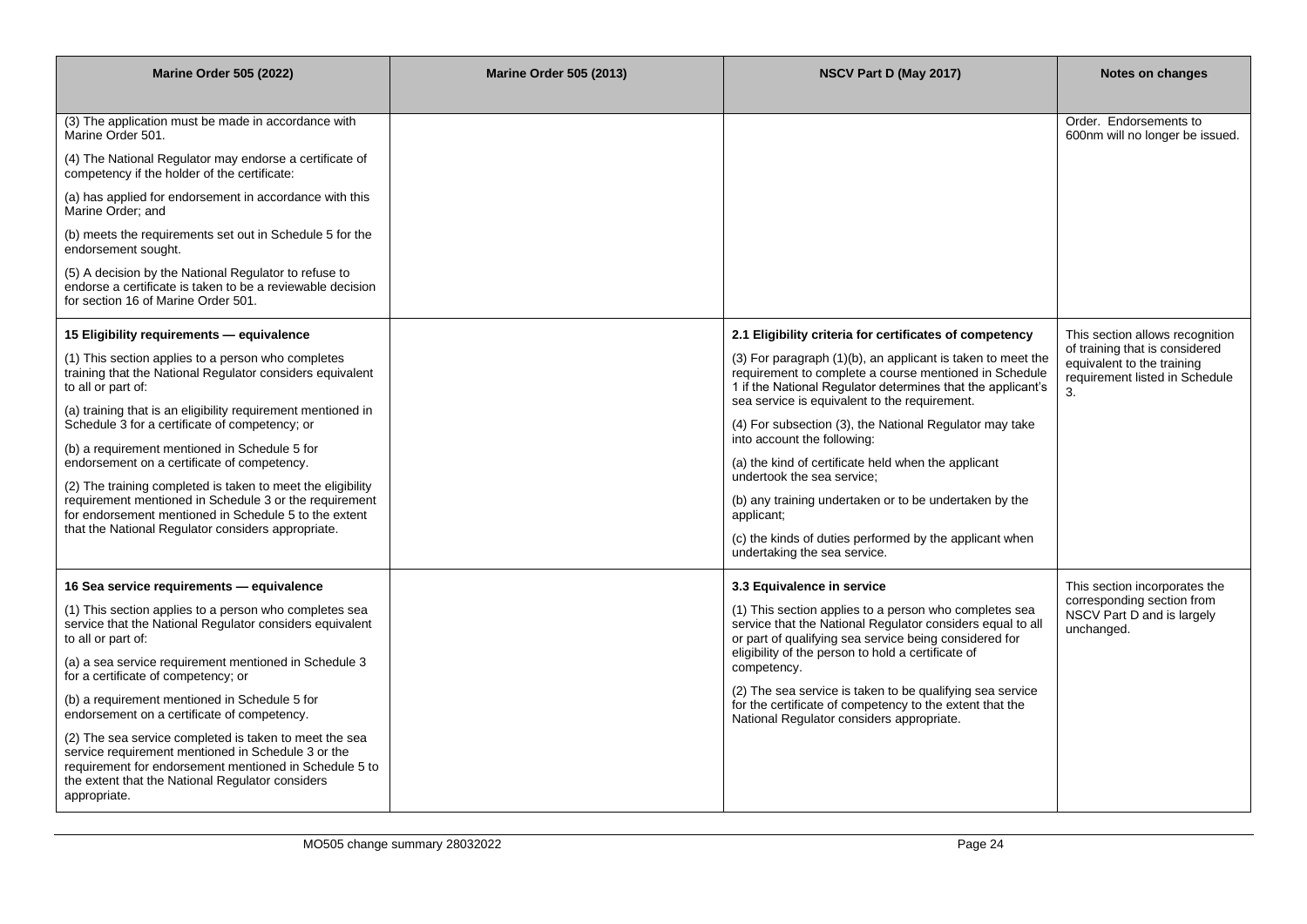| Marine Order 505 (2022) | Marine Order 505 (2013) | NSCV Part D (May 2017) | Notes on changes |
|---|---|---|---|
| (3) The application must be made in accordance with Marine Order 501.<br><br>(4) The National Regulator may endorse a certificate of competency if the holder of the certificate:<br><br>(a) has applied for endorsement in accordance with this Marine Order; and<br><br>(b) meets the requirements set out in Schedule 5 for the endorsement sought.<br><br>(5) A decision by the National Regulator to refuse to endorse a certificate is taken to be a reviewable decision for section 16 of Marine Order 501. | | | Order. Endorsements to 600nm will no longer be issued. |
| **15 Eligibility requirements — equivalence**<br><br>(1) This section applies to a person who completes training that the National Regulator considers equivalent to all or part of:<br><br>(a) training that is an eligibility requirement mentioned in Schedule 3 for a certificate of competency; or<br><br>(b) a requirement mentioned in Schedule 5 for endorsement on a certificate of competency.<br><br>(2) The training completed is taken to meet the eligibility requirement mentioned in Schedule 3 or the requirement for endorsement mentioned in Schedule 5 to the extent that the National Regulator considers appropriate. | | **2.1 Eligibility criteria for certificates of competency**<br><br>(3) For paragraph (1)(b), an applicant is taken to meet the requirement to complete a course mentioned in Schedule 1 if the National Regulator determines that the applicant's sea service is equivalent to the requirement.<br><br>(4) For subsection (3), the National Regulator may take into account the following:<br><br>(a) the kind of certificate held when the applicant undertook the sea service;<br><br>(b) any training undertaken or to be undertaken by the applicant;<br><br>(c) the kinds of duties performed by the applicant when undertaking the sea service. | This section allows recognition of training that is considered equivalent to the training requirement listed in Schedule 3. |
| **16 Sea service requirements — equivalence**<br><br>(1) This section applies to a person who completes sea service that the National Regulator considers equivalent to all or part of:<br><br>(a) a sea service requirement mentioned in Schedule 3 for a certificate of competency; or<br><br>(b) a requirement mentioned in Schedule 5 for endorsement on a certificate of competency.<br><br>(2) The sea service completed is taken to meet the sea service requirement mentioned in Schedule 3 or the requirement for endorsement mentioned in Schedule 5 to the extent that the National Regulator considers appropriate. | | **3.3 Equivalence in service**<br><br>(1) This section applies to a person who completes sea service that the National Regulator considers equal to all or part of qualifying sea service being considered for eligibility of the person to hold a certificate of competency.<br><br>(2) The sea service is taken to be qualifying sea service for the certificate of competency to the extent that the National Regulator considers appropriate. | This section incorporates the corresponding section from NSCV Part D and is largely unchanged. |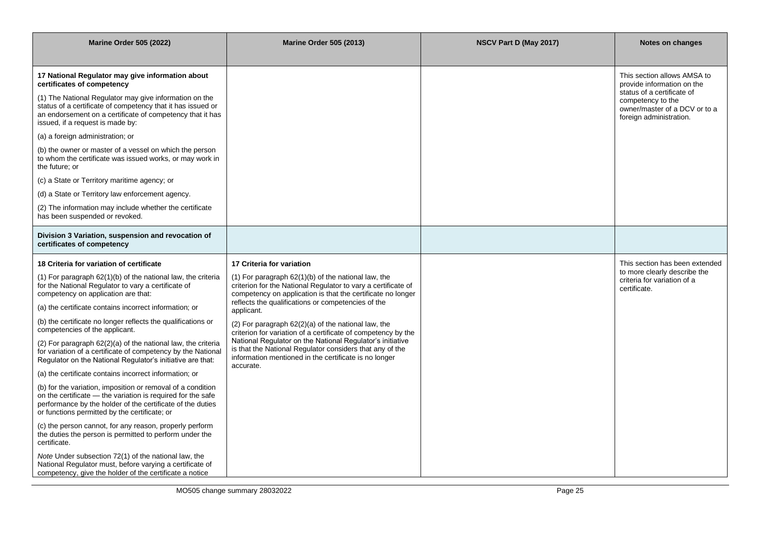| Marine Order 505 (2022) | Marine Order 505 (2013) | NSCV Part D (May 2017) | Notes on changes |
|---|---|---|---|
| **17 National Regulator may give information about certificates of competency**<br><br>(1) The National Regulator may give information on the status of a certificate of competency that it has issued or an endorsement on a certificate of competency that it has issued, if a request is made by:<br><br>(a) a foreign administration; or<br><br>(b) the owner or master of a vessel on which the person to whom the certificate was issued works, or may work in the future; or<br><br>(c) a State or Territory maritime agency; or<br><br>(d) a State or Territory law enforcement agency.<br><br>(2) The information may include whether the certificate has been suspended or revoked. | | | This section allows AMSA to provide information on the status of a certificate of competency to the owner/master of a DCV or to a foreign administration. |
| **Division 3 Variation, suspension and revocation of certificates of competency** | | | |
| **18 Criteria for variation of certificate**<br><br>(1) For paragraph 62(1)(b) of the national law, the criteria for the National Regulator to vary a certificate of competency on application are that:<br><br>(a) the certificate contains incorrect information; or<br><br>(b) the certificate no longer reflects the qualifications or competencies of the applicant.<br><br>(2) For paragraph 62(2)(a) of the national law, the criteria for variation of a certificate of competency by the National Regulator on the National Regulator's initiative are that:<br><br>(a) the certificate contains incorrect information; or<br><br>(b) for the variation, imposition or removal of a condition on the certificate — the variation is required for the safe performance by the holder of the certificate of the duties or functions permitted by the certificate; or<br><br>(c) the person cannot, for any reason, properly perform the duties the person is permitted to perform under the certificate.<br><br>*Note* Under subsection 72(1) of the national law, the National Regulator must, before varying a certificate of competency, give the holder of the certificate a notice | **17 Criteria for variation**<br><br>(1) For paragraph 62(1)(b) of the national law, the criterion for the National Regulator to vary a certificate of competency on application is that the certificate no longer reflects the qualifications or competencies of the applicant.<br><br>(2) For paragraph 62(2)(a) of the national law, the criterion for variation of a certificate of competency by the National Regulator on the National Regulator's initiative is that the National Regulator considers that any of the information mentioned in the certificate is no longer accurate. | | This section has been extended to more clearly describe the criteria for variation of a certificate. |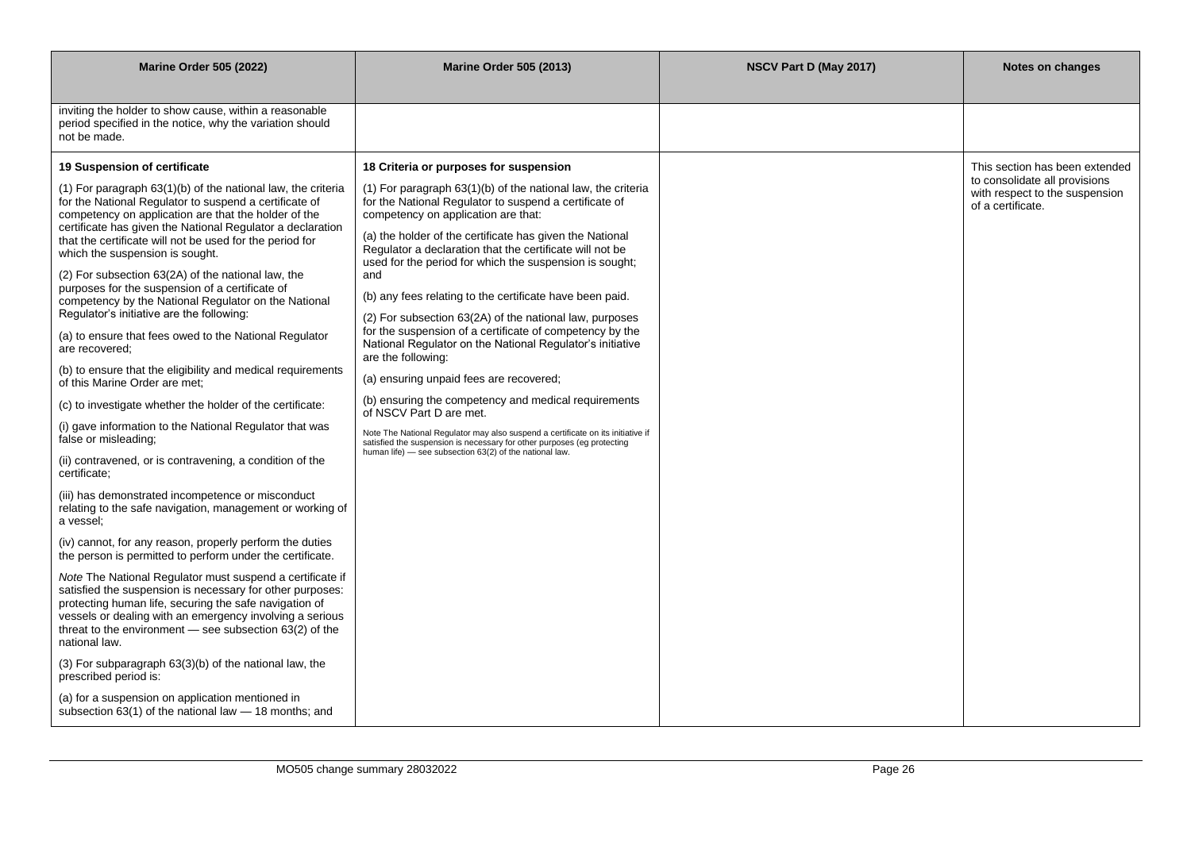| Marine Order 505 (2022) | Marine Order 505 (2013) | NSCV Part D (May 2017) | Notes on changes |
| --- | --- | --- | --- |
| inviting the holder to show cause, within a reasonable period specified in the notice, why the variation should not be made. | | | |
| **19 Suspension of certificate**<br><br>(1) For paragraph 63(1)(b) of the national law, the criteria for the National Regulator to suspend a certificate of competency on application are that the holder of the certificate has given the National Regulator a declaration that the certificate will not be used for the period for which the suspension is sought.<br><br>(2) For subsection 63(2A) of the national law, the purposes for the suspension of a certificate of competency by the National Regulator on the National Regulator's initiative are the following:<br><br>(a) to ensure that fees owed to the National Regulator are recovered;<br><br>(b) to ensure that the eligibility and medical requirements of this Marine Order are met;<br><br>(c) to investigate whether the holder of the certificate:<br><br>(i) gave information to the National Regulator that was false or misleading;<br><br>(ii) contravened, or is contravening, a condition of the certificate;<br><br>(iii) has demonstrated incompetence or misconduct relating to the safe navigation, management or working of a vessel;<br><br>(iv) cannot, for any reason, properly perform the duties the person is permitted to perform under the certificate.<br><br>*Note* The National Regulator must suspend a certificate if satisfied the suspension is necessary for other purposes: protecting human life, securing the safe navigation of vessels or dealing with an emergency involving a serious threat to the environment — see subsection 63(2) of the national law.<br><br>(3) For subparagraph 63(3)(b) of the national law, the prescribed period is:<br><br>(a) for a suspension on application mentioned in subsection 63(1) of the national law — 18 months; and | **18 Criteria or purposes for suspension**<br><br>(1) For paragraph 63(1)(b) of the national law, the criteria for the National Regulator to suspend a certificate of competency on application are that:<br><br>(a) the holder of the certificate has given the National Regulator a declaration that the certificate will not be used for the period for which the suspension is sought; and<br><br>(b) any fees relating to the certificate have been paid.<br><br>(2) For subsection 63(2A) of the national law, purposes for the suspension of a certificate of competency by the National Regulator on the National Regulator's initiative are the following:<br><br>(a) ensuring unpaid fees are recovered;<br><br>(b) ensuring the competency and medical requirements of NSCV Part D are met.<br><br>Note The National Regulator may also suspend a certificate on its initiative if satisfied the suspension is necessary for other purposes (eg protecting human life) — see subsection 63(2) of the national law. | | This section has been extended to consolidate all provisions with respect to the suspension of a certificate. |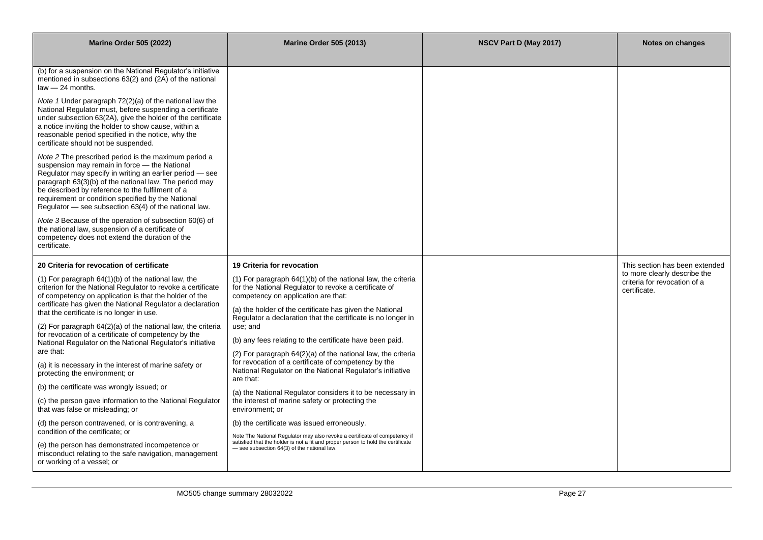| Marine Order 505 (2022) | Marine Order 505 (2013) | NSCV Part D (May 2017) | Notes on changes |
|---|---|---|---|
| (b) for a suspension on the National Regulator's initiative mentioned in subsections 63(2) and (2A) of the national law — 24 months.<br><br>*Note 1* Under paragraph 72(2)(a) of the national law the National Regulator must, before suspending a certificate under subsection 63(2A), give the holder of the certificate a notice inviting the holder to show cause, within a reasonable period specified in the notice, why the certificate should not be suspended.<br><br>*Note 2* The prescribed period is the maximum period a suspension may remain in force — the National Regulator may specify in writing an earlier period — see paragraph 63(3)(b) of the national law. The period may be described by reference to the fulfilment of a requirement or condition specified by the National Regulator — see subsection 63(4) of the national law.<br><br>*Note 3* Because of the operation of subsection 60(6) of the national law, suspension of a certificate of competency does not extend the duration of the certificate. | | | |
| **20 Criteria for revocation of certificate**<br><br>(1) For paragraph 64(1)(b) of the national law, the criterion for the National Regulator to revoke a certificate of competency on application is that the holder of the certificate has given the National Regulator a declaration that the certificate is no longer in use.<br><br>(2) For paragraph 64(2)(a) of the national law, the criteria for revocation of a certificate of competency by the National Regulator on the National Regulator's initiative are that:<br><br>(a) it is necessary in the interest of marine safety or protecting the environment; or<br><br>(b) the certificate was wrongly issued; or<br><br>(c) the person gave information to the National Regulator that was false or misleading; or<br><br>(d) the person contravened, or is contravening, a condition of the certificate; or<br><br>(e) the person has demonstrated incompetence or misconduct relating to the safe navigation, management or working of a vessel; or | **19 Criteria for revocation**<br><br>(1) For paragraph 64(1)(b) of the national law, the criteria for the National Regulator to revoke a certificate of competency on application are that:<br><br>(a) the holder of the certificate has given the National Regulator a declaration that the certificate is no longer in use; and<br><br>(b) any fees relating to the certificate have been paid.<br><br>(2) For paragraph 64(2)(a) of the national law, the criteria for revocation of a certificate of competency by the National Regulator on the National Regulator's initiative are that:<br><br>(a) the National Regulator considers it to be necessary in the interest of marine safety or protecting the environment; or<br><br>(b) the certificate was issued erroneously.<br><br>Note The National Regulator may also revoke a certificate of competency if satisfied that the holder is not a fit and proper person to hold the certificate — see subsection 64(3) of the national law. | | This section has been extended to more clearly describe the criteria for revocation of a certificate. |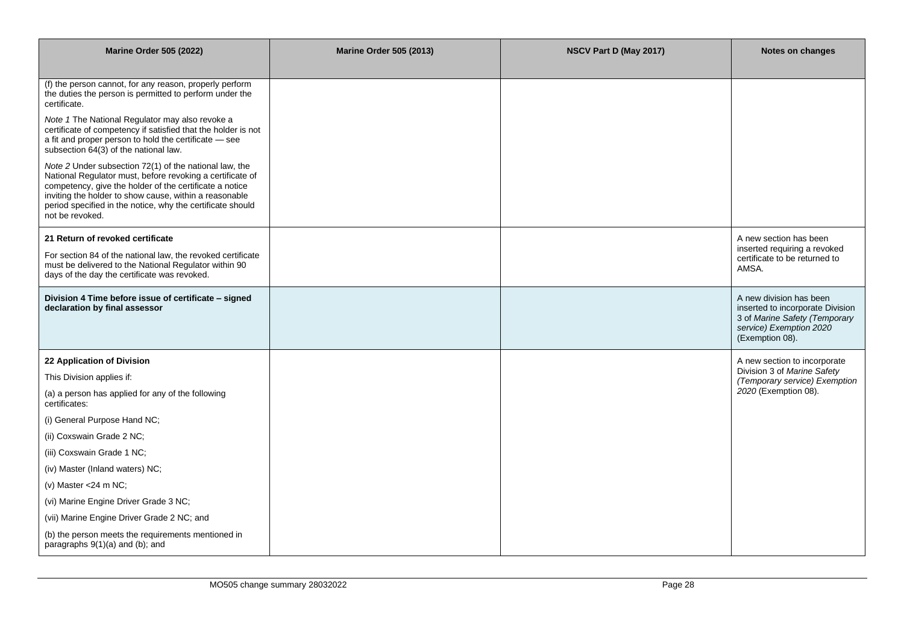| Marine Order 505 (2022) | Marine Order 505 (2013) | NSCV Part D (May 2017) | Notes on changes |
|---|---|---|---|
| (f) the person cannot, for any reason, properly perform the duties the person is permitted to perform under the certificate.<br><br>*Note 1* The National Regulator may also revoke a certificate of competency if satisfied that the holder is not a fit and proper person to hold the certificate — see subsection 64(3) of the national law.<br><br>*Note 2* Under subsection 72(1) of the national law, the National Regulator must, before revoking a certificate of competency, give the holder of the certificate a notice inviting the holder to show cause, within a reasonable period specified in the notice, why the certificate should not be revoked. | | | |
| **21 Return of revoked certificate**<br><br>For section 84 of the national law, the revoked certificate must be delivered to the National Regulator within 90 days of the day the certificate was revoked. | | | A new section has been inserted requiring a revoked certificate to be returned to AMSA. |
| **Division 4 Time before issue of certificate – signed declaration by final assessor** | | | A new division has been inserted to incorporate Division 3 of *Marine Safety (Temporary service) Exemption 2020* (Exemption 08). |
| **22 Application of Division**<br><br>This Division applies if:<br><br>(a) a person has applied for any of the following certificates:<br><br>(i) General Purpose Hand NC;<br><br>(ii) Coxswain Grade 2 NC;<br><br>(iii) Coxswain Grade 1 NC;<br><br>(iv) Master (Inland waters) NC;<br><br>(v) Master <24 m NC;<br><br>(vi) Marine Engine Driver Grade 3 NC;<br><br>(vii) Marine Engine Driver Grade 2 NC; and<br><br>(b) the person meets the requirements mentioned in paragraphs 9(1)(a) and (b); and | | | A new section to incorporate Division 3 of *Marine Safety (Temporary service) Exemption 2020* (Exemption 08). |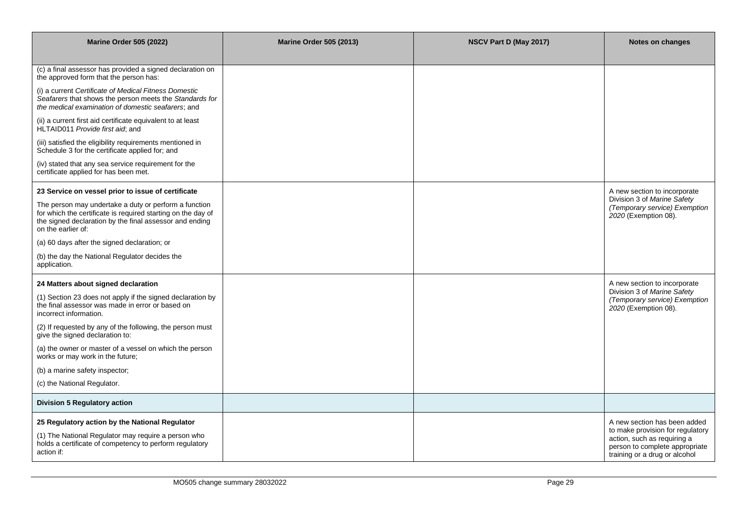| Marine Order 505 (2022) | Marine Order 505 (2013) | NSCV Part D (May 2017) | Notes on changes |
| --- | --- | --- | --- |
| (c) a final assessor has provided a signed declaration on the approved form that the person has:<br><br>(i) a current *Certificate of Medical Fitness Domestic Seafarers* that shows the person meets the *Standards for the medical examination of domestic seafarers*; and<br><br>(ii) a current first aid certificate equivalent to at least HLTAID011 *Provide first aid*; and<br><br>(iii) satisfied the eligibility requirements mentioned in Schedule 3 for the certificate applied for; and<br><br>(iv) stated that any sea service requirement for the certificate applied for has been met. | | | |
| **23 Service on vessel prior to issue of certificate**<br><br>The person may undertake a duty or perform a function for which the certificate is required starting on the day of the signed declaration by the final assessor and ending on the earlier of:<br><br>(a) 60 days after the signed declaration; or<br><br>(b) the day the National Regulator decides the application. | | | A new section to incorporate Division 3 of *Marine Safety (Temporary service) Exemption 2020* (Exemption 08). |
| **24 Matters about signed declaration**<br><br>(1) Section 23 does not apply if the signed declaration by the final assessor was made in error or based on incorrect information.<br><br>(2) If requested by any of the following, the person must give the signed declaration to:<br><br>(a) the owner or master of a vessel on which the person works or may work in the future;<br><br>(b) a marine safety inspector;<br><br>(c) the National Regulator. | | | A new section to incorporate Division 3 of *Marine Safety (Temporary service) Exemption 2020* (Exemption 08). |
| **Division 5 Regulatory action** | | | |
| **25 Regulatory action by the National Regulator**<br><br>(1) The National Regulator may require a person who holds a certificate of competency to perform regulatory action if: | | | A new section has been added to make provision for regulatory action, such as requiring a person to complete appropriate training or a drug or alcohol |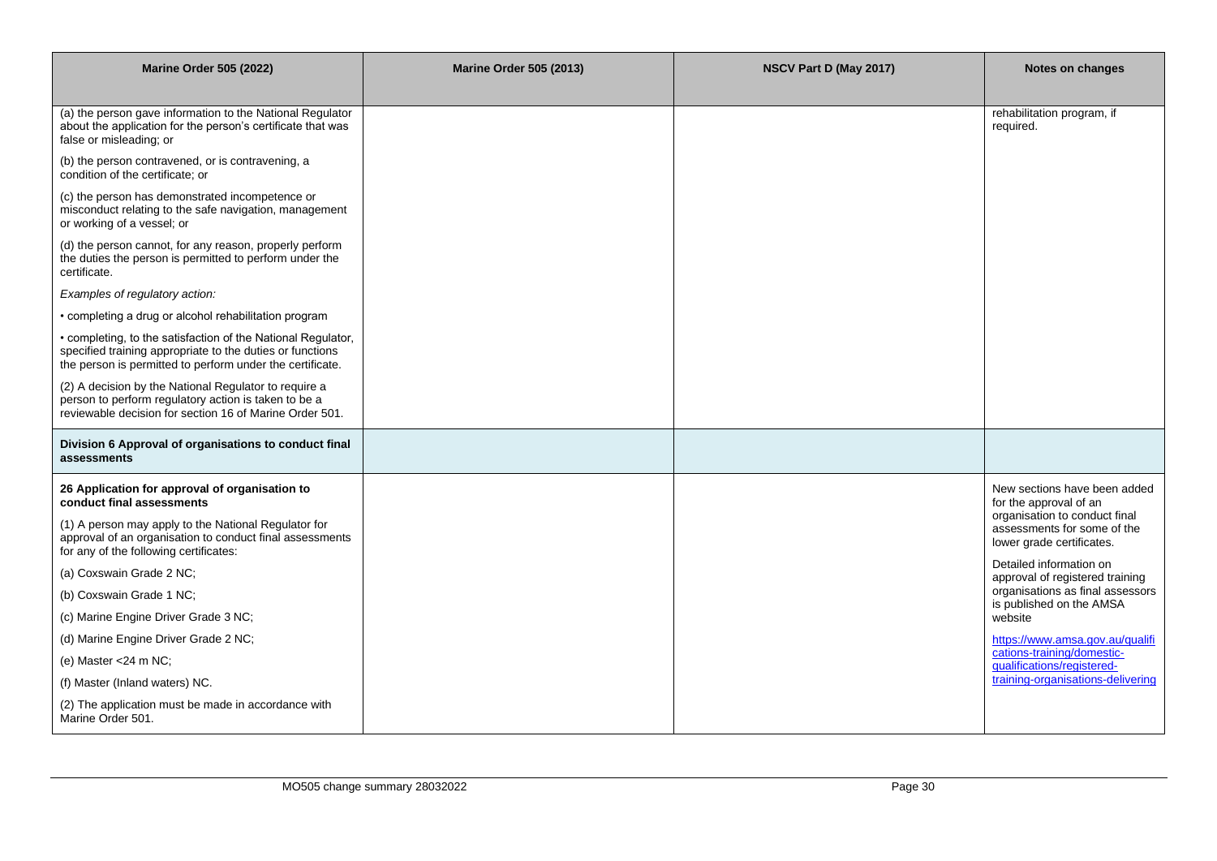| Marine Order 505 (2022) | Marine Order 505 (2013) | NSCV Part D (May 2017) | Notes on changes |
|---|---|---|---|
| (a) the person gave information to the National Regulator about the application for the person's certificate that was false or misleading; or<br><br>(b) the person contravened, or is contravening, a condition of the certificate; or<br><br>(c) the person has demonstrated incompetence or misconduct relating to the safe navigation, management or working of a vessel; or<br><br>(d) the person cannot, for any reason, properly perform the duties the person is permitted to perform under the certificate.<br><br>*Examples of regulatory action:*<br><br>• completing a drug or alcohol rehabilitation program<br><br>• completing, to the satisfaction of the National Regulator, specified training appropriate to the duties or functions the person is permitted to perform under the certificate.<br><br>(2) A decision by the National Regulator to require a person to perform regulatory action is taken to be a reviewable decision for section 16 of Marine Order 501. | | | rehabilitation program, if required. |
| **Division 6 Approval of organisations to conduct final assessments** | | | |
| **26 Application for approval of organisation to conduct final assessments**<br><br>(1) A person may apply to the National Regulator for approval of an organisation to conduct final assessments for any of the following certificates:<br><br>(a) Coxswain Grade 2 NC;<br><br>(b) Coxswain Grade 1 NC;<br><br>(c) Marine Engine Driver Grade 3 NC;<br><br>(d) Marine Engine Driver Grade 2 NC;<br><br>(e) Master <24 m NC;<br><br>(f) Master (Inland waters) NC.<br><br>(2) The application must be made in accordance with Marine Order 501. | | | New sections have been added for the approval of an organisation to conduct final assessments for some of the lower grade certificates.<br><br>Detailed information on approval of registered training organisations as final assessors is published on the AMSA website<br><br>https://www.amsa.gov.au/qualifications-training/domestic-qualifications/registered-training-organisations-delivering |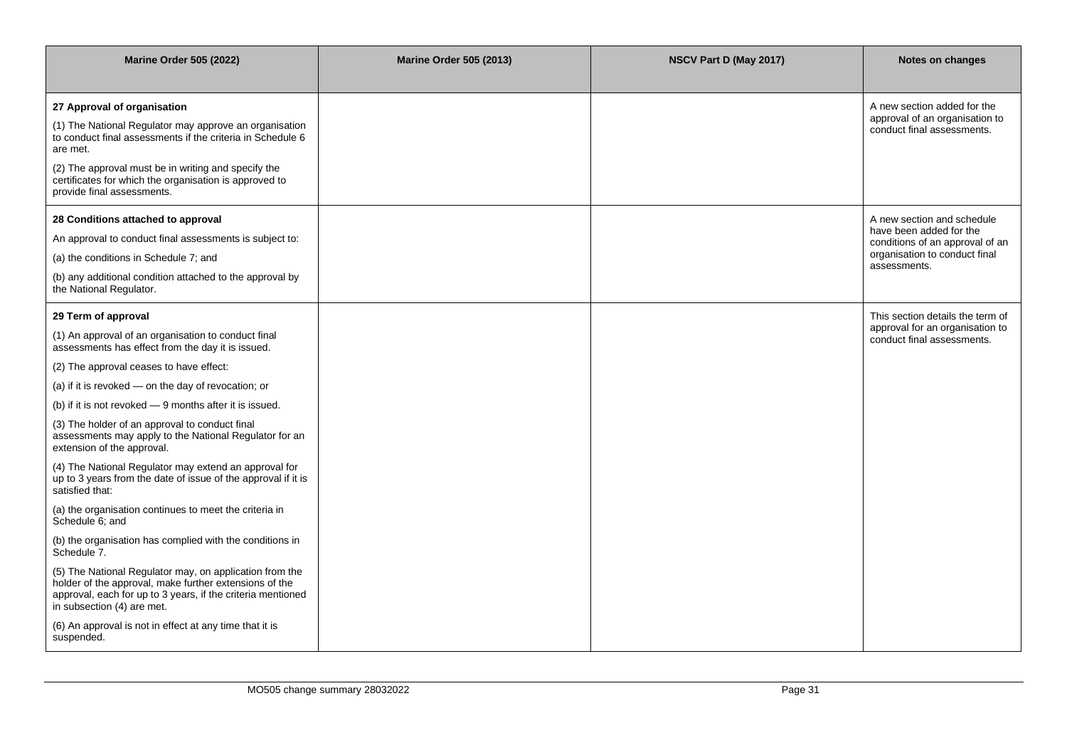| Marine Order 505 (2022) | Marine Order 505 (2013) | NSCV Part D (May 2017) | Notes on changes |
|---|---|---|---|
| **27 Approval of organisation**<br><br>(1) The National Regulator may approve an organisation to conduct final assessments if the criteria in Schedule 6 are met.<br><br>(2) The approval must be in writing and specify the certificates for which the organisation is approved to provide final assessments. | | | A new section added for the approval of an organisation to conduct final assessments. |
| **28 Conditions attached to approval**<br><br>An approval to conduct final assessments is subject to:<br><br>(a) the conditions in Schedule 7; and<br><br>(b) any additional condition attached to the approval by the National Regulator. | | | A new section and schedule have been added for the conditions of an approval of an organisation to conduct final assessments. |
| **29 Term of approval**<br><br>(1) An approval of an organisation to conduct final assessments has effect from the day it is issued.<br><br>(2) The approval ceases to have effect:<br><br>(a) if it is revoked — on the day of revocation; or<br><br>(b) if it is not revoked — 9 months after it is issued.<br><br>(3) The holder of an approval to conduct final assessments may apply to the National Regulator for an extension of the approval.<br><br>(4) The National Regulator may extend an approval for up to 3 years from the date of issue of the approval if it is satisfied that:<br><br>(a) the organisation continues to meet the criteria in Schedule 6; and<br><br>(b) the organisation has complied with the conditions in Schedule 7.<br><br>(5) The National Regulator may, on application from the holder of the approval, make further extensions of the approval, each for up to 3 years, if the criteria mentioned in subsection (4) are met.<br><br>(6) An approval is not in effect at any time that it is suspended. | | | This section details the term of approval for an organisation to conduct final assessments. |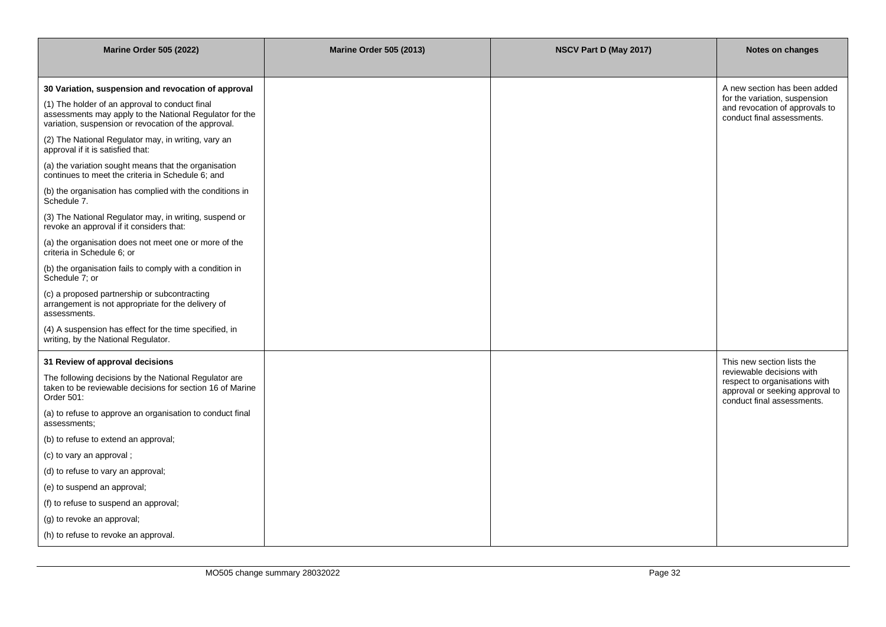| Marine Order 505 (2022) | Marine Order 505 (2013) | NSCV Part D (May 2017) | Notes on changes |
|---|---|---|---|
| **30 Variation, suspension and revocation of approval**<br><br>(1) The holder of an approval to conduct final assessments may apply to the National Regulator for the variation, suspension or revocation of the approval.<br><br>(2) The National Regulator may, in writing, vary an approval if it is satisfied that:<br><br>(a) the variation sought means that the organisation continues to meet the criteria in Schedule 6; and<br><br>(b) the organisation has complied with the conditions in Schedule 7.<br><br>(3) The National Regulator may, in writing, suspend or revoke an approval if it considers that:<br><br>(a) the organisation does not meet one or more of the criteria in Schedule 6; or<br><br>(b) the organisation fails to comply with a condition in Schedule 7; or<br><br>(c) a proposed partnership or subcontracting arrangement is not appropriate for the delivery of assessments.<br><br>(4) A suspension has effect for the time specified, in writing, by the National Regulator. | | | A new section has been added for the variation, suspension and revocation of approvals to conduct final assessments. |
| **31 Review of approval decisions**<br><br>The following decisions by the National Regulator are taken to be reviewable decisions for section 16 of Marine Order 501:<br><br>(a) to refuse to approve an organisation to conduct final assessments;<br><br>(b) to refuse to extend an approval;<br><br>(c) to vary an approval ;<br><br>(d) to refuse to vary an approval;<br><br>(e) to suspend an approval;<br><br>(f) to refuse to suspend an approval;<br><br>(g) to revoke an approval;<br><br>(h) to refuse to revoke an approval. | | | This new section lists the reviewable decisions with respect to organisations with approval or seeking approval to conduct final assessments. |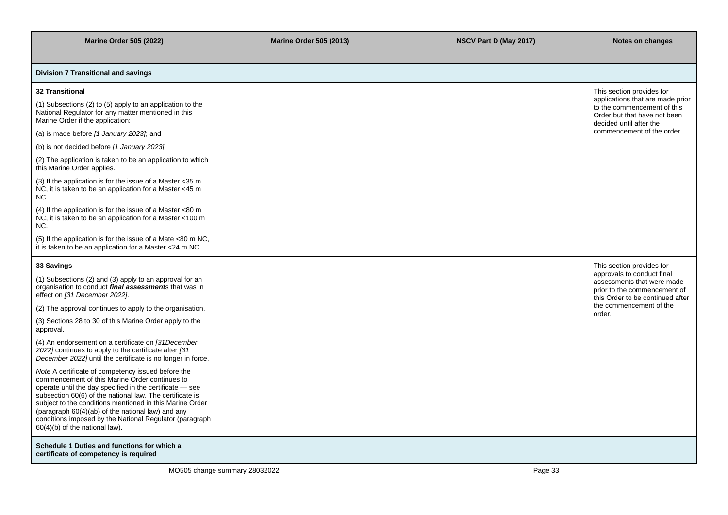| Marine Order 505 (2022) | Marine Order 505 (2013) | NSCV Part D (May 2017) | Notes on changes |
|---|---|---|---|
| **Division 7 Transitional and savings** | | | |
| **32 Transitional**<br><br>(1) Subsections (2) to (5) apply to an application to the National Regulator for any matter mentioned in this Marine Order if the application:<br><br>(a) is made before *[1 January 2023]*; and<br><br>(b) is not decided before *[1 January 2023]*.<br><br>(2) The application is taken to be an application to which this Marine Order applies.<br><br>(3) If the application is for the issue of a Master <35 m NC, it is taken to be an application for a Master <45 m NC.<br><br>(4) If the application is for the issue of a Master <80 m NC, it is taken to be an application for a Master <100 m NC.<br><br>(5) If the application is for the issue of a Mate <80 m NC, it is taken to be an application for a Master <24 m NC. | | | This section provides for applications that are made prior to the commencement of this Order but that have not been decided until after the commencement of the order. |
| **33 Savings**<br><br>(1) Subsections (2) and (3) apply to an approval for an organisation to conduct ***final assessment***s that was in effect on *[31 December 2022]*.<br><br>(2) The approval continues to apply to the organisation.<br><br>(3) Sections 28 to 30 of this Marine Order apply to the approval.<br><br>(4) An endorsement on a certificate on *[31December 2022]* continues to apply to the certificate after *[31 December 2022]* until the certificate is no longer in force.<br><br>*Note* A certificate of competency issued before the commencement of this Marine Order continues to operate until the day specified in the certificate — see subsection 60(6) of the national law. The certificate is subject to the conditions mentioned in this Marine Order (paragraph 60(4)(ab) of the national law) and any conditions imposed by the National Regulator (paragraph 60(4)(b) of the national law). | | | This section provides for approvals to conduct final assessments that were made prior to the commencement of this Order to be continued after the commencement of the order. |
| **Schedule 1 Duties and functions for which a certificate of competency is required** | | | |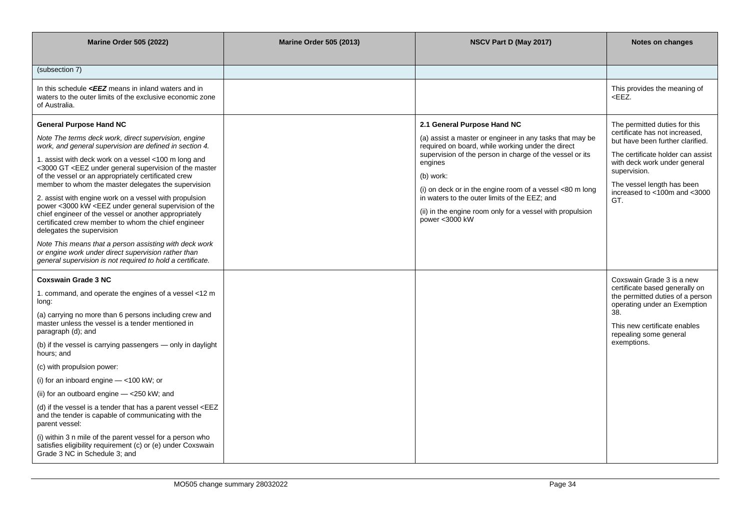| Marine Order 505 (2022) | Marine Order 505 (2013) | NSCV Part D (May 2017) | Notes on changes |
|---|---|---|---|
| (subsection 7) | | | |
| In this schedule ***<EEZ*** means in inland waters and in waters to the outer limits of the exclusive economic zone of Australia. | | | This provides the meaning of <EEZ. |
| **General Purpose Hand NC**<br><br>*Note The terms deck work, direct supervision, engine work, and general supervision are defined in section 4.*<br><br>1. assist with deck work on a vessel <100 m long and <3000 GT <EEZ under general supervision of the master of the vessel or an appropriately certificated crew member to whom the master delegates the supervision<br><br>2. assist with engine work on a vessel with propulsion power <3000 kW <EEZ under general supervision of the chief engineer of the vessel or another appropriately certificated crew member to whom the chief engineer delegates the supervision<br><br>*Note This means that a person assisting with deck work or engine work under direct supervision rather than general supervision is not required to hold a certificate.* | | **2.1 General Purpose Hand NC**<br><br>(a) assist a master or engineer in any tasks that may be required on board, while working under the direct supervision of the person in charge of the vessel or its engines<br><br>(b) work:<br><br>(i) on deck or in the engine room of a vessel <80 m long in waters to the outer limits of the EEZ; and<br><br>(ii) in the engine room only for a vessel with propulsion power <3000 kW | The permitted duties for this certificate has not increased, but have been further clarified.<br><br>The certificate holder can assist with deck work under general supervision.<br><br>The vessel length has been increased to <100m and <3000 GT. |
| **Coxswain Grade 3 NC**<br><br>1. command, and operate the engines of a vessel <12 m long:<br><br>(a) carrying no more than 6 persons including crew and master unless the vessel is a tender mentioned in paragraph (d); and<br><br>(b) if the vessel is carrying passengers — only in daylight hours; and<br><br>(c) with propulsion power:<br><br>(i) for an inboard engine — <100 kW; or<br><br>(ii) for an outboard engine — <250 kW; and<br><br>(d) if the vessel is a tender that has a parent vessel <EEZ and the tender is capable of communicating with the parent vessel:<br><br>(i) within 3 n mile of the parent vessel for a person who satisfies eligibility requirement (c) or (e) under Coxswain Grade 3 NC in Schedule 3; and | | | Coxswain Grade 3 is a new certificate based generally on the permitted duties of a person operating under an Exemption 38.<br><br>This new certificate enables repealing some general exemptions. |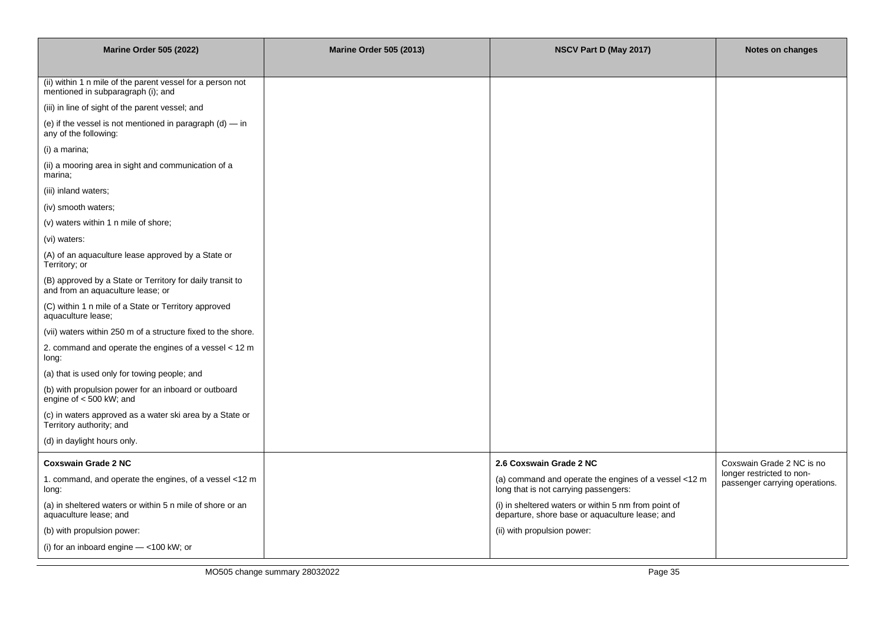| Marine Order 505 (2022) | Marine Order 505 (2013) | NSCV Part D (May 2017) | Notes on changes |
|---|---|---|---|
| (ii) within 1 n mile of the parent vessel for a person not mentioned in subparagraph (i); and | | | |
| (iii) in line of sight of the parent vessel; and | | | |
| (e) if the vessel is not mentioned in paragraph (d) — in any of the following: | | | |
| (i) a marina; | | | |
| (ii) a mooring area in sight and communication of a marina; | | | |
| (iii) inland waters; | | | |
| (iv) smooth waters; | | | |
| (v) waters within 1 n mile of shore; | | | |
| (vi) waters: | | | |
| (A) of an aquaculture lease approved by a State or Territory; or | | | |
| (B) approved by a State or Territory for daily transit to and from an aquaculture lease; or | | | |
| (C) within 1 n mile of a State or Territory approved aquaculture lease; | | | |
| (vii) waters within 250 m of a structure fixed to the shore. | | | |
| 2. command and operate the engines of a vessel < 12 m long: | | | |
| (a) that is used only for towing people; and | | | |
| (b) with propulsion power for an inboard or outboard engine of < 500 kW; and | | | |
| (c) in waters approved as a water ski area by a State or Territory authority; and | | | |
| (d) in daylight hours only. | | | |
| **Coxswain Grade 2 NC** | | **2.6 Coxswain Grade 2 NC** | Coxswain Grade 2 NC is no longer restricted to non-passenger carrying operations. |
| 1. command, and operate the engines, of a vessel <12 m long: | | (a) command and operate the engines of a vessel <12 m long that is not carrying passengers: | |
| (a) in sheltered waters or within 5 n mile of shore or an aquaculture lease; and | | (i) in sheltered waters or within 5 nm from point of departure, shore base or aquaculture lease; and | |
| (b) with propulsion power: | | (ii) with propulsion power: | |
| (i) for an inboard engine — <100 kW; or | | | |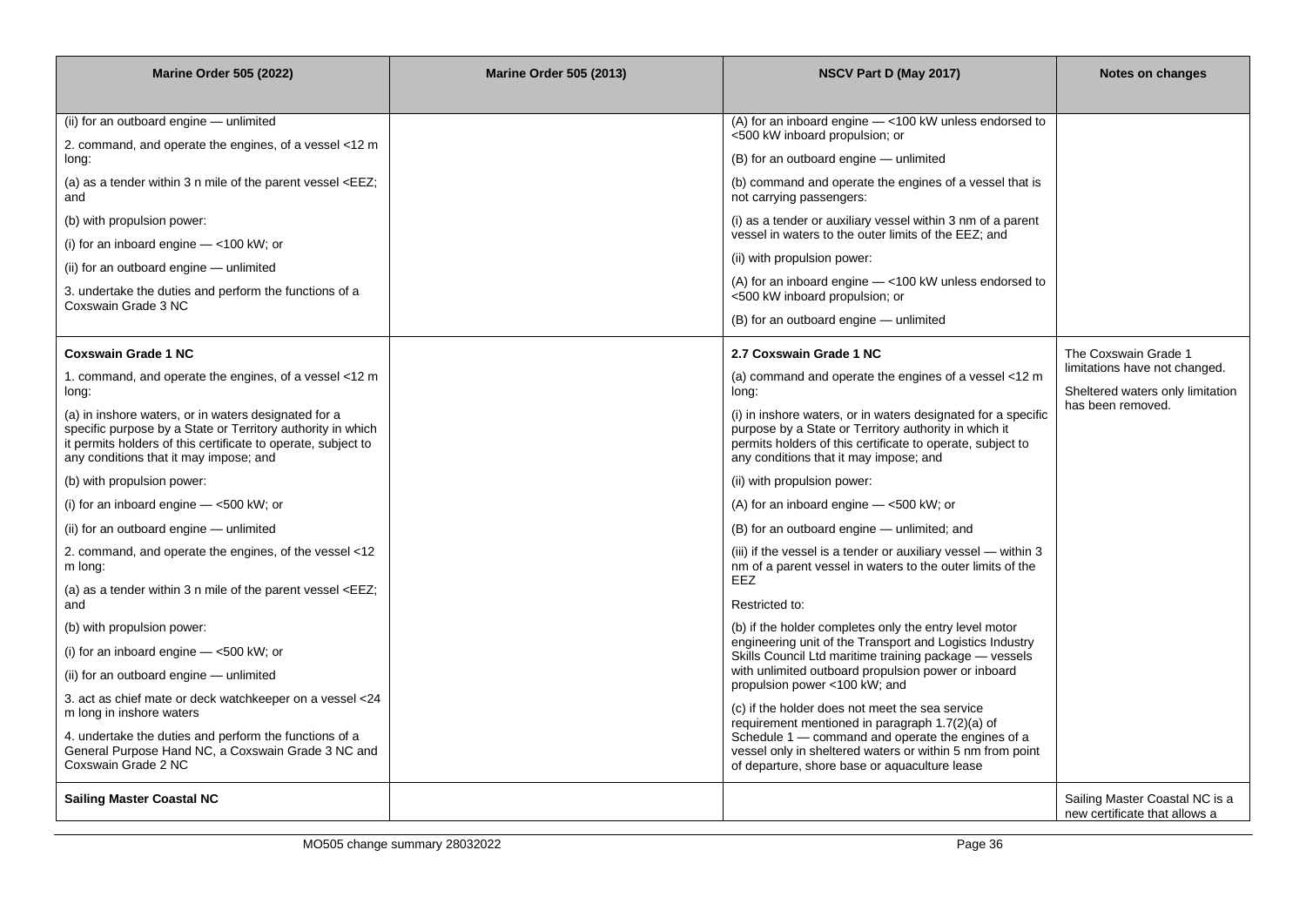| Marine Order 505 (2022) | Marine Order 505 (2013) | NSCV Part D (May 2017) | Notes on changes |
|---|---|---|---|
| (ii) for an outboard engine — unlimited<br><br>2. command, and operate the engines, of a vessel <12 m long:<br><br>(a) as a tender within 3 n mile of the parent vessel <EEZ; and<br><br>(b) with propulsion power:<br><br>(i) for an inboard engine — <100 kW; or<br><br>(ii) for an outboard engine — unlimited<br><br>3. undertake the duties and perform the functions of a Coxswain Grade 3 NC | | (A) for an inboard engine — <100 kW unless endorsed to <500 kW inboard propulsion; or<br><br>(B) for an outboard engine — unlimited<br><br>(b) command and operate the engines of a vessel that is not carrying passengers:<br><br>(i) as a tender or auxiliary vessel within 3 nm of a parent vessel in waters to the outer limits of the EEZ; and<br><br>(ii) with propulsion power:<br><br>(A) for an inboard engine — <100 kW unless endorsed to <500 kW inboard propulsion; or<br><br>(B) for an outboard engine — unlimited | |
| **Coxswain Grade 1 NC**<br><br>1. command, and operate the engines, of a vessel <12 m long:<br><br>(a) in inshore waters, or in waters designated for a specific purpose by a State or Territory authority in which it permits holders of this certificate to operate, subject to any conditions that it may impose; and<br><br>(b) with propulsion power:<br><br>(i) for an inboard engine — <500 kW; or<br><br>(ii) for an outboard engine — unlimited<br><br>2. command, and operate the engines, of the vessel <12 m long:<br><br>(a) as a tender within 3 n mile of the parent vessel <EEZ; and<br><br>(b) with propulsion power:<br><br>(i) for an inboard engine — <500 kW; or<br><br>(ii) for an outboard engine — unlimited<br><br>3. act as chief mate or deck watchkeeper on a vessel <24 m long in inshore waters<br><br>4. undertake the duties and perform the functions of a General Purpose Hand NC, a Coxswain Grade 3 NC and Coxswain Grade 2 NC | | **2.7 Coxswain Grade 1 NC**<br><br>(a) command and operate the engines of a vessel <12 m long:<br><br>(i) in inshore waters, or in waters designated for a specific purpose by a State or Territory authority in which it permits holders of this certificate to operate, subject to any conditions that it may impose; and<br><br>(ii) with propulsion power:<br><br>(A) for an inboard engine — <500 kW; or<br><br>(B) for an outboard engine — unlimited; and<br><br>(iii) if the vessel is a tender or auxiliary vessel — within 3 nm of a parent vessel in waters to the outer limits of the EEZ<br><br>Restricted to:<br><br>(b) if the holder completes only the entry level motor engineering unit of the Transport and Logistics Industry Skills Council Ltd maritime training package — vessels with unlimited outboard propulsion power or inboard propulsion power <100 kW; and<br><br>(c) if the holder does not meet the sea service requirement mentioned in paragraph 1.7(2)(a) of Schedule 1 — command and operate the engines of a vessel only in sheltered waters or within 5 nm from point of departure, shore base or aquaculture lease | The Coxswain Grade 1 limitations have not changed.<br><br>Sheltered waters only limitation has been removed. |
| **Sailing Master Coastal NC** | | | Sailing Master Coastal NC is a new certificate that allows a |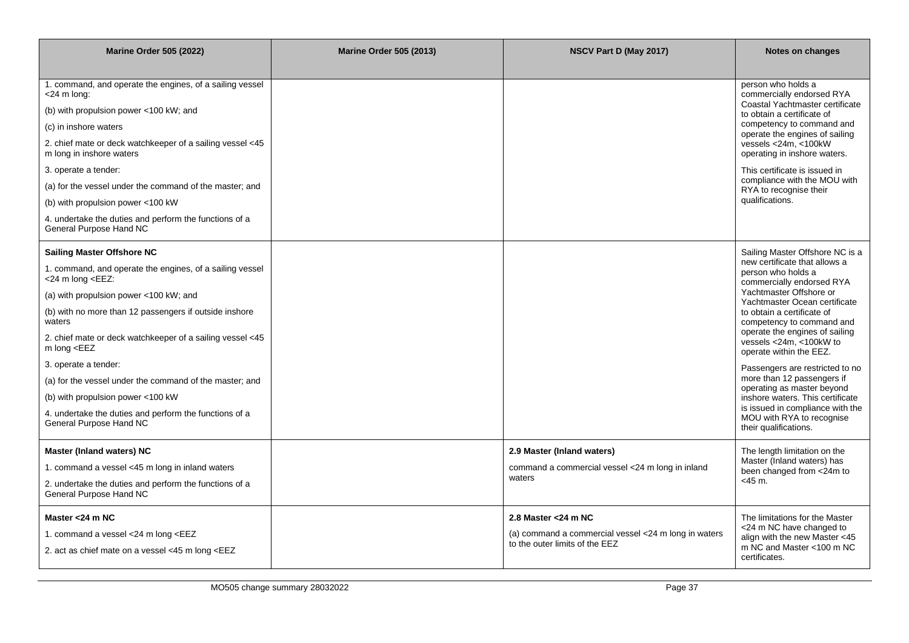| Marine Order 505 (2022) | Marine Order 505 (2013) | NSCV Part D (May 2017) | Notes on changes |
| --- | --- | --- | --- |
| 1. command, and operate the engines, of a sailing vessel <24 m long:<br>(b) with propulsion power <100 kW; and<br>(c) in inshore waters<br>2. chief mate or deck watchkeeper of a sailing vessel <45 m long in inshore waters<br>3. operate a tender:<br>(a) for the vessel under the command of the master; and<br>(b) with propulsion power <100 kW<br>4. undertake the duties and perform the functions of a General Purpose Hand NC | | | person who holds a commercially endorsed RYA Coastal Yachtmaster certificate to obtain a certificate of competency to command and operate the engines of sailing vessels <24m, <100kW operating in inshore waters.<br>This certificate is issued in compliance with the MOU with RYA to recognise their qualifications. |
| **Sailing Master Offshore NC**<br>1. command, and operate the engines, of a sailing vessel <24 m long <EEZ:<br>(a) with propulsion power <100 kW; and<br>(b) with no more than 12 passengers if outside inshore waters<br>2. chief mate or deck watchkeeper of a sailing vessel <45 m long <EEZ<br>3. operate a tender:<br>(a) for the vessel under the command of the master; and<br>(b) with propulsion power <100 kW<br>4. undertake the duties and perform the functions of a General Purpose Hand NC | | | Sailing Master Offshore NC is a new certificate that allows a person who holds a commercially endorsed RYA Yachtmaster Offshore or Yachtmaster Ocean certificate to obtain a certificate of competency to command and operate the engines of sailing vessels <24m, <100kW to operate within the EEZ.<br>Passengers are restricted to no more than 12 passengers if operating as master beyond inshore waters. This certificate is issued in compliance with the MOU with RYA to recognise their qualifications. |
| **Master (Inland waters) NC**<br>1. command a vessel <45 m long in inland waters<br>2. undertake the duties and perform the functions of a General Purpose Hand NC | | **2.9 Master (Inland waters)**<br>command a commercial vessel <24 m long in inland waters | The length limitation on the Master (Inland waters) has been changed from <24m to <45 m. |
| **Master <24 m NC**<br>1. command a vessel <24 m long <EEZ<br>2. act as chief mate on a vessel <45 m long <EEZ | | **2.8 Master <24 m NC**<br>(a) command a commercial vessel <24 m long in waters to the outer limits of the EEZ | The limitations for the Master <24 m NC have changed to align with the new Master <45 m NC and Master <100 m NC certificates. |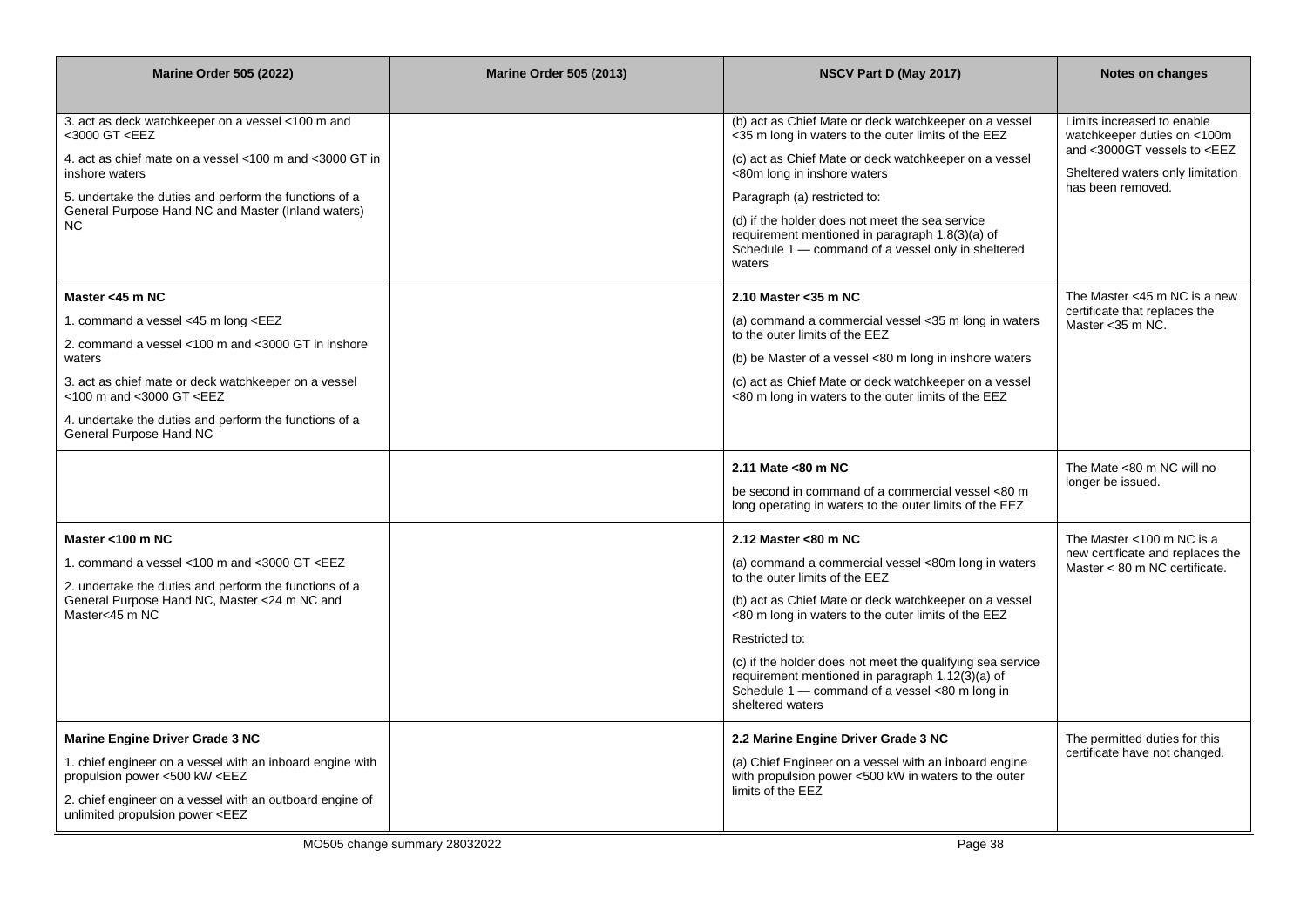| Marine Order 505 (2022) | Marine Order 505 (2013) | NSCV Part D (May 2017) | Notes on changes |
|---|---|---|---|
| 3. act as deck watchkeeper on a vessel <100 m and <3000 GT <EEZ<br><br>4. act as chief mate on a vessel <100 m and <3000 GT in inshore waters<br><br>5. undertake the duties and perform the functions of a General Purpose Hand NC and Master (Inland waters) NC | | (b) act as Chief Mate or deck watchkeeper on a vessel <35 m long in waters to the outer limits of the EEZ<br><br>(c) act as Chief Mate or deck watchkeeper on a vessel <80m long in inshore waters<br><br>Paragraph (a) restricted to:<br><br>(d) if the holder does not meet the sea service requirement mentioned in paragraph 1.8(3)(a) of Schedule 1 — command of a vessel only in sheltered waters | Limits increased to enable watchkeeper duties on <100m and <3000GT vessels to <EEZ<br><br>Sheltered waters only limitation has been removed. |
| **Master <45 m NC**<br><br>1. command a vessel <45 m long <EEZ<br><br>2. command a vessel <100 m and <3000 GT in inshore waters<br><br>3. act as chief mate or deck watchkeeper on a vessel <100 m and <3000 GT <EEZ<br><br>4. undertake the duties and perform the functions of a General Purpose Hand NC | | **2.10 Master <35 m NC**<br><br>(a) command a commercial vessel <35 m long in waters to the outer limits of the EEZ<br><br>(b) be Master of a vessel <80 m long in inshore waters<br><br>(c) act as Chief Mate or deck watchkeeper on a vessel <80 m long in waters to the outer limits of the EEZ | The Master <45 m NC is a new certificate that replaces the Master <35 m NC. |
| | | **2.11 Mate <80 m NC**<br><br>be second in command of a commercial vessel <80 m long operating in waters to the outer limits of the EEZ | The Mate <80 m NC will no longer be issued. |
| **Master <100 m NC**<br><br>1. command a vessel <100 m and <3000 GT <EEZ<br><br>2. undertake the duties and perform the functions of a General Purpose Hand NC, Master <24 m NC and Master<45 m NC | | **2.12 Master <80 m NC**<br><br>(a) command a commercial vessel <80m long in waters to the outer limits of the EEZ<br><br>(b) act as Chief Mate or deck watchkeeper on a vessel <80 m long in waters to the outer limits of the EEZ<br><br>Restricted to:<br><br>(c) if the holder does not meet the qualifying sea service requirement mentioned in paragraph 1.12(3)(a) of Schedule 1 — command of a vessel <80 m long in sheltered waters | The Master <100 m NC is a new certificate and replaces the Master < 80 m NC certificate. |
| **Marine Engine Driver Grade 3 NC**<br><br>1. chief engineer on a vessel with an inboard engine with propulsion power <500 kW <EEZ<br><br>2. chief engineer on a vessel with an outboard engine of unlimited propulsion power <EEZ | | **2.2 Marine Engine Driver Grade 3 NC**<br><br>(a) Chief Engineer on a vessel with an inboard engine with propulsion power <500 kW in waters to the outer limits of the EEZ | The permitted duties for this certificate have not changed. |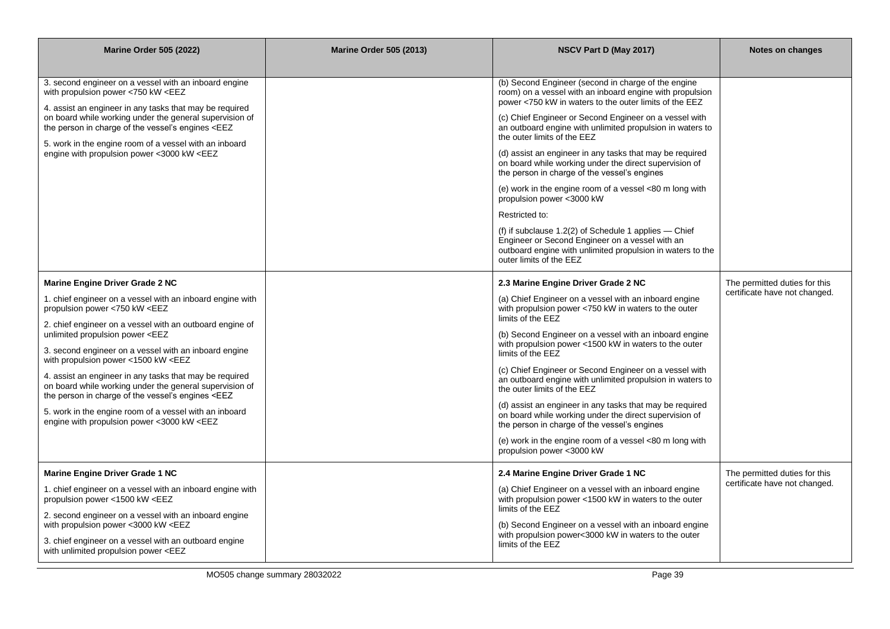| Marine Order 505 (2022) | Marine Order 505 (2013) | NSCV Part D (May 2017) | Notes on changes |
|---|---|---|---|
| 3. second engineer on a vessel with an inboard engine with propulsion power <750 kW <EEZ<br><br>4. assist an engineer in any tasks that may be required on board while working under the general supervision of the person in charge of the vessel's engines <EEZ<br><br>5. work in the engine room of a vessel with an inboard engine with propulsion power <3000 kW <EEZ | | (b) Second Engineer (second in charge of the engine room) on a vessel with an inboard engine with propulsion power <750 kW in waters to the outer limits of the EEZ<br><br>(c) Chief Engineer or Second Engineer on a vessel with an outboard engine with unlimited propulsion in waters to the outer limits of the EEZ<br><br>(d) assist an engineer in any tasks that may be required on board while working under the direct supervision of the person in charge of the vessel's engines<br><br>(e) work in the engine room of a vessel <80 m long with propulsion power <3000 kW<br><br>Restricted to:<br><br>(f) if subclause 1.2(2) of Schedule 1 applies — Chief Engineer or Second Engineer on a vessel with an outboard engine with unlimited propulsion in waters to the outer limits of the EEZ | |
| **Marine Engine Driver Grade 2 NC**<br><br>1. chief engineer on a vessel with an inboard engine with propulsion power <750 kW <EEZ<br><br>2. chief engineer on a vessel with an outboard engine of unlimited propulsion power <EEZ<br><br>3. second engineer on a vessel with an inboard engine with propulsion power <1500 kW <EEZ<br><br>4. assist an engineer in any tasks that may be required on board while working under the general supervision of the person in charge of the vessel's engines <EEZ<br><br>5. work in the engine room of a vessel with an inboard engine with propulsion power <3000 kW <EEZ | | **2.3 Marine Engine Driver Grade 2 NC**<br><br>(a) Chief Engineer on a vessel with an inboard engine with propulsion power <750 kW in waters to the outer limits of the EEZ<br><br>(b) Second Engineer on a vessel with an inboard engine with propulsion power <1500 kW in waters to the outer limits of the EEZ<br><br>(c) Chief Engineer or Second Engineer on a vessel with an outboard engine with unlimited propulsion in waters to the outer limits of the EEZ<br><br>(d) assist an engineer in any tasks that may be required on board while working under the direct supervision of the person in charge of the vessel's engines<br><br>(e) work in the engine room of a vessel <80 m long with propulsion power <3000 kW | The permitted duties for this certificate have not changed. |
| **Marine Engine Driver Grade 1 NC**<br><br>1. chief engineer on a vessel with an inboard engine with propulsion power <1500 kW <EEZ<br><br>2. second engineer on a vessel with an inboard engine with propulsion power <3000 kW <EEZ<br><br>3. chief engineer on a vessel with an outboard engine with unlimited propulsion power <EEZ | | **2.4 Marine Engine Driver Grade 1 NC**<br><br>(a) Chief Engineer on a vessel with an inboard engine with propulsion power <1500 kW in waters to the outer limits of the EEZ<br><br>(b) Second Engineer on a vessel with an inboard engine with propulsion power<3000 kW in waters to the outer limits of the EEZ | The permitted duties for this certificate have not changed. |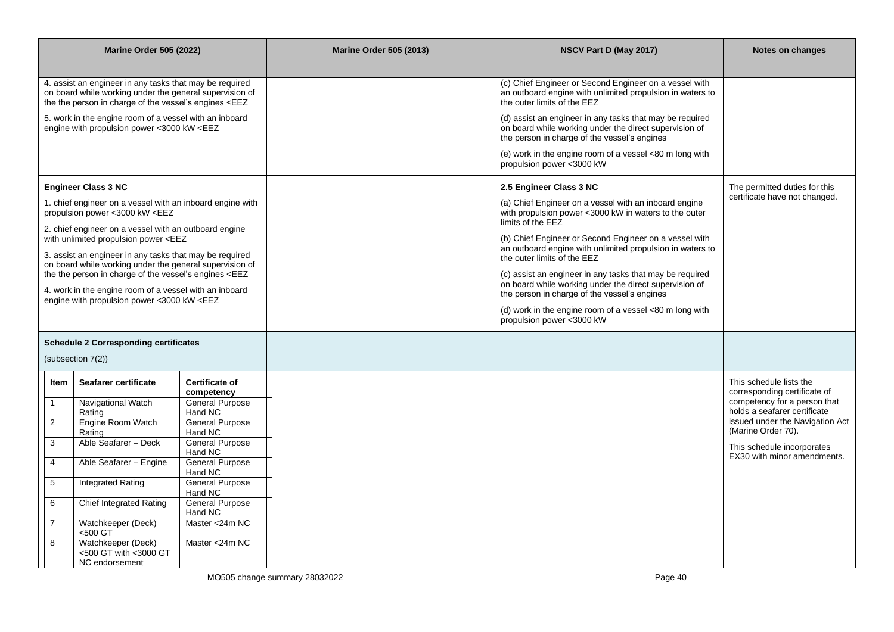| Marine Order 505 (2022) | Marine Order 505 (2013) | NSCV Part D (May 2017) | Notes on changes |
|---|---|---|---|
| 4. assist an engineer in any tasks that may be required on board while working under the general supervision of the the person in charge of the vessel's engines <EEZ<br><br>5. work in the engine room of a vessel with an inboard engine with propulsion power <3000 kW <EEZ | | (c) Chief Engineer or Second Engineer on a vessel with an outboard engine with unlimited propulsion in waters to the outer limits of the EEZ<br><br>(d) assist an engineer in any tasks that may be required on board while working under the direct supervision of the person in charge of the vessel's engines<br><br>(e) work in the engine room of a vessel <80 m long with propulsion power <3000 kW | |
| **Engineer Class 3 NC**<br><br>1. chief engineer on a vessel with an inboard engine with propulsion power <3000 kW <EEZ<br><br>2. chief engineer on a vessel with an outboard engine with unlimited propulsion power <EEZ<br><br>3. assist an engineer in any tasks that may be required on board while working under the general supervision of the the person in charge of the vessel's engines <EEZ<br><br>4. work in the engine room of a vessel with an inboard engine with propulsion power <3000 kW <EEZ | | **2.5 Engineer Class 3 NC**<br><br>(a) Chief Engineer on a vessel with an inboard engine with propulsion power <3000 kW in waters to the outer limits of the EEZ<br><br>(b) Chief Engineer or Second Engineer on a vessel with an outboard engine with unlimited propulsion in waters to the outer limits of the EEZ<br><br>(c) assist an engineer in any tasks that may be required on board while working under the direct supervision of the person in charge of the vessel's engines<br><br>(d) work in the engine room of a vessel <80 m long with propulsion power <3000 kW | The permitted duties for this certificate have not changed. |
| **Schedule 2 Corresponding certificates**<br><br>(subsection 7(2)) | | | |
| (see table below) | | | This schedule lists the corresponding certificate of competency for a person that holds a seafarer certificate issued under the Navigation Act (Marine Order 70).<br><br>This schedule incorporates EX30 with minor amendments. |

| Item | Seafarer certificate | Certificate of competency |
|---|---|---|
| 1 | Navigational Watch Rating | General Purpose Hand NC |
| 2 | Engine Room Watch Rating | General Purpose Hand NC |
| 3 | Able Seafarer – Deck | General Purpose Hand NC |
| 4 | Able Seafarer – Engine | General Purpose Hand NC |
| 5 | Integrated Rating | General Purpose Hand NC |
| 6 | Chief Integrated Rating | General Purpose Hand NC |
| 7 | Watchkeeper (Deck) <500 GT | Master <24m NC |
| 8 | Watchkeeper (Deck) <500 GT with <3000 GT NC endorsement | Master <24m NC |

MO505 change summary 28032022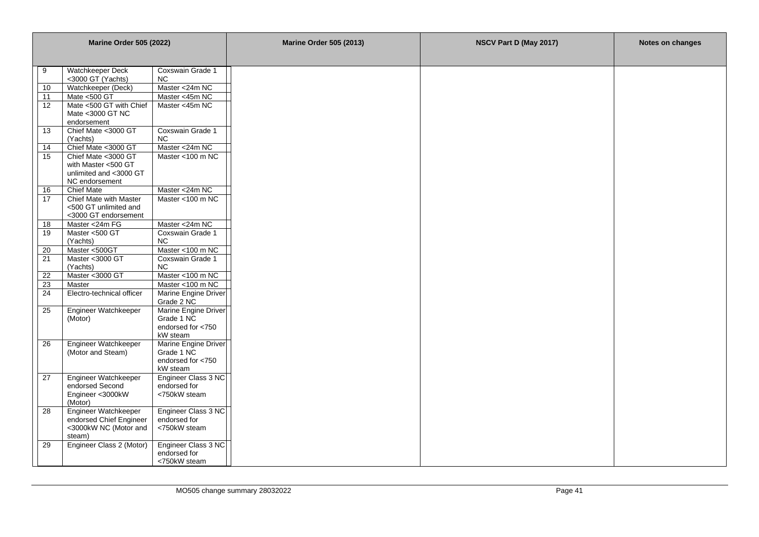| Marine Order 505 (2022) | | | Marine Order 505 (2013) | NSCV Part D (May 2017) | Notes on changes |
|---|---|---|---|---|---|
| 9 | Watchkeeper Deck <3000 GT (Yachts) | Coxswain Grade 1 NC | | | |
| 10 | Watchkeeper (Deck) | Master <24m NC | | | |
| 11 | Mate <500 GT | Master <45m NC | | | |
| 12 | Mate <500 GT with Chief Mate <3000 GT NC endorsement | Master <45m NC | | | |
| 13 | Chief Mate <3000 GT (Yachts) | Coxswain Grade 1 NC | | | |
| 14 | Chief Mate <3000 GT | Master <24m NC | | | |
| 15 | Chief Mate <3000 GT with Master <500 GT unlimited and <3000 GT NC endorsement | Master <100 m NC | | | |
| 16 | Chief Mate | Master <24m NC | | | |
| 17 | Chief Mate with Master <500 GT unlimited and <3000 GT endorsement | Master <100 m NC | | | |
| 18 | Master <24m FG | Master <24m NC | | | |
| 19 | Master <500 GT (Yachts) | Coxswain Grade 1 NC | | | |
| 20 | Master <500GT | Master <100 m NC | | | |
| 21 | Master <3000 GT (Yachts) | Coxswain Grade 1 NC | | | |
| 22 | Master <3000 GT | Master <100 m NC | | | |
| 23 | Master | Master <100 m NC | | | |
| 24 | Electro-technical officer | Marine Engine Driver Grade 2 NC | | | |
| 25 | Engineer Watchkeeper (Motor) | Marine Engine Driver Grade 1 NC endorsed for <750 kW steam | | | |
| 26 | Engineer Watchkeeper (Motor and Steam) | Marine Engine Driver Grade 1 NC endorsed for <750 kW steam | | | |
| 27 | Engineer Watchkeeper endorsed Second Engineer <3000kW (Motor) | Engineer Class 3 NC endorsed for <750kW steam | | | |
| 28 | Engineer Watchkeeper endorsed Chief Engineer <3000kW NC (Motor and steam) | Engineer Class 3 NC endorsed for <750kW steam | | | |
| 29 | Engineer Class 2 (Motor) | Engineer Class 3 NC endorsed for <750kW steam | | | |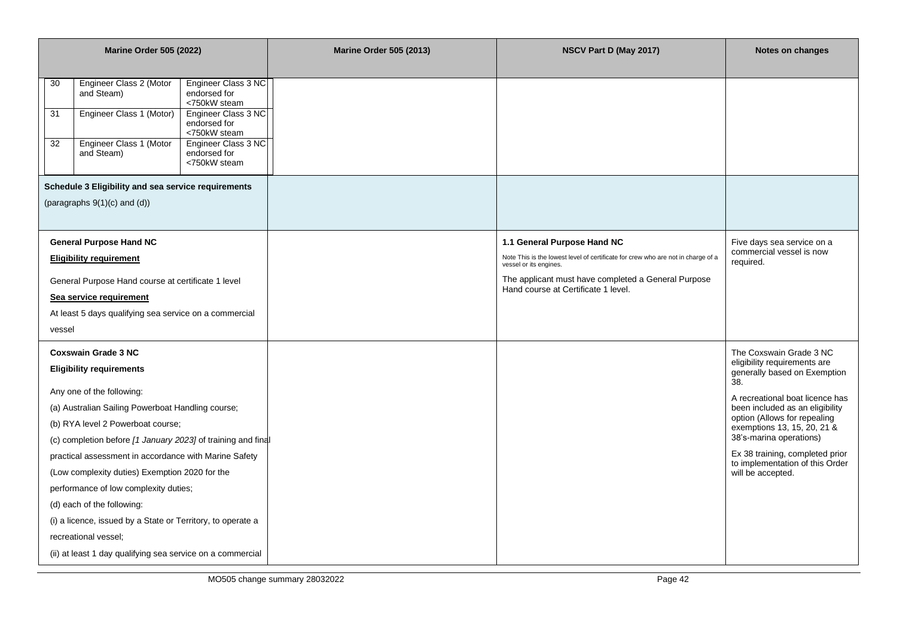| Marine Order 505 (2022) | Marine Order 505 (2013) | NSCV Part D (May 2017) | Notes on changes |
|---|---|---|---|
| 30 — Engineer Class 2 (Motor and Steam) — Engineer Class 3 NC endorsed for <750kW steam<br>31 — Engineer Class 1 (Motor) — Engineer Class 3 NC endorsed for <750kW steam<br>32 — Engineer Class 1 (Motor and Steam) — Engineer Class 3 NC endorsed for <750kW steam | | | |
| **Schedule 3 Eligibility and sea service requirements**<br><br>(paragraphs 9(1)(c) and (d)) | | | |
| **General Purpose Hand NC**<br><br>**Eligibility requirement**<br><br>General Purpose Hand course at certificate 1 level<br><br>**Sea service requirement**<br><br>At least 5 days qualifying sea service on a commercial vessel | | **1.1 General Purpose Hand NC**<br><br>Note This is the lowest level of certificate for crew who are not in charge of a vessel or its engines.<br><br>The applicant must have completed a General Purpose Hand course at Certificate 1 level. | Five days sea service on a commercial vessel is now required. |
| **Coxswain Grade 3 NC**<br><br>**Eligibility requirements**<br><br>Any one of the following:<br><br>(a) Australian Sailing Powerboat Handling course;<br><br>(b) RYA level 2 Powerboat course;<br><br>(c) completion before *[1 January 2023]* of training and final practical assessment in accordance with Marine Safety (Low complexity duties) Exemption 2020 for the performance of low complexity duties;<br><br>(d) each of the following:<br><br>(i) a licence, issued by a State or Territory, to operate a recreational vessel;<br><br>(ii) at least 1 day qualifying sea service on a commercial | | | The Coxswain Grade 3 NC eligibility requirements are generally based on Exemption 38.<br><br>A recreational boat licence has been included as an eligibility option (Allows for repealing exemptions 13, 15, 20, 21 & 38's-marina operations)<br><br>Ex 38 training, completed prior to implementation of this Order will be accepted. |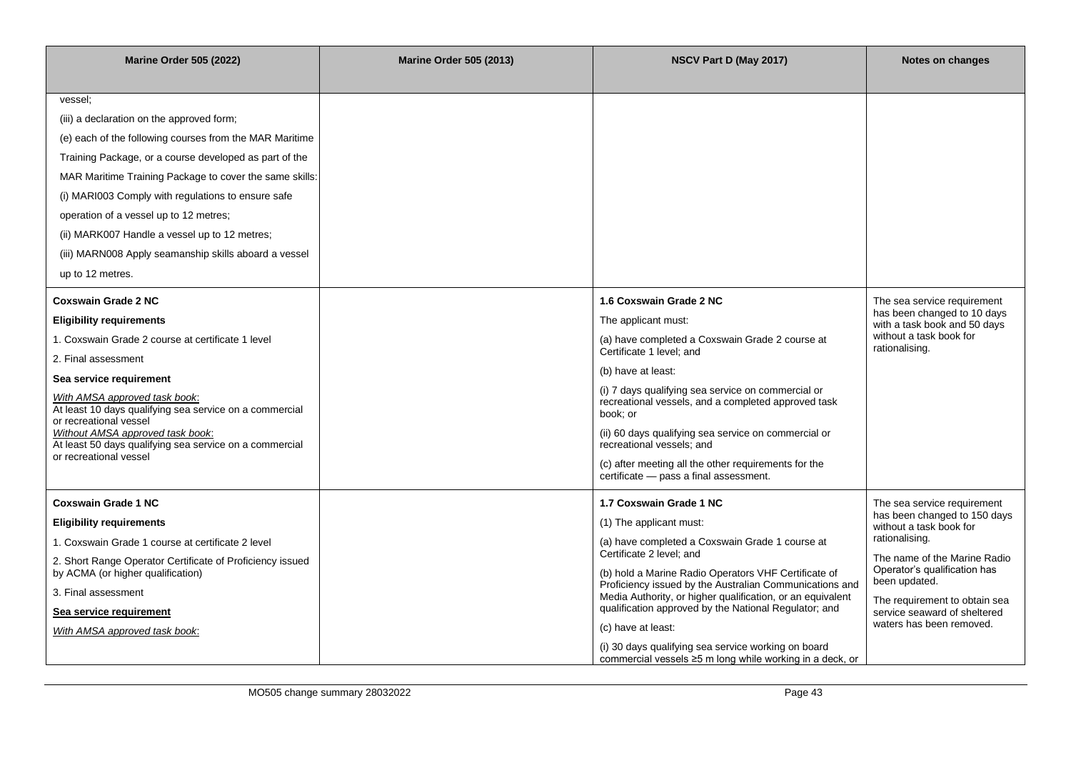| Marine Order 505 (2022) | Marine Order 505 (2013) | NSCV Part D (May 2017) | Notes on changes |
|---|---|---|---|
| vessel;<br>(iii) a declaration on the approved form;<br>(e) each of the following courses from the MAR Maritime Training Package, or a course developed as part of the MAR Maritime Training Package to cover the same skills:<br>(i) MARI003 Comply with regulations to ensure safe operation of a vessel up to 12 metres;<br>(ii) MARK007 Handle a vessel up to 12 metres;<br>(iii) MARN008 Apply seamanship skills aboard a vessel up to 12 metres. | | | |
| **Coxswain Grade 2 NC**<br>**Eligibility requirements**<br>1. Coxswain Grade 2 course at certificate 1 level<br>2. Final assessment<br>**Sea service requirement**<br>*With AMSA approved task book*:<br>At least 10 days qualifying sea service on a commercial or recreational vessel<br>*Without AMSA approved task book*:<br>At least 50 days qualifying sea service on a commercial or recreational vessel | | **1.6 Coxswain Grade 2 NC**<br>The applicant must:<br>(a) have completed a Coxswain Grade 2 course at Certificate 1 level; and<br>(b) have at least:<br>(i) 7 days qualifying sea service on commercial or recreational vessels, and a completed approved task book; or<br>(ii) 60 days qualifying sea service on commercial or recreational vessels; and<br>(c) after meeting all the other requirements for the certificate — pass a final assessment. | The sea service requirement has been changed to 10 days with a task book and 50 days without a task book for rationalising. |
| **Coxswain Grade 1 NC**<br>**Eligibility requirements**<br>1. Coxswain Grade 1 course at certificate 2 level<br>2. Short Range Operator Certificate of Proficiency issued by ACMA (or higher qualification)<br>3. Final assessment<br>**Sea service requirement**<br>*With AMSA approved task book*: | | **1.7 Coxswain Grade 1 NC**<br>(1) The applicant must:<br>(a) have completed a Coxswain Grade 1 course at Certificate 2 level; and<br>(b) hold a Marine Radio Operators VHF Certificate of Proficiency issued by the Australian Communications and Media Authority, or higher qualification, or an equivalent qualification approved by the National Regulator; and<br>(c) have at least:<br>(i) 30 days qualifying sea service working on board commercial vessels ≥5 m long while working in a deck, or | The sea service requirement has been changed to 150 days without a task book for rationalising.<br>The name of the Marine Radio Operator's qualification has been updated.<br>The requirement to obtain sea service seaward of sheltered waters has been removed. |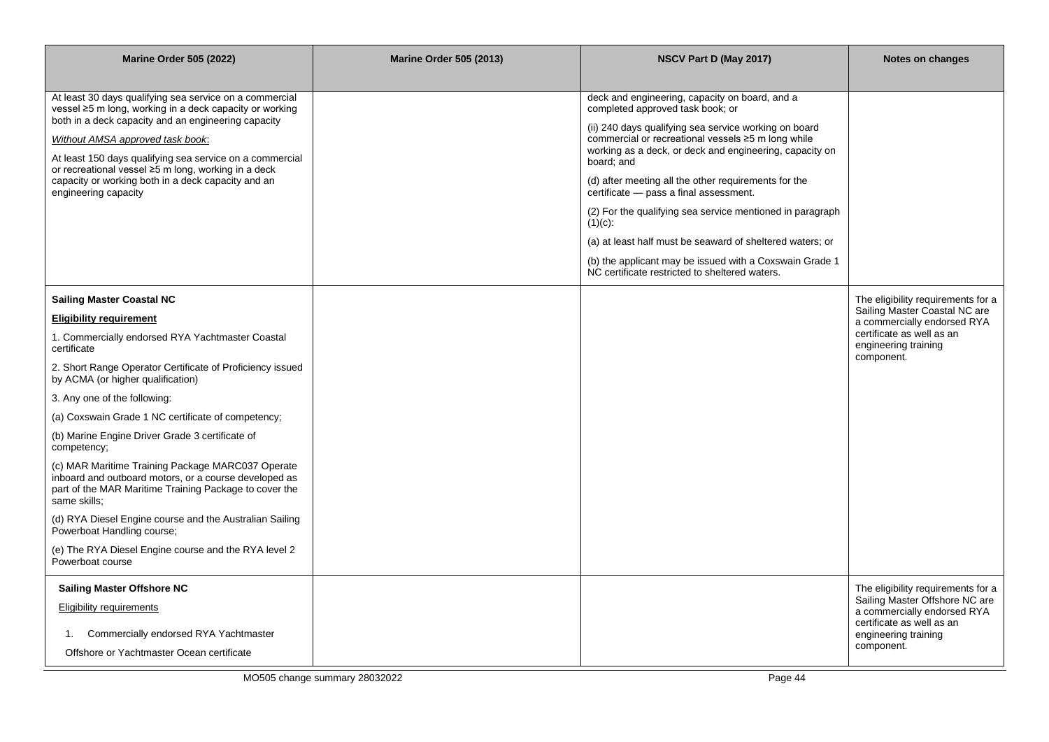| Marine Order 505 (2022) | Marine Order 505 (2013) | NSCV Part D (May 2017) | Notes on changes |
|---|---|---|---|
| At least 30 days qualifying sea service on a commercial vessel ≥5 m long, working in a deck capacity or working both in a deck capacity and an engineering capacity<br><br>*Without AMSA approved task book*:<br><br>At least 150 days qualifying sea service on a commercial or recreational vessel ≥5 m long, working in a deck capacity or working both in a deck capacity and an engineering capacity | | deck and engineering, capacity on board, and a completed approved task book; or<br><br>(ii) 240 days qualifying sea service working on board commercial or recreational vessels ≥5 m long while working as a deck, or deck and engineering, capacity on board; and<br><br>(d) after meeting all the other requirements for the certificate — pass a final assessment.<br><br>(2) For the qualifying sea service mentioned in paragraph (1)(c):<br><br>(a) at least half must be seaward of sheltered waters; or<br><br>(b) the applicant may be issued with a Coxswain Grade 1 NC certificate restricted to sheltered waters. | |
| **Sailing Master Coastal NC**<br><br>**Eligibility requirement**<br><br>1. Commercially endorsed RYA Yachtmaster Coastal certificate<br><br>2. Short Range Operator Certificate of Proficiency issued by ACMA (or higher qualification)<br><br>3. Any one of the following:<br><br>(a) Coxswain Grade 1 NC certificate of competency;<br><br>(b) Marine Engine Driver Grade 3 certificate of competency;<br><br>(c) MAR Maritime Training Package MARC037 Operate inboard and outboard motors, or a course developed as part of the MAR Maritime Training Package to cover the same skills;<br><br>(d) RYA Diesel Engine course and the Australian Sailing Powerboat Handling course;<br><br>(e) The RYA Diesel Engine course and the RYA level 2 Powerboat course | | | The eligibility requirements for a Sailing Master Coastal NC are a commercially endorsed RYA certificate as well as an engineering training component. |
| **Sailing Master Offshore NC**<br><br>Eligibility requirements<br><br>1. Commercially endorsed RYA Yachtmaster Offshore or Yachtmaster Ocean certificate | | | The eligibility requirements for a Sailing Master Offshore NC are a commercially endorsed RYA certificate as well as an engineering training component. |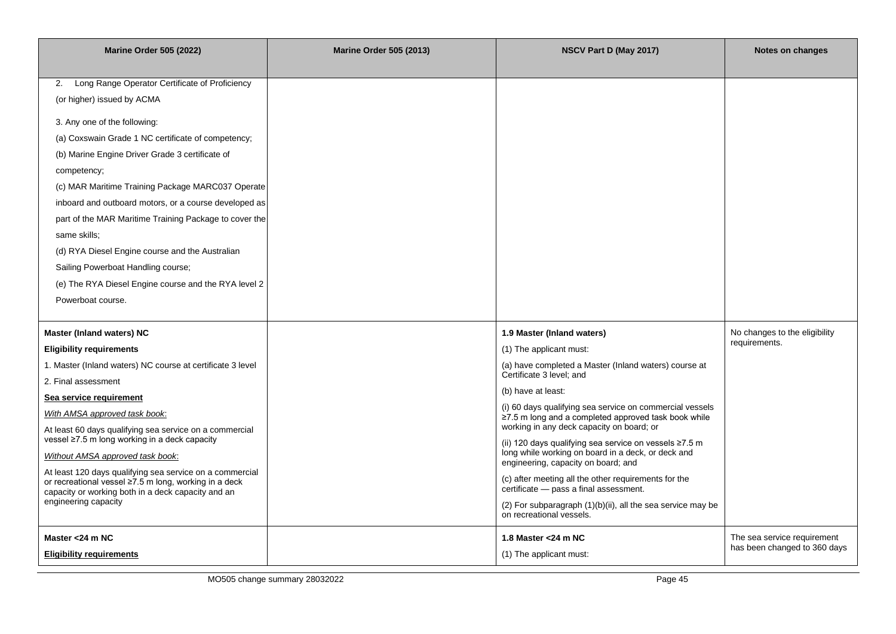| Marine Order 505 (2022) | Marine Order 505 (2013) | NSCV Part D (May 2017) | Notes on changes |
|---|---|---|---|
| 2. Long Range Operator Certificate of Proficiency (or higher) issued by ACMA<br><br>3. Any one of the following:<br>(a) Coxswain Grade 1 NC certificate of competency;<br>(b) Marine Engine Driver Grade 3 certificate of competency;<br>(c) MAR Maritime Training Package MARC037 Operate inboard and outboard motors, or a course developed as part of the MAR Maritime Training Package to cover the same skills;<br>(d) RYA Diesel Engine course and the Australian Sailing Powerboat Handling course;<br>(e) The RYA Diesel Engine course and the RYA level 2 Powerboat course. | | | |
| **Master (Inland waters) NC**<br>**Eligibility requirements**<br>1. Master (Inland waters) NC course at certificate 3 level<br>2. Final assessment<br>**Sea service requirement**<br>*With AMSA approved task book*:<br>At least 60 days qualifying sea service on a commercial vessel ≥7.5 m long working in a deck capacity<br>*Without AMSA approved task book*:<br>At least 120 days qualifying sea service on a commercial or recreational vessel ≥7.5 m long, working in a deck capacity or working both in a deck capacity and an engineering capacity | | **1.9 Master (Inland waters)**<br>(1) The applicant must:<br>(a) have completed a Master (Inland waters) course at Certificate 3 level; and<br>(b) have at least:<br>(i) 60 days qualifying sea service on commercial vessels ≥7.5 m long and a completed approved task book while working in any deck capacity on board; or<br>(ii) 120 days qualifying sea service on vessels ≥7.5 m long while working on board in a deck, or deck and engineering, capacity on board; and<br>(c) after meeting all the other requirements for the certificate — pass a final assessment.<br>(2) For subparagraph (1)(b)(ii), all the sea service may be on recreational vessels. | No changes to the eligibility requirements. |
| **Master <24 m NC**<br>**Eligibility requirements** | | **1.8 Master <24 m NC**<br>(1) The applicant must: | The sea service requirement has been changed to 360 days |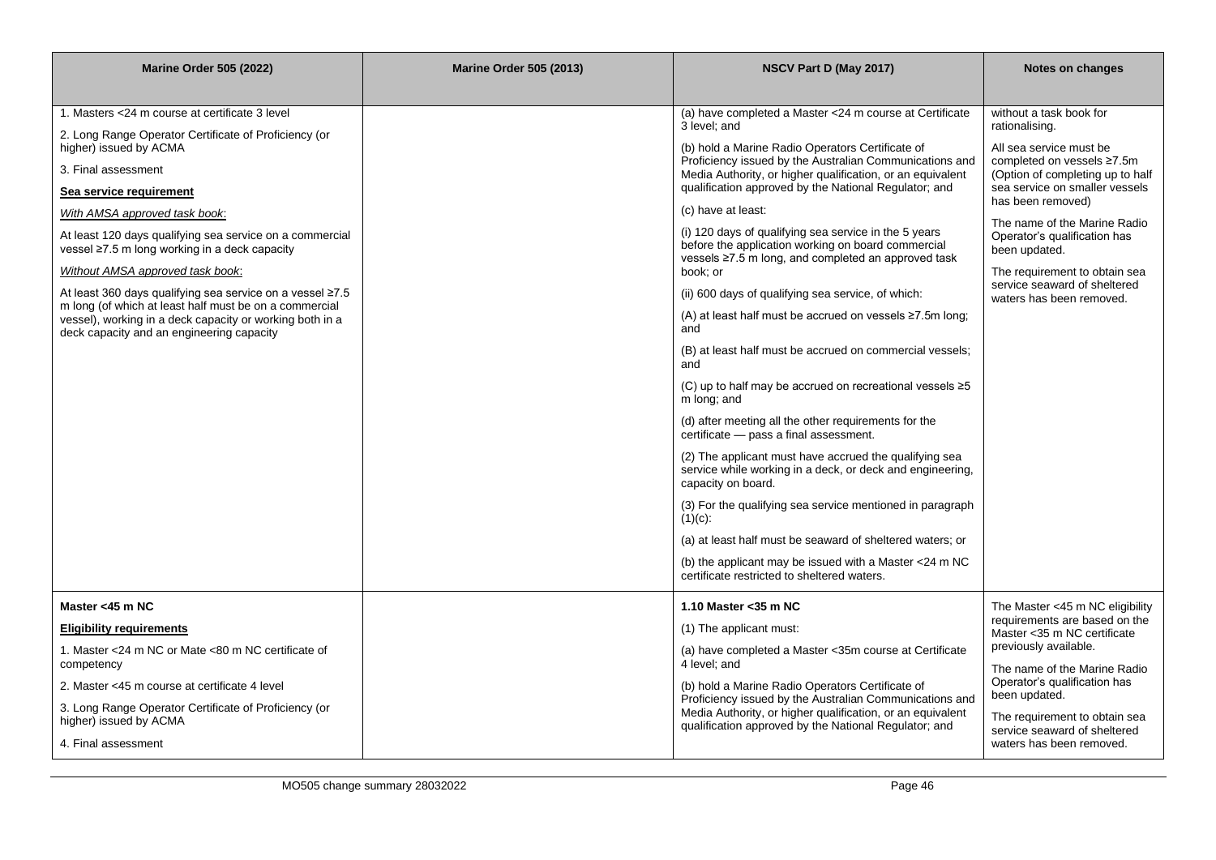| Marine Order 505 (2022) | Marine Order 505 (2013) | NSCV Part D (May 2017) | Notes on changes |
|---|---|---|---|
| 1. Masters <24 m course at certificate 3 level<br><br>2. Long Range Operator Certificate of Proficiency (or higher) issued by ACMA<br><br>3. Final assessment<br><br>**Sea service requirement**<br><br>*With AMSA approved task book*:<br><br>At least 120 days qualifying sea service on a commercial vessel ≥7.5 m long working in a deck capacity<br><br>*Without AMSA approved task book*:<br><br>At least 360 days qualifying sea service on a vessel ≥7.5 m long (of which at least half must be on a commercial vessel), working in a deck capacity or working both in a deck capacity and an engineering capacity | | (a) have completed a Master <24 m course at Certificate 3 level; and<br><br>(b) hold a Marine Radio Operators Certificate of Proficiency issued by the Australian Communications and Media Authority, or higher qualification, or an equivalent qualification approved by the National Regulator; and<br><br>(c) have at least:<br><br>(i) 120 days of qualifying sea service in the 5 years before the application working on board commercial vessels ≥7.5 m long, and completed an approved task book; or<br><br>(ii) 600 days of qualifying sea service, of which:<br><br>(A) at least half must be accrued on vessels ≥7.5m long; and<br><br>(B) at least half must be accrued on commercial vessels; and<br><br>(C) up to half may be accrued on recreational vessels ≥5 m long; and<br><br>(d) after meeting all the other requirements for the certificate — pass a final assessment.<br><br>(2) The applicant must have accrued the qualifying sea service while working in a deck, or deck and engineering, capacity on board.<br><br>(3) For the qualifying sea service mentioned in paragraph (1)(c):<br><br>(a) at least half must be seaward of sheltered waters; or<br><br>(b) the applicant may be issued with a Master <24 m NC certificate restricted to sheltered waters. | without a task book for rationalising.<br><br>All sea service must be completed on vessels ≥7.5m (Option of completing up to half sea service on smaller vessels has been removed)<br><br>The name of the Marine Radio Operator's qualification has been updated.<br><br>The requirement to obtain sea service seaward of sheltered waters has been removed. |
| **Master <45 m NC**<br><br>**Eligibility requirements**<br><br>1. Master <24 m NC or Mate <80 m NC certificate of competency<br><br>2. Master <45 m course at certificate 4 level<br><br>3. Long Range Operator Certificate of Proficiency (or higher) issued by ACMA<br><br>4. Final assessment | | **1.10 Master <35 m NC**<br><br>(1) The applicant must:<br><br>(a) have completed a Master <35m course at Certificate 4 level; and<br><br>(b) hold a Marine Radio Operators Certificate of Proficiency issued by the Australian Communications and Media Authority, or higher qualification, or an equivalent qualification approved by the National Regulator; and | The Master <45 m NC eligibility requirements are based on the Master <35 m NC certificate previously available.<br><br>The name of the Marine Radio Operator's qualification has been updated.<br><br>The requirement to obtain sea service seaward of sheltered waters has been removed. |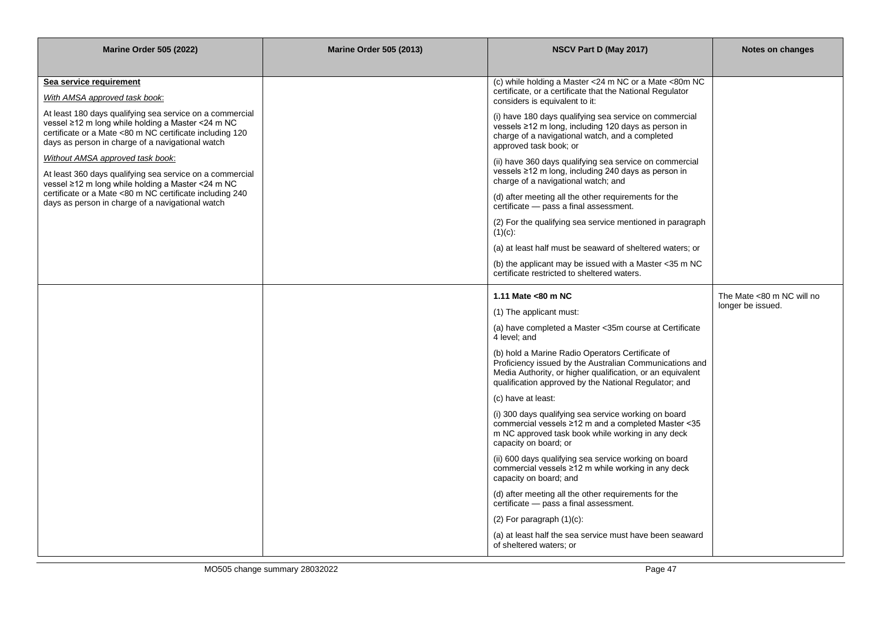| Marine Order 505 (2022) | Marine Order 505 (2013) | NSCV Part D (May 2017) | Notes on changes |
|---|---|---|---|
| **Sea service requirement**<br>*With AMSA approved task book*:<br>At least 180 days qualifying sea service on a commercial vessel ≥12 m long while holding a Master <24 m NC certificate or a Mate <80 m NC certificate including 120 days as person in charge of a navigational watch<br>*Without AMSA approved task book*:<br>At least 360 days qualifying sea service on a commercial vessel ≥12 m long while holding a Master <24 m NC certificate or a Mate <80 m NC certificate including 240 days as person in charge of a navigational watch | | (c) while holding a Master <24 m NC or a Mate <80m NC certificate, or a certificate that the National Regulator considers is equivalent to it:<br>(i) have 180 days qualifying sea service on commercial vessels ≥12 m long, including 120 days as person in charge of a navigational watch, and a completed approved task book; or<br>(ii) have 360 days qualifying sea service on commercial vessels ≥12 m long, including 240 days as person in charge of a navigational watch; and<br>(d) after meeting all the other requirements for the certificate — pass a final assessment.<br>(2) For the qualifying sea service mentioned in paragraph (1)(c):<br>(a) at least half must be seaward of sheltered waters; or<br>(b) the applicant may be issued with a Master <35 m NC certificate restricted to sheltered waters. | |
| | | **1.11 Mate <80 m NC**<br>(1) The applicant must:<br>(a) have completed a Master <35m course at Certificate 4 level; and<br>(b) hold a Marine Radio Operators Certificate of Proficiency issued by the Australian Communications and Media Authority, or higher qualification, or an equivalent qualification approved by the National Regulator; and<br>(c) have at least:<br>(i) 300 days qualifying sea service working on board commercial vessels ≥12 m and a completed Master <35 m NC approved task book while working in any deck capacity on board; or<br>(ii) 600 days qualifying sea service working on board commercial vessels ≥12 m while working in any deck capacity on board; and<br>(d) after meeting all the other requirements for the certificate — pass a final assessment.<br>(2) For paragraph (1)(c):<br>(a) at least half the sea service must have been seaward of sheltered waters; or | The Mate <80 m NC will no longer be issued. |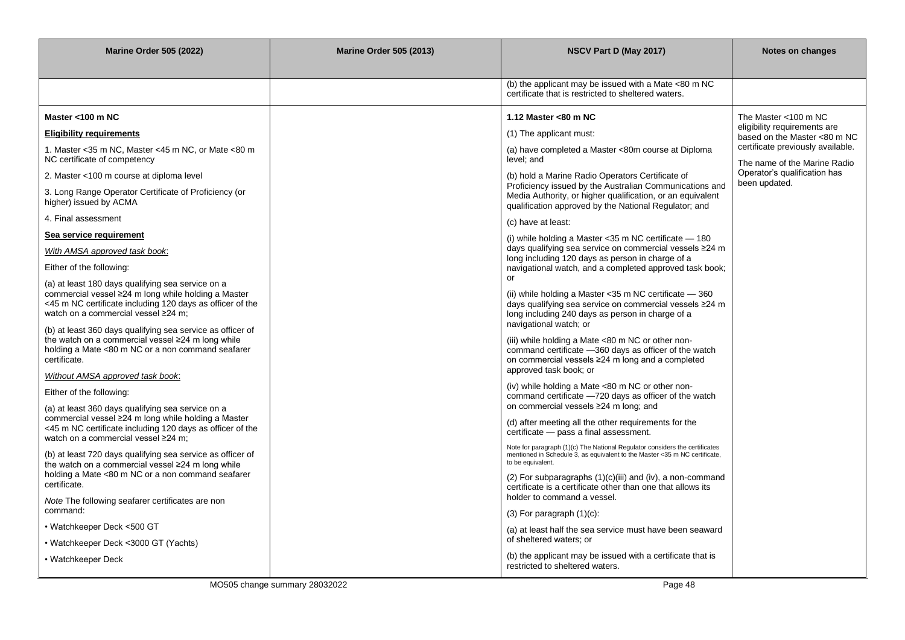| Marine Order 505 (2022) | Marine Order 505 (2013) | NSCV Part D (May 2017) | Notes on changes |
|---|---|---|---|
| | | (b) the applicant may be issued with a Mate <80 m NC certificate that is restricted to sheltered waters. | |
| **Master <100 m NC**<br><br>**Eligibility requirements**<br><br>1. Master <35 m NC, Master <45 m NC, or Mate <80 m NC certificate of competency<br><br>2. Master <100 m course at diploma level<br><br>3. Long Range Operator Certificate of Proficiency (or higher) issued by ACMA<br><br>4. Final assessment<br><br>**Sea service requirement**<br><br>*With AMSA approved task book*:<br><br>Either of the following:<br><br>(a) at least 180 days qualifying sea service on a commercial vessel ≥24 m long while holding a Master <45 m NC certificate including 120 days as officer of the watch on a commercial vessel ≥24 m;<br><br>(b) at least 360 days qualifying sea service as officer of the watch on a commercial vessel ≥24 m long while holding a Mate <80 m NC or a non command seafarer certificate.<br><br>*Without AMSA approved task book*:<br><br>Either of the following:<br><br>(a) at least 360 days qualifying sea service on a commercial vessel ≥24 m long while holding a Master <45 m NC certificate including 120 days as officer of the watch on a commercial vessel ≥24 m;<br><br>(b) at least 720 days qualifying sea service as officer of the watch on a commercial vessel ≥24 m long while holding a Mate <80 m NC or a non command seafarer certificate.<br><br>*Note* The following seafarer certificates are non command:<br><br>• Watchkeeper Deck <500 GT<br><br>• Watchkeeper Deck <3000 GT (Yachts)<br><br>• Watchkeeper Deck | | **1.12 Master <80 m NC**<br><br>(1) The applicant must:<br><br>(a) have completed a Master <80m course at Diploma level; and<br><br>(b) hold a Marine Radio Operators Certificate of Proficiency issued by the Australian Communications and Media Authority, or higher qualification, or an equivalent qualification approved by the National Regulator; and<br><br>(c) have at least:<br><br>(i) while holding a Master <35 m NC certificate — 180 days qualifying sea service on commercial vessels ≥24 m long including 120 days as person in charge of a navigational watch, and a completed approved task book; or<br><br>(ii) while holding a Master <35 m NC certificate — 360 days qualifying sea service on commercial vessels ≥24 m long including 240 days as person in charge of a navigational watch; or<br><br>(iii) while holding a Mate <80 m NC or other non-command certificate —360 days as officer of the watch on commercial vessels ≥24 m long and a completed approved task book; or<br><br>(iv) while holding a Mate <80 m NC or other non-command certificate —720 days as officer of the watch on commercial vessels ≥24 m long; and<br><br>(d) after meeting all the other requirements for the certificate — pass a final assessment.<br><br>Note for paragraph (1)(c) The National Regulator considers the certificates mentioned in Schedule 3, as equivalent to the Master <35 m NC certificate, to be equivalent.<br><br>(2) For subparagraphs (1)(c)(iii) and (iv), a non-command certificate is a certificate other than one that allows its holder to command a vessel.<br><br>(3) For paragraph (1)(c):<br><br>(a) at least half the sea service must have been seaward of sheltered waters; or<br><br>(b) the applicant may be issued with a certificate that is restricted to sheltered waters. | The Master <100 m NC eligibility requirements are based on the Master <80 m NC certificate previously available.<br><br>The name of the Marine Radio Operator's qualification has been updated. |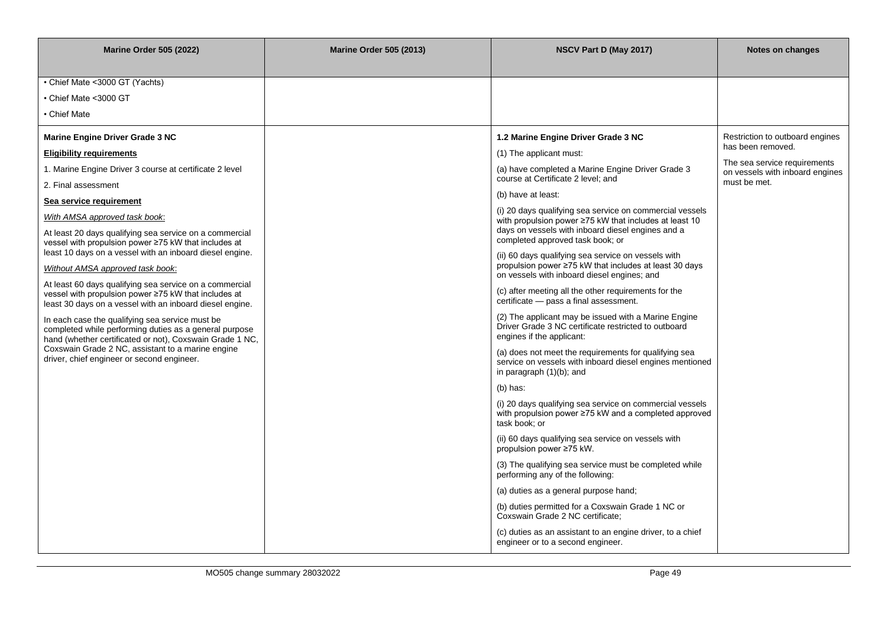| Marine Order 505 (2022) | Marine Order 505 (2013) | NSCV Part D (May 2017) | Notes on changes |
|---|---|---|---|
| • Chief Mate <3000 GT (Yachts)<br>• Chief Mate <3000 GT<br>• Chief Mate | | | |
| **Marine Engine Driver Grade 3 NC**<br>**Eligibility requirements**<br>1. Marine Engine Driver 3 course at certificate 2 level<br>2. Final assessment<br>**Sea service requirement**<br>*With AMSA approved task book*:<br>At least 20 days qualifying sea service on a commercial vessel with propulsion power ≥75 kW that includes at least 10 days on a vessel with an inboard diesel engine.<br>*Without AMSA approved task book*:<br>At least 60 days qualifying sea service on a commercial vessel with propulsion power ≥75 kW that includes at least 30 days on a vessel with an inboard diesel engine.<br>In each case the qualifying sea service must be completed while performing duties as a general purpose hand (whether certificated or not), Coxswain Grade 1 NC, Coxswain Grade 2 NC, assistant to a marine engine driver, chief engineer or second engineer. | | **1.2 Marine Engine Driver Grade 3 NC**<br>(1) The applicant must:<br>(a) have completed a Marine Engine Driver Grade 3 course at Certificate 2 level; and<br>(b) have at least:<br>(i) 20 days qualifying sea service on commercial vessels with propulsion power ≥75 kW that includes at least 10 days on vessels with inboard diesel engines and a completed approved task book; or<br>(ii) 60 days qualifying sea service on vessels with propulsion power ≥75 kW that includes at least 30 days on vessels with inboard diesel engines; and<br>(c) after meeting all the other requirements for the certificate — pass a final assessment.<br>(2) The applicant may be issued with a Marine Engine Driver Grade 3 NC certificate restricted to outboard engines if the applicant:<br>(a) does not meet the requirements for qualifying sea service on vessels with inboard diesel engines mentioned in paragraph (1)(b); and<br>(b) has:<br>(i) 20 days qualifying sea service on commercial vessels with propulsion power ≥75 kW and a completed approved task book; or<br>(ii) 60 days qualifying sea service on vessels with propulsion power ≥75 kW.<br>(3) The qualifying sea service must be completed while performing any of the following:<br>(a) duties as a general purpose hand;<br>(b) duties permitted for a Coxswain Grade 1 NC or Coxswain Grade 2 NC certificate;<br>(c) duties as an assistant to an engine driver, to a chief engineer or to a second engineer. | Restriction to outboard engines has been removed.<br>The sea service requirements on vessels with inboard engines must be met. |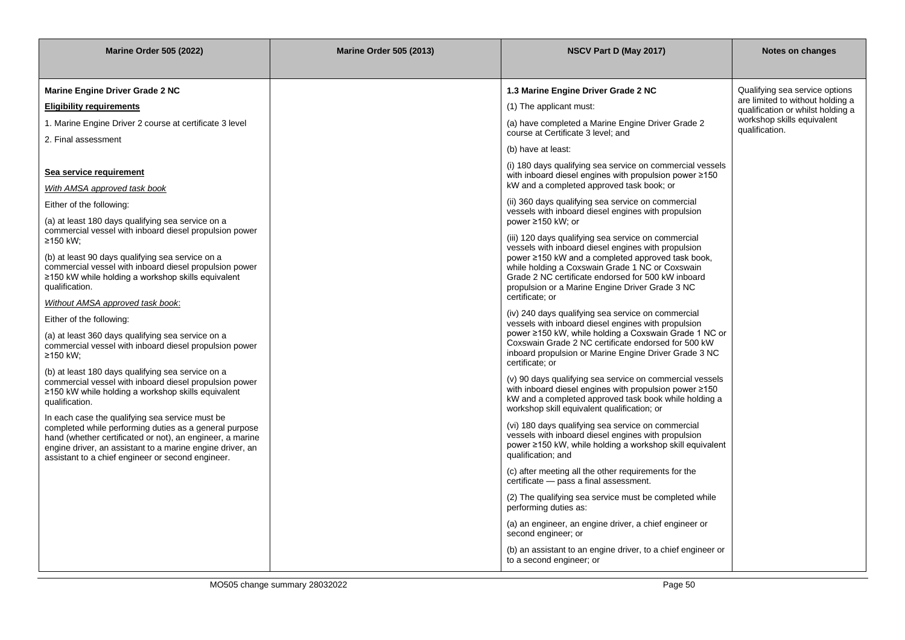| Marine Order 505 (2022) | Marine Order 505 (2013) | NSCV Part D (May 2017) | Notes on changes |
|---|---|---|---|
| **Marine Engine Driver Grade 2 NC**<br><br>**Eligibility requirements**<br><br>1. Marine Engine Driver 2 course at certificate 3 level<br><br>2. Final assessment<br><br>**Sea service requirement**<br><br>*With AMSA approved task book*<br><br>Either of the following:<br><br>(a) at least 180 days qualifying sea service on a commercial vessel with inboard diesel propulsion power ≥150 kW;<br><br>(b) at least 90 days qualifying sea service on a commercial vessel with inboard diesel propulsion power ≥150 kW while holding a workshop skills equivalent qualification.<br><br>*Without AMSA approved task book*:<br><br>Either of the following:<br><br>(a) at least 360 days qualifying sea service on a commercial vessel with inboard diesel propulsion power ≥150 kW;<br><br>(b) at least 180 days qualifying sea service on a commercial vessel with inboard diesel propulsion power ≥150 kW while holding a workshop skills equivalent qualification.<br><br>In each case the qualifying sea service must be completed while performing duties as a general purpose hand (whether certificated or not), an engineer, a marine engine driver, an assistant to a marine engine driver, an assistant to a chief engineer or second engineer. | | **1.3 Marine Engine Driver Grade 2 NC**<br><br>(1) The applicant must:<br><br>(a) have completed a Marine Engine Driver Grade 2 course at Certificate 3 level; and<br><br>(b) have at least:<br><br>(i) 180 days qualifying sea service on commercial vessels with inboard diesel engines with propulsion power ≥150 kW and a completed approved task book; or<br><br>(ii) 360 days qualifying sea service on commercial vessels with inboard diesel engines with propulsion power ≥150 kW; or<br><br>(iii) 120 days qualifying sea service on commercial vessels with inboard diesel engines with propulsion power ≥150 kW and a completed approved task book, while holding a Coxswain Grade 1 NC or Coxswain Grade 2 NC certificate endorsed for 500 kW inboard propulsion or a Marine Engine Driver Grade 3 NC certificate; or<br><br>(iv) 240 days qualifying sea service on commercial vessels with inboard diesel engines with propulsion power ≥150 kW, while holding a Coxswain Grade 1 NC or Coxswain Grade 2 NC certificate endorsed for 500 kW inboard propulsion or Marine Engine Driver Grade 3 NC certificate; or<br><br>(v) 90 days qualifying sea service on commercial vessels with inboard diesel engines with propulsion power ≥150 kW and a completed approved task book while holding a workshop skill equivalent qualification; or<br><br>(vi) 180 days qualifying sea service on commercial vessels with inboard diesel engines with propulsion power ≥150 kW, while holding a workshop skill equivalent qualification; and<br><br>(c) after meeting all the other requirements for the certificate — pass a final assessment.<br><br>(2) The qualifying sea service must be completed while performing duties as:<br><br>(a) an engineer, an engine driver, a chief engineer or second engineer; or<br><br>(b) an assistant to an engine driver, to a chief engineer or to a second engineer; or | Qualifying sea service options are limited to without holding a qualification or whilst holding a workshop skills equivalent qualification. |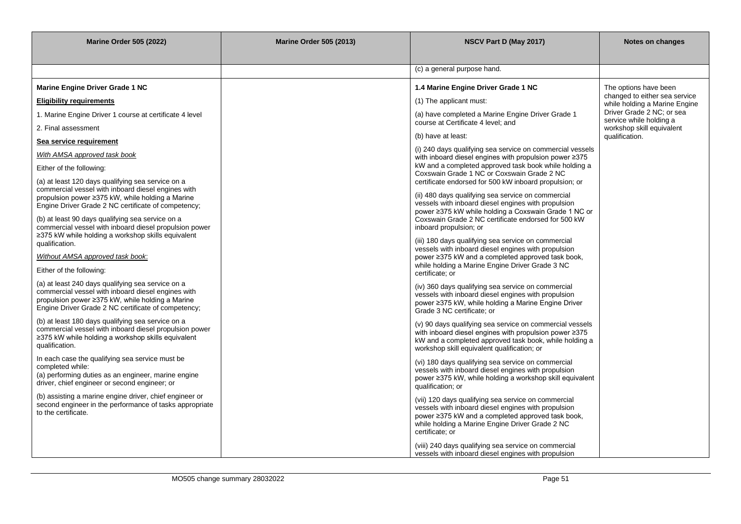| Marine Order 505 (2022) | Marine Order 505 (2013) | NSCV Part D (May 2017) | Notes on changes |
|---|---|---|---|
| | | (c) a general purpose hand. | |
| **Marine Engine Driver Grade 1 NC**<br><br>**Eligibility requirements**<br><br>1. Marine Engine Driver 1 course at certificate 4 level<br><br>2. Final assessment<br><br>**Sea service requirement**<br><br>*With AMSA approved task book*<br><br>Either of the following:<br><br>(a) at least 120 days qualifying sea service on a commercial vessel with inboard diesel engines with propulsion power ≥375 kW, while holding a Marine Engine Driver Grade 2 NC certificate of competency;<br><br>(b) at least 90 days qualifying sea service on a commercial vessel with inboard diesel propulsion power ≥375 kW while holding a workshop skills equivalent qualification.<br><br>*Without AMSA approved task book*:<br><br>Either of the following:<br><br>(a) at least 240 days qualifying sea service on a commercial vessel with inboard diesel engines with propulsion power ≥375 kW, while holding a Marine Engine Driver Grade 2 NC certificate of competency;<br><br>(b) at least 180 days qualifying sea service on a commercial vessel with inboard diesel propulsion power ≥375 kW while holding a workshop skills equivalent qualification.<br><br>In each case the qualifying sea service must be completed while:<br>(a) performing duties as an engineer, marine engine driver, chief engineer or second engineer; or<br><br>(b) assisting a marine engine driver, chief engineer or second engineer in the performance of tasks appropriate to the certificate. | | **1.4 Marine Engine Driver Grade 1 NC**<br><br>(1) The applicant must:<br><br>(a) have completed a Marine Engine Driver Grade 1 course at Certificate 4 level; and<br><br>(b) have at least:<br><br>(i) 240 days qualifying sea service on commercial vessels with inboard diesel engines with propulsion power ≥375 kW and a completed approved task book while holding a Coxswain Grade 1 NC or Coxswain Grade 2 NC certificate endorsed for 500 kW inboard propulsion; or<br><br>(ii) 480 days qualifying sea service on commercial vessels with inboard diesel engines with propulsion power ≥375 kW while holding a Coxswain Grade 1 NC or Coxswain Grade 2 NC certificate endorsed for 500 kW inboard propulsion; or<br><br>(iii) 180 days qualifying sea service on commercial vessels with inboard diesel engines with propulsion power ≥375 kW and a completed approved task book, while holding a Marine Engine Driver Grade 3 NC certificate; or<br><br>(iv) 360 days qualifying sea service on commercial vessels with inboard diesel engines with propulsion power ≥375 kW, while holding a Marine Engine Driver Grade 3 NC certificate; or<br><br>(v) 90 days qualifying sea service on commercial vessels with inboard diesel engines with propulsion power ≥375 kW and a completed approved task book, while holding a workshop skill equivalent qualification; or<br><br>(vi) 180 days qualifying sea service on commercial vessels with inboard diesel engines with propulsion power ≥375 kW, while holding a workshop skill equivalent qualification; or<br><br>(vii) 120 days qualifying sea service on commercial vessels with inboard diesel engines with propulsion power ≥375 kW and a completed approved task book, while holding a Marine Engine Driver Grade 2 NC certificate; or<br><br>(viii) 240 days qualifying sea service on commercial vessels with inboard diesel engines with propulsion | The options have been changed to either sea service while holding a Marine Engine Driver Grade 2 NC; or sea service while holding a workshop skill equivalent qualification. |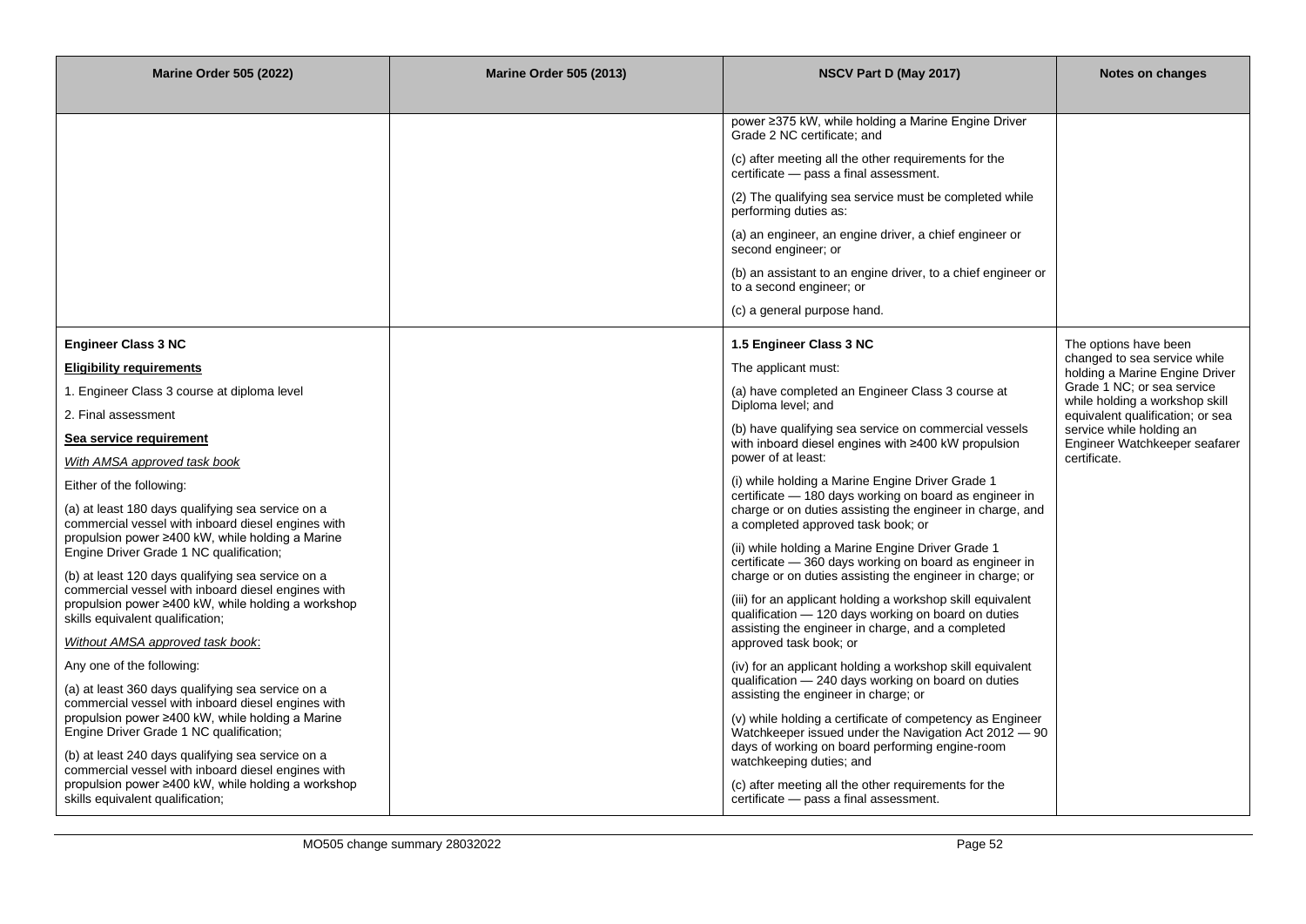| Marine Order 505 (2022) | Marine Order 505 (2013) | NSCV Part D (May 2017) | Notes on changes |
|---|---|---|---|
| | | power ≥375 kW, while holding a Marine Engine Driver Grade 2 NC certificate; and<br><br>(c) after meeting all the other requirements for the certificate — pass a final assessment.<br><br>(2) The qualifying sea service must be completed while performing duties as:<br><br>(a) an engineer, an engine driver, a chief engineer or second engineer; or<br><br>(b) an assistant to an engine driver, to a chief engineer or to a second engineer; or<br><br>(c) a general purpose hand. | |
| **Engineer Class 3 NC**<br><br>**<u>Eligibility requirements</u>**<br><br>1. Engineer Class 3 course at diploma level<br><br>2. Final assessment<br><br>**<u>Sea service requirement</u>**<br><br>*<u>With AMSA approved task book</u>*<br><br>Either of the following:<br><br>(a) at least 180 days qualifying sea service on a commercial vessel with inboard diesel engines with propulsion power ≥400 kW, while holding a Marine Engine Driver Grade 1 NC qualification;<br><br>(b) at least 120 days qualifying sea service on a commercial vessel with inboard diesel engines with propulsion power ≥400 kW, while holding a workshop skills equivalent qualification;<br><br>*<u>Without AMSA approved task book</u>*:<br><br>Any one of the following:<br><br>(a) at least 360 days qualifying sea service on a commercial vessel with inboard diesel engines with propulsion power ≥400 kW, while holding a Marine Engine Driver Grade 1 NC qualification;<br><br>(b) at least 240 days qualifying sea service on a commercial vessel with inboard diesel engines with propulsion power ≥400 kW, while holding a workshop skills equivalent qualification; | | **1.5 Engineer Class 3 NC**<br><br>The applicant must:<br><br>(a) have completed an Engineer Class 3 course at Diploma level; and<br><br>(b) have qualifying sea service on commercial vessels with inboard diesel engines with ≥400 kW propulsion power of at least:<br><br>(i) while holding a Marine Engine Driver Grade 1 certificate — 180 days working on board as engineer in charge or on duties assisting the engineer in charge, and a completed approved task book; or<br><br>(ii) while holding a Marine Engine Driver Grade 1 certificate — 360 days working on board as engineer in charge or on duties assisting the engineer in charge; or<br><br>(iii) for an applicant holding a workshop skill equivalent qualification — 120 days working on board on duties assisting the engineer in charge, and a completed approved task book; or<br><br>(iv) for an applicant holding a workshop skill equivalent qualification — 240 days working on board on duties assisting the engineer in charge; or<br><br>(v) while holding a certificate of competency as Engineer Watchkeeper issued under the Navigation Act 2012 — 90 days of working on board performing engine-room watchkeeping duties; and<br><br>(c) after meeting all the other requirements for the certificate — pass a final assessment. | The options have been changed to sea service while holding a Marine Engine Driver Grade 1 NC; or sea service while holding a workshop skill equivalent qualification; or sea service while holding an Engineer Watchkeeper seafarer certificate. |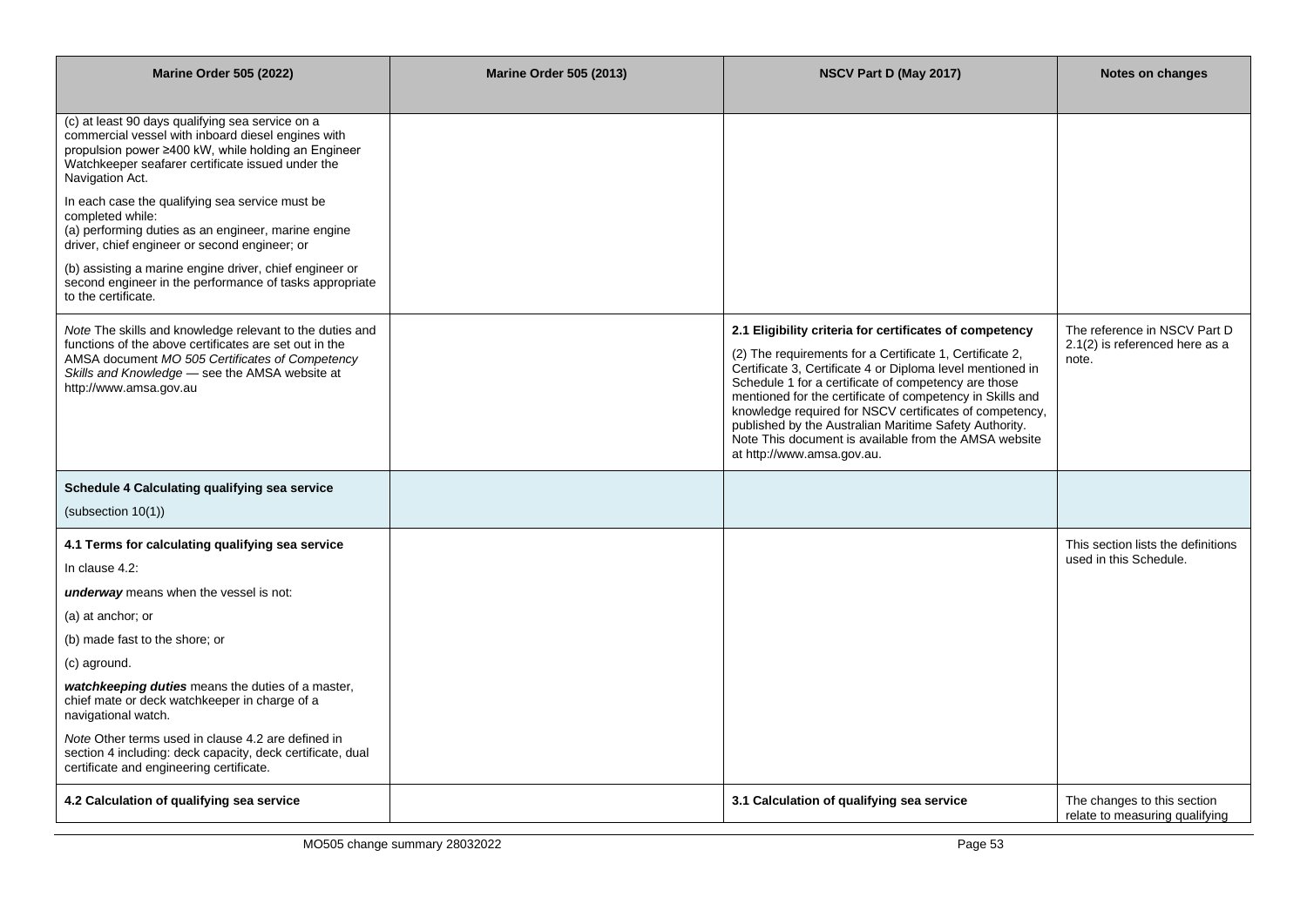| Marine Order 505 (2022) | Marine Order 505 (2013) | NSCV Part D (May 2017) | Notes on changes |
|---|---|---|---|
| (c) at least 90 days qualifying sea service on a commercial vessel with inboard diesel engines with propulsion power ≥400 kW, while holding an Engineer Watchkeeper seafarer certificate issued under the Navigation Act.<br><br>In each case the qualifying sea service must be completed while:<br>(a) performing duties as an engineer, marine engine driver, chief engineer or second engineer; or<br><br>(b) assisting a marine engine driver, chief engineer or second engineer in the performance of tasks appropriate to the certificate. | | | |
| *Note* The skills and knowledge relevant to the duties and functions of the above certificates are set out in the AMSA document *MO 505 Certificates of Competency Skills and Knowledge* — see the AMSA website at http://www.amsa.gov.au | | **2.1 Eligibility criteria for certificates of competency**<br><br>(2) The requirements for a Certificate 1, Certificate 2, Certificate 3, Certificate 4 or Diploma level mentioned in Schedule 1 for a certificate of competency are those mentioned for the certificate of competency in Skills and knowledge required for NSCV certificates of competency, published by the Australian Maritime Safety Authority. Note This document is available from the AMSA website at http://www.amsa.gov.au. | The reference in NSCV Part D 2.1(2) is referenced here as a note. |
| **Schedule 4 Calculating qualifying sea service**<br><br>(subsection 10(1)) | | | |
| **4.1 Terms for calculating qualifying sea service**<br><br>In clause 4.2:<br><br>***underway*** means when the vessel is not:<br><br>(a) at anchor; or<br><br>(b) made fast to the shore; or<br><br>(c) aground.<br><br>***watchkeeping duties*** means the duties of a master, chief mate or deck watchkeeper in charge of a navigational watch.<br><br>*Note* Other terms used in clause 4.2 are defined in section 4 including: deck capacity, deck certificate, dual certificate and engineering certificate. | | | This section lists the definitions used in this Schedule. |
| **4.2 Calculation of qualifying sea service** | | **3.1 Calculation of qualifying sea service** | The changes to this section relate to measuring qualifying |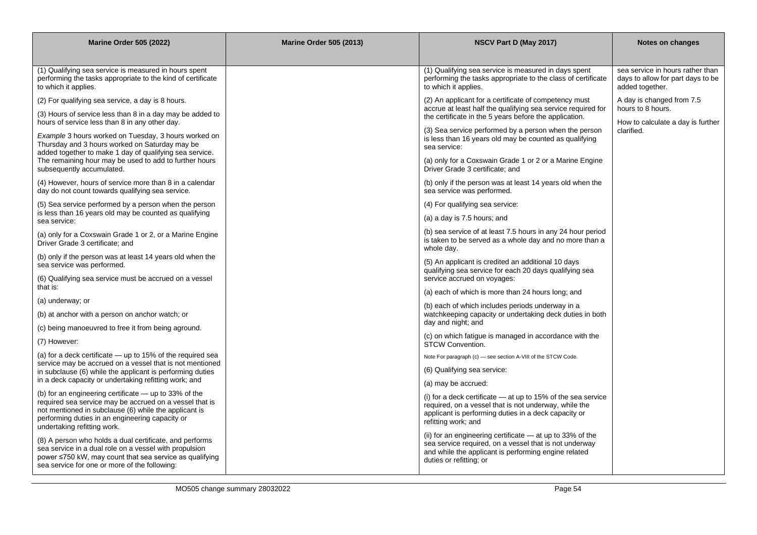| Marine Order 505 (2022) | Marine Order 505 (2013) | NSCV Part D (May 2017) | Notes on changes |
|---|---|---|---|
| (1) Qualifying sea service is measured in hours spent performing the tasks appropriate to the kind of certificate to which it applies.<br><br>(2) For qualifying sea service, a day is 8 hours.<br><br>(3) Hours of service less than 8 in a day may be added to hours of service less than 8 in any other day.<br><br>*Example* 3 hours worked on Tuesday, 3 hours worked on Thursday and 3 hours worked on Saturday may be added together to make 1 day of qualifying sea service. The remaining hour may be used to add to further hours subsequently accumulated.<br><br>(4) However, hours of service more than 8 in a calendar day do not count towards qualifying sea service.<br><br>(5) Sea service performed by a person when the person is less than 16 years old may be counted as qualifying sea service:<br><br>(a) only for a Coxswain Grade 1 or 2, or a Marine Engine Driver Grade 3 certificate; and<br><br>(b) only if the person was at least 14 years old when the sea service was performed.<br><br>(6) Qualifying sea service must be accrued on a vessel that is:<br><br>(a) underway; or<br><br>(b) at anchor with a person on anchor watch; or<br><br>(c) being manoeuvred to free it from being aground.<br><br>(7) However:<br><br>(a) for a deck certificate — up to 15% of the required sea service may be accrued on a vessel that is not mentioned in subclause (6) while the applicant is performing duties in a deck capacity or undertaking refitting work; and<br><br>(b) for an engineering certificate — up to 33% of the required sea service may be accrued on a vessel that is not mentioned in subclause (6) while the applicant is performing duties in an engineering capacity or undertaking refitting work.<br><br>(8) A person who holds a dual certificate, and performs sea service in a dual role on a vessel with propulsion power ≤750 kW, may count that sea service as qualifying sea service for one or more of the following: | | (1) Qualifying sea service is measured in days spent performing the tasks appropriate to the class of certificate to which it applies.<br><br>(2) An applicant for a certificate of competency must accrue at least half the qualifying sea service required for the certificate in the 5 years before the application.<br><br>(3) Sea service performed by a person when the person is less than 16 years old may be counted as qualifying sea service:<br><br>(a) only for a Coxswain Grade 1 or 2 or a Marine Engine Driver Grade 3 certificate; and<br><br>(b) only if the person was at least 14 years old when the sea service was performed.<br><br>(4) For qualifying sea service:<br><br>(a) a day is 7.5 hours; and<br><br>(b) sea service of at least 7.5 hours in any 24 hour period is taken to be served as a whole day and no more than a whole day.<br><br>(5) An applicant is credited an additional 10 days qualifying sea service for each 20 days qualifying sea service accrued on voyages:<br><br>(a) each of which is more than 24 hours long; and<br><br>(b) each of which includes periods underway in a watchkeeping capacity or undertaking deck duties in both day and night; and<br><br>(c) on which fatigue is managed in accordance with the STCW Convention.<br><br>Note For paragraph (c) — see section A-VIII of the STCW Code.<br><br>(6) Qualifying sea service:<br><br>(a) may be accrued:<br><br>(i) for a deck certificate — at up to 15% of the sea service required, on a vessel that is not underway, while the applicant is performing duties in a deck capacity or refitting work; and<br><br>(ii) for an engineering certificate — at up to 33% of the sea service required, on a vessel that is not underway and while the applicant is performing engine related duties or refitting; or | sea service in hours rather than days to allow for part days to be added together.<br><br>A day is changed from 7.5 hours to 8 hours.<br><br>How to calculate a day is further clarified. |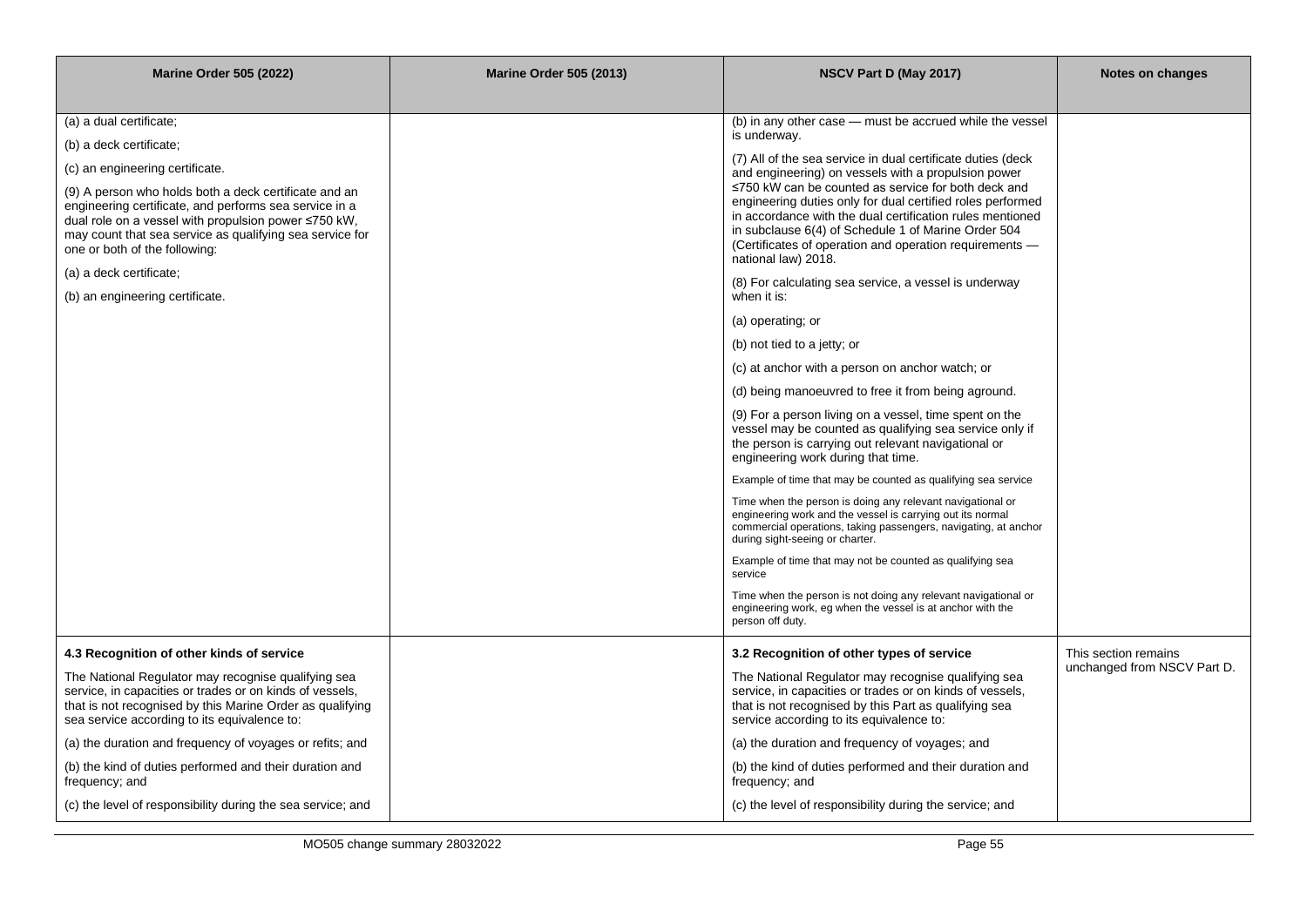| Marine Order 505 (2022) | Marine Order 505 (2013) | NSCV Part D (May 2017) | Notes on changes |
|---|---|---|---|
| (a) a dual certificate;<br><br>(b) a deck certificate;<br><br>(c) an engineering certificate.<br><br>(9) A person who holds both a deck certificate and an engineering certificate, and performs sea service in a dual role on a vessel with propulsion power ≤750 kW, may count that sea service as qualifying sea service for one or both of the following:<br><br>(a) a deck certificate;<br><br>(b) an engineering certificate. | | (b) in any other case — must be accrued while the vessel is underway.<br><br>(7) All of the sea service in dual certificate duties (deck and engineering) on vessels with a propulsion power ≤750 kW can be counted as service for both deck and engineering duties only for dual certified roles performed in accordance with the dual certification rules mentioned in subclause 6(4) of Schedule 1 of Marine Order 504 (Certificates of operation and operation requirements — national law) 2018.<br><br>(8) For calculating sea service, a vessel is underway when it is:<br><br>(a) operating; or<br><br>(b) not tied to a jetty; or<br><br>(c) at anchor with a person on anchor watch; or<br><br>(d) being manoeuvred to free it from being aground.<br><br>(9) For a person living on a vessel, time spent on the vessel may be counted as qualifying sea service only if the person is carrying out relevant navigational or engineering work during that time.<br><br>Example of time that may be counted as qualifying sea service<br><br>Time when the person is doing any relevant navigational or engineering work and the vessel is carrying out its normal commercial operations, taking passengers, navigating, at anchor during sight-seeing or charter.<br><br>Example of time that may not be counted as qualifying sea service<br><br>Time when the person is not doing any relevant navigational or engineering work, eg when the vessel is at anchor with the person off duty. | |
| **4.3 Recognition of other kinds of service**<br><br>The National Regulator may recognise qualifying sea service, in capacities or trades or on kinds of vessels, that is not recognised by this Marine Order as qualifying sea service according to its equivalence to:<br><br>(a) the duration and frequency of voyages or refits; and<br><br>(b) the kind of duties performed and their duration and frequency; and<br><br>(c) the level of responsibility during the sea service; and | | **3.2 Recognition of other types of service**<br><br>The National Regulator may recognise qualifying sea service, in capacities or trades or on kinds of vessels, that is not recognised by this Part as qualifying sea service according to its equivalence to:<br><br>(a) the duration and frequency of voyages; and<br><br>(b) the kind of duties performed and their duration and frequency; and<br><br>(c) the level of responsibility during the service; and | This section remains unchanged from NSCV Part D. |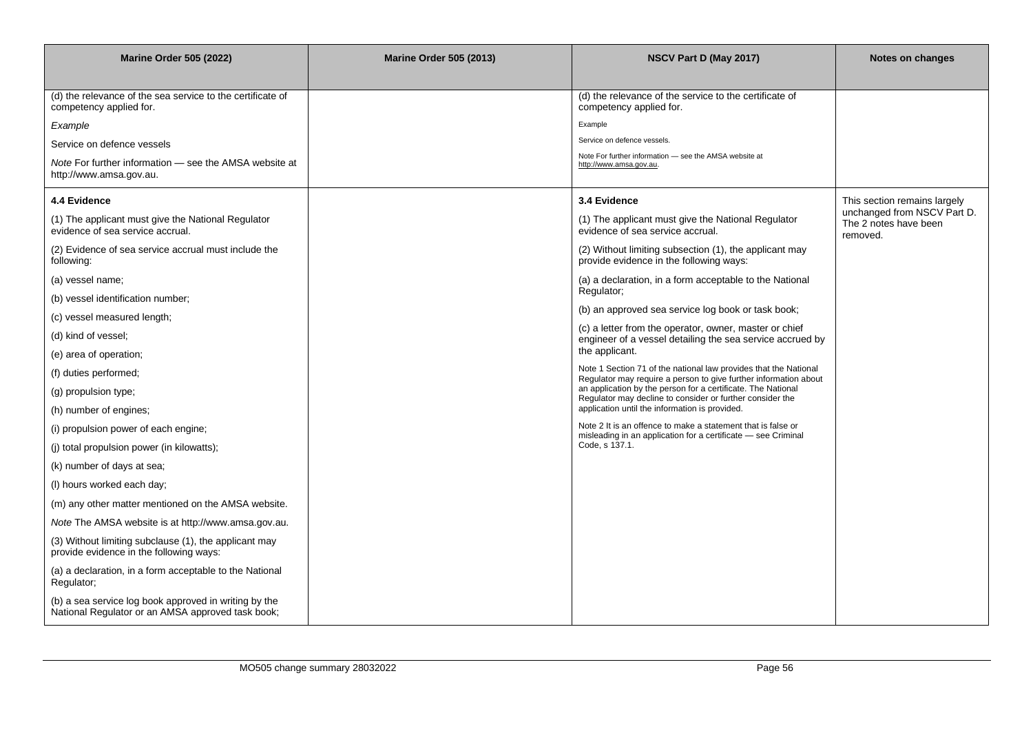| Marine Order 505 (2022) | Marine Order 505 (2013) | NSCV Part D (May 2017) | Notes on changes |
|---|---|---|---|
| (d) the relevance of the sea service to the certificate of competency applied for.<br><br>*Example*<br><br>Service on defence vessels<br><br>*Note* For further information — see the AMSA website at http://www.amsa.gov.au. | | (d) the relevance of the service to the certificate of competency applied for.<br><br>Example<br><br>Service on defence vessels.<br><br>Note For further information — see the AMSA website at http://www.amsa.gov.au. | |
| **4.4 Evidence**<br><br>(1) The applicant must give the National Regulator evidence of sea service accrual.<br><br>(2) Evidence of sea service accrual must include the following:<br><br>(a) vessel name;<br><br>(b) vessel identification number;<br><br>(c) vessel measured length;<br><br>(d) kind of vessel;<br><br>(e) area of operation;<br><br>(f) duties performed;<br><br>(g) propulsion type;<br><br>(h) number of engines;<br><br>(i) propulsion power of each engine;<br><br>(j) total propulsion power (in kilowatts);<br><br>(k) number of days at sea;<br><br>(l) hours worked each day;<br><br>(m) any other matter mentioned on the AMSA website.<br><br>*Note* The AMSA website is at http://www.amsa.gov.au.<br><br>(3) Without limiting subclause (1), the applicant may provide evidence in the following ways:<br><br>(a) a declaration, in a form acceptable to the National Regulator;<br><br>(b) a sea service log book approved in writing by the National Regulator or an AMSA approved task book; | | **3.4 Evidence**<br><br>(1) The applicant must give the National Regulator evidence of sea service accrual.<br><br>(2) Without limiting subsection (1), the applicant may provide evidence in the following ways:<br><br>(a) a declaration, in a form acceptable to the National Regulator;<br><br>(b) an approved sea service log book or task book;<br><br>(c) a letter from the operator, owner, master or chief engineer of a vessel detailing the sea service accrued by the applicant.<br><br>Note 1 Section 71 of the national law provides that the National Regulator may require a person to give further information about an application by the person for a certificate. The National Regulator may decline to consider or further consider the application until the information is provided.<br><br>Note 2 It is an offence to make a statement that is false or misleading in an application for a certificate — see Criminal Code, s 137.1. | This section remains largely unchanged from NSCV Part D. The 2 notes have been removed. |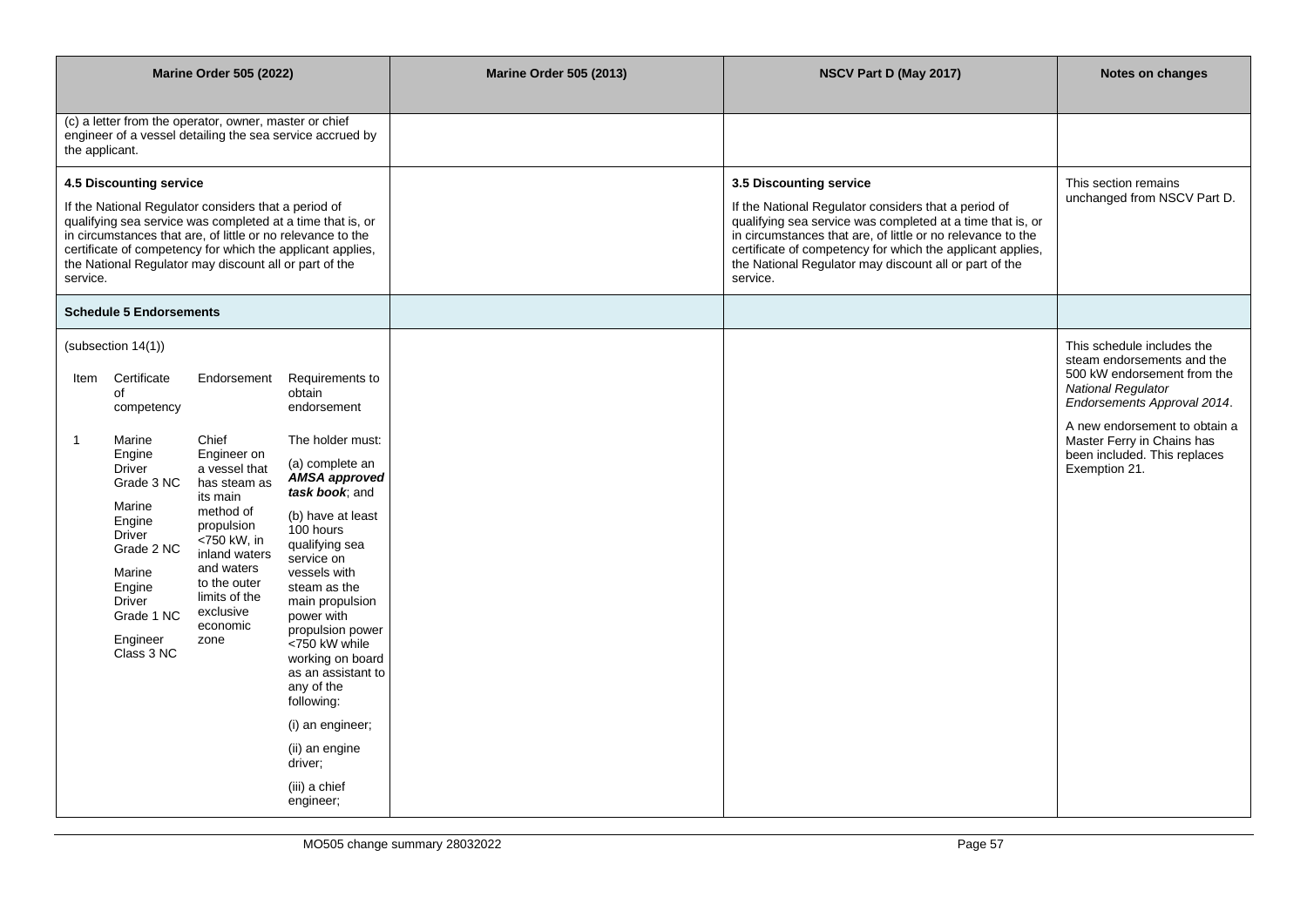| Marine Order 505 (2022) | Marine Order 505 (2013) | NSCV Part D (May 2017) | Notes on changes |
|---|---|---|---|
| (c) a letter from the operator, owner, master or chief engineer of a vessel detailing the sea service accrued by the applicant. | | | |
| **4.5 Discounting service**<br><br>If the National Regulator considers that a period of qualifying sea service was completed at a time that is, or in circumstances that are, of little or no relevance to the certificate of competency for which the applicant applies, the National Regulator may discount all or part of the service. | | **3.5 Discounting service**<br><br>If the National Regulator considers that a period of qualifying sea service was completed at a time that is, or in circumstances that are, of little or no relevance to the certificate of competency for which the applicant applies, the National Regulator may discount all or part of the service. | This section remains unchanged from NSCV Part D. |
| **Schedule 5 Endorsements** | | | |
| (subsection 14(1))<br><br>Item \| Certificate of competency \| Endorsement \| Requirements to obtain endorsement<br><br>1 \| Marine Engine Driver Grade 3 NC; Marine Engine Driver Grade 2 NC; Marine Engine Driver Grade 1 NC; Engineer Class 3 NC \| Chief Engineer on a vessel that has steam as its main method of propulsion <750 kW, in inland waters and waters to the outer limits of the exclusive economic zone \| The holder must:<br>(a) complete an ***AMSA approved task book***; and<br>(b) have at least 100 hours qualifying sea service on vessels with steam as the main propulsion power with propulsion power <750 kW while working on board as an assistant to any of the following:<br>(i) an engineer;<br>(ii) an engine driver;<br>(iii) a chief engineer; | | | This schedule includes the steam endorsements and the 500 kW endorsement from the *National Regulator Endorsements Approval 2014*.<br><br>A new endorsement to obtain a Master Ferry in Chains has been included. This replaces Exemption 21. |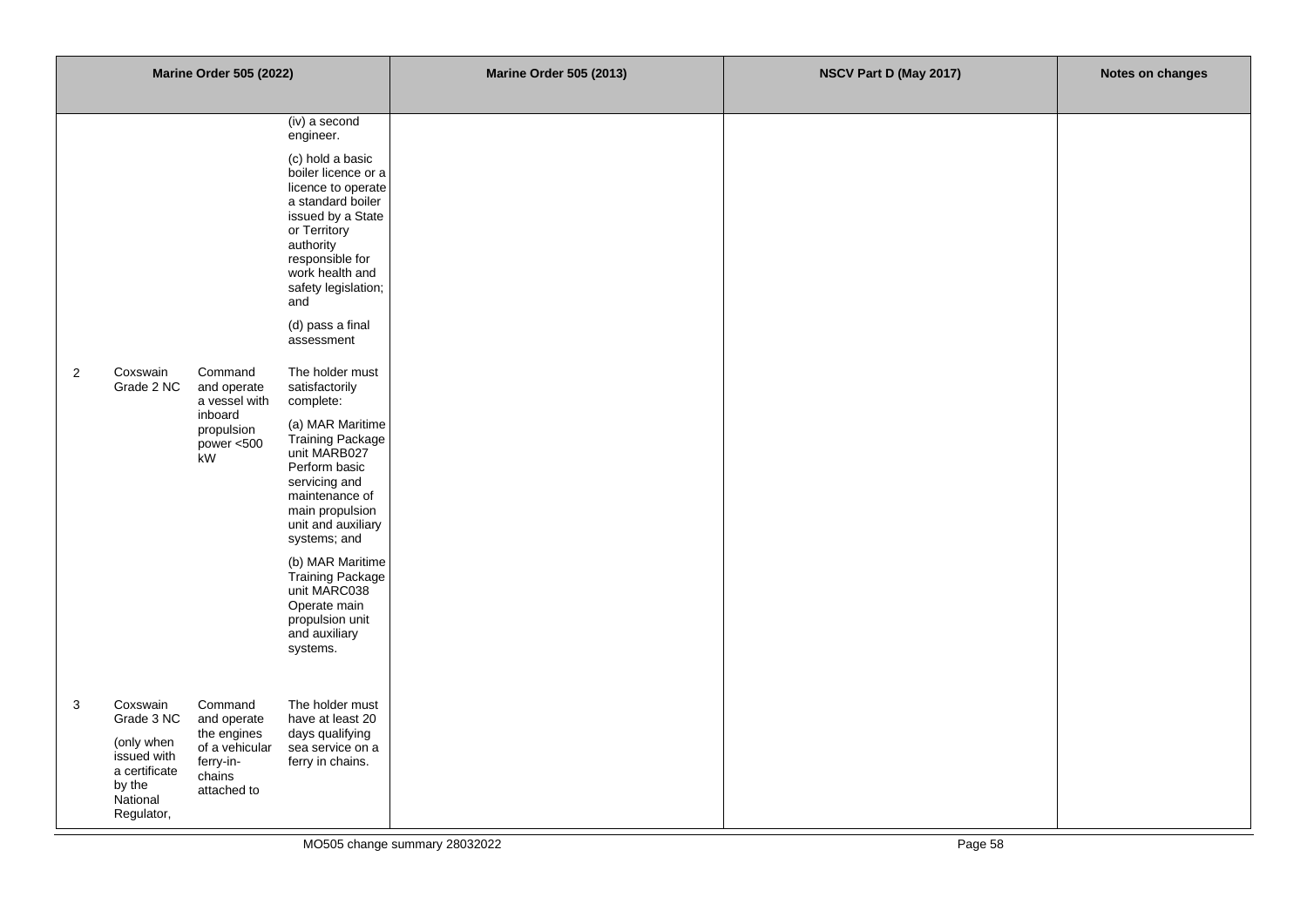| Marine Order 505 (2022) | | | | Marine Order 505 (2013) | NSCV Part D (May 2017) | Notes on changes |
|---|---|---|---|---|---|---|
| | | | (iv) a second engineer.<br><br>(c) hold a basic boiler licence or a licence to operate a standard boiler issued by a State or Territory authority responsible for work health and safety legislation; and<br><br>(d) pass a final assessment | | | |
| 2 | Coxswain Grade 2 NC | Command and operate a vessel with inboard propulsion power <500 kW | The holder must satisfactorily complete:<br><br>(a) MAR Maritime Training Package unit MARB027 Perform basic servicing and maintenance of main propulsion unit and auxiliary systems; and<br><br>(b) MAR Maritime Training Package unit MARC038 Operate main propulsion unit and auxiliary systems. | | | |
| 3 | Coxswain Grade 3 NC<br><br>(only when issued with a certificate by the National Regulator, | Command and operate the engines of a vehicular ferry-in-chains attached to | The holder must have at least 20 days qualifying sea service on a ferry in chains. | | | |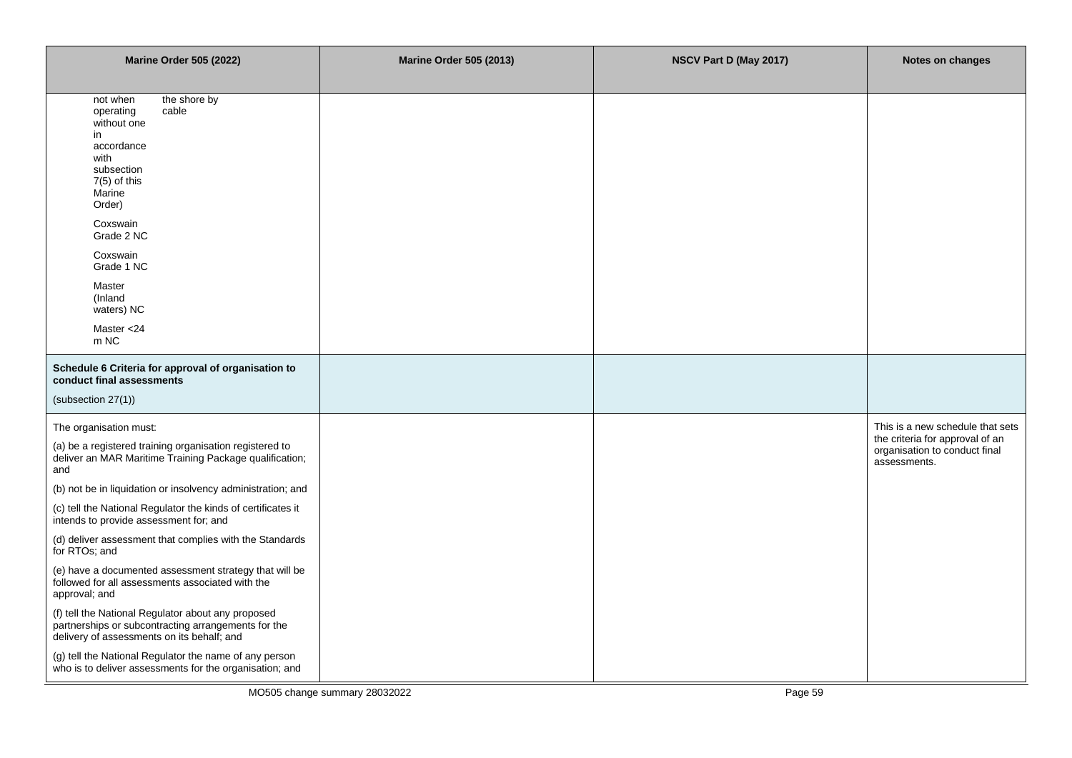| Marine Order 505 (2022) | Marine Order 505 (2013) | NSCV Part D (May 2017) | Notes on changes |
|---|---|---|---|
| not when operating without one in accordance with subsection 7(5) of this Marine Order) the shore by cable<br><br>Coxswain Grade 2 NC<br><br>Coxswain Grade 1 NC<br><br>Master (Inland waters) NC<br><br>Master <24 m NC | | | |
| **Schedule 6 Criteria for approval of organisation to conduct final assessments**<br><br>(subsection 27(1)) | | | |
| The organisation must:<br><br>(a) be a registered training organisation registered to deliver an MAR Maritime Training Package qualification; and<br><br>(b) not be in liquidation or insolvency administration; and<br><br>(c) tell the National Regulator the kinds of certificates it intends to provide assessment for; and<br><br>(d) deliver assessment that complies with the Standards for RTOs; and<br><br>(e) have a documented assessment strategy that will be followed for all assessments associated with the approval; and<br><br>(f) tell the National Regulator about any proposed partnerships or subcontracting arrangements for the delivery of assessments on its behalf; and<br><br>(g) tell the National Regulator the name of any person who is to deliver assessments for the organisation; and | | | This is a new schedule that sets the criteria for approval of an organisation to conduct final assessments. |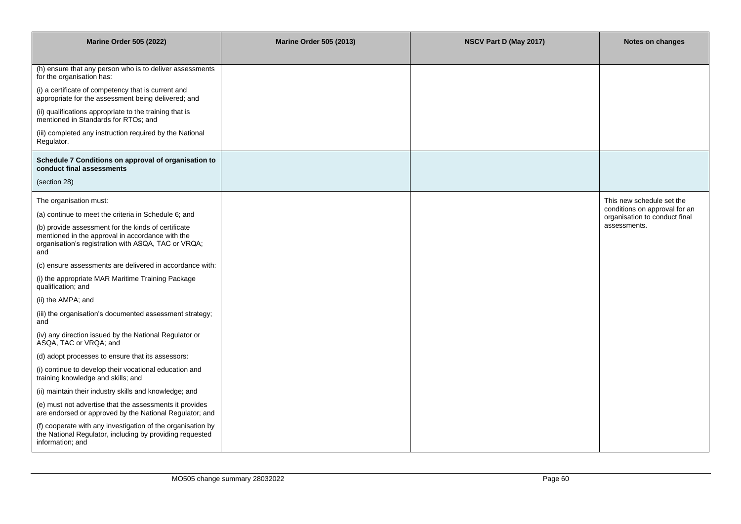| Marine Order 505 (2022) | Marine Order 505 (2013) | NSCV Part D (May 2017) | Notes on changes |
|---|---|---|---|
| (h) ensure that any person who is to deliver assessments for the organisation has:<br><br>(i) a certificate of competency that is current and appropriate for the assessment being delivered; and<br><br>(ii) qualifications appropriate to the training that is mentioned in Standards for RTOs; and<br><br>(iii) completed any instruction required by the National Regulator. | | | |
| **Schedule 7 Conditions on approval of organisation to conduct final assessments**<br><br>(section 28) | | | |
| The organisation must:<br><br>(a) continue to meet the criteria in Schedule 6; and<br><br>(b) provide assessment for the kinds of certificate mentioned in the approval in accordance with the organisation's registration with ASQA, TAC or VRQA; and<br><br>(c) ensure assessments are delivered in accordance with:<br><br>(i) the appropriate MAR Maritime Training Package qualification; and<br><br>(ii) the AMPA; and<br><br>(iii) the organisation's documented assessment strategy; and<br><br>(iv) any direction issued by the National Regulator or ASQA, TAC or VRQA; and<br><br>(d) adopt processes to ensure that its assessors:<br><br>(i) continue to develop their vocational education and training knowledge and skills; and<br><br>(ii) maintain their industry skills and knowledge; and<br><br>(e) must not advertise that the assessments it provides are endorsed or approved by the National Regulator; and<br><br>(f) cooperate with any investigation of the organisation by the National Regulator, including by providing requested information; and | | | This new schedule set the conditions on approval for an organisation to conduct final assessments. |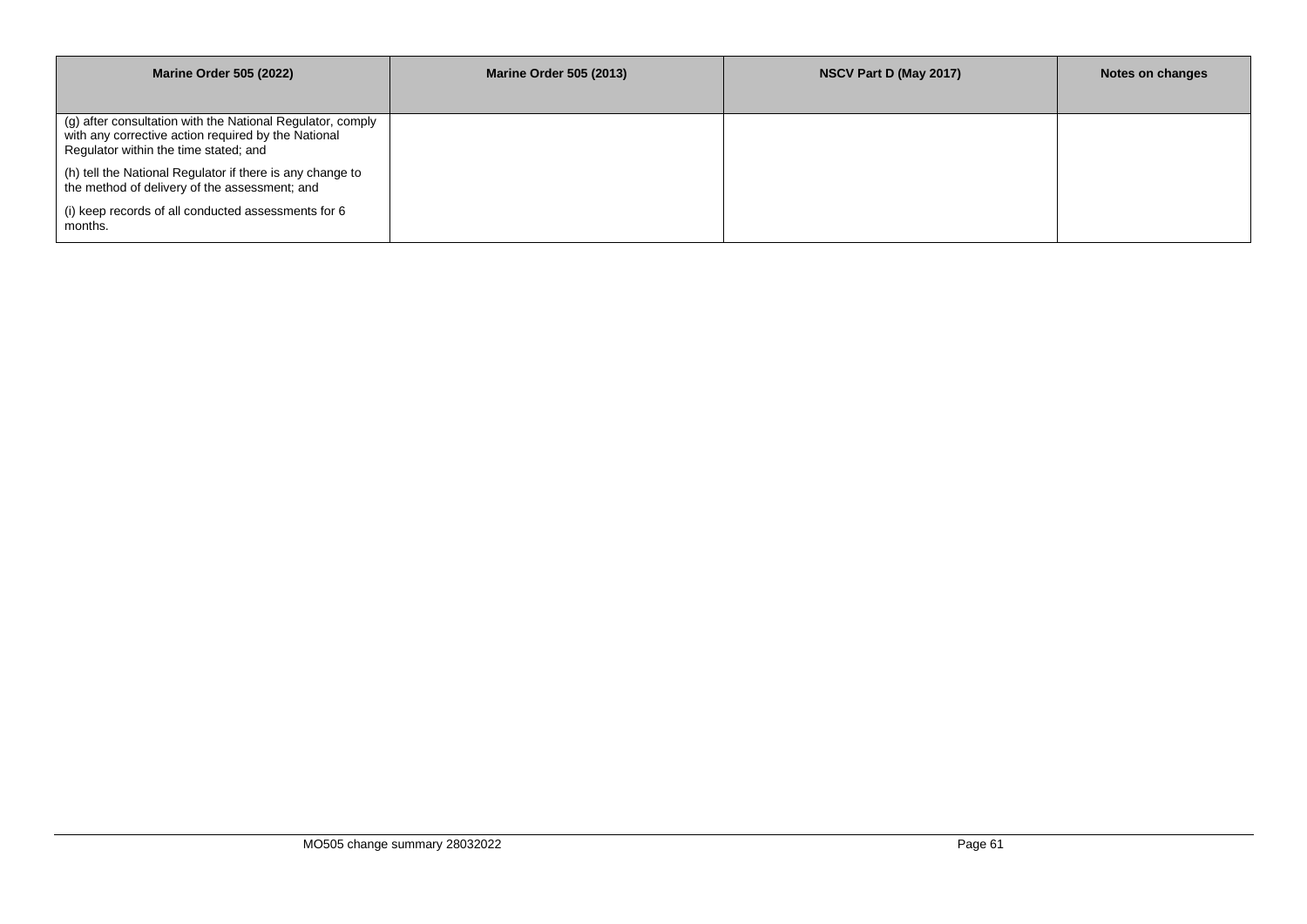| Marine Order 505 (2022) | Marine Order 505 (2013) | NSCV Part D (May 2017) | Notes on changes |
|---|---|---|---|
| (g) after consultation with the National Regulator, comply with any corrective action required by the National Regulator within the time stated; and<br><br>(h) tell the National Regulator if there is any change to the method of delivery of the assessment; and<br><br>(i) keep records of all conducted assessments for 6 months. | | | |